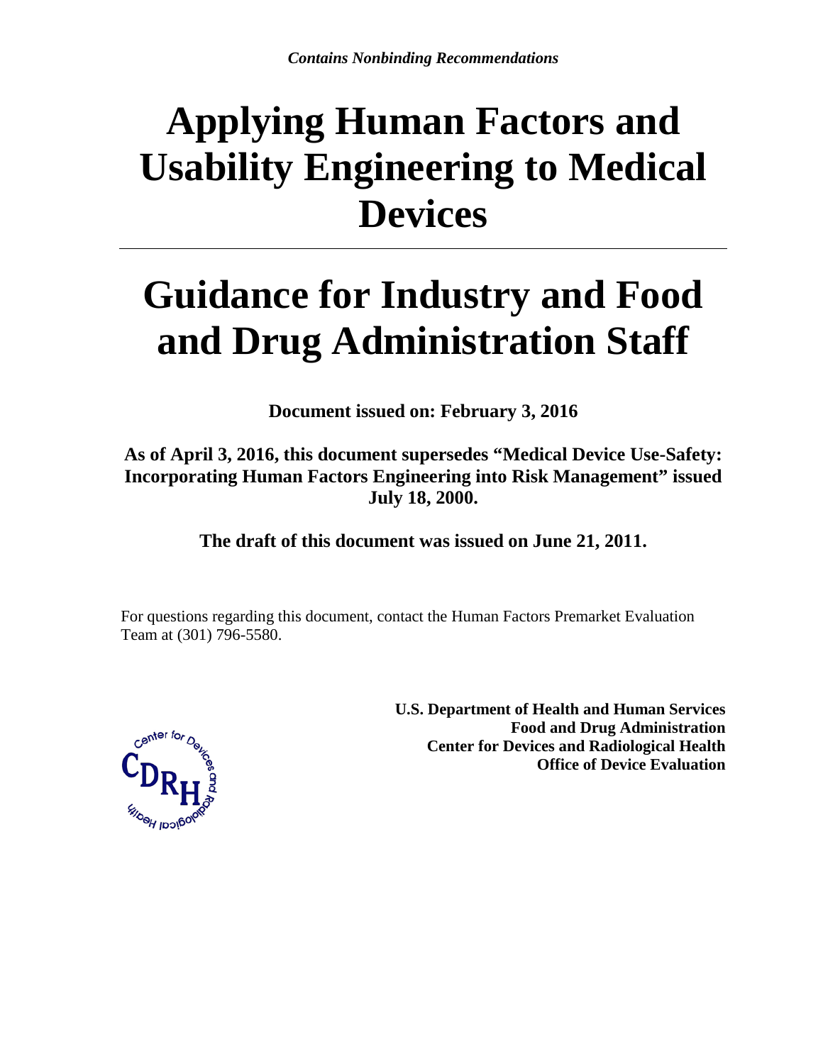*Contains Nonbinding Recommendations*

# Applying Human Factors and Usability Engineering to Medical Devices

# Guidance for Industry and Food and Drug Administration Staff

**Document issued on: February 3, 2016**

**As of April 3, 2016, this document supersedes "Medical Device Use-Safety: Incorporating Human Factors Engineering into Risk Management" issued July 18, 2000.**

**The draft of this document was issued on June 21, 2011.**

For questions regarding this document, contact the Human Factors Premarket Evaluation Team at (301) 796-5580.

**U.S. Department of Health and Human Services**
**Food and Drug Administration**
**Center for Devices and Radiological Health**
**Office of Device Evaluation**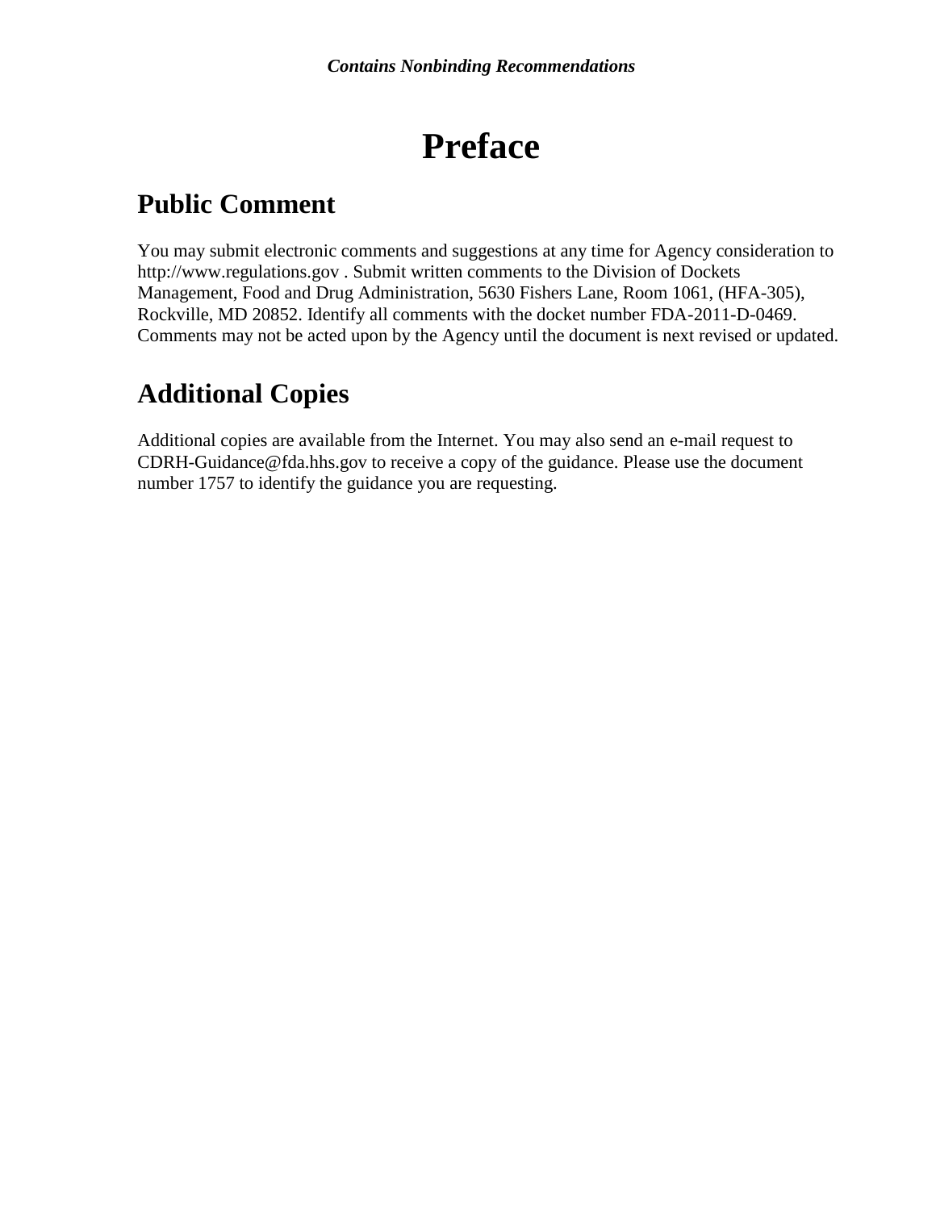# Preface

## Public Comment

You may submit electronic comments and suggestions at any time for Agency consideration to http://www.regulations.gov . Submit written comments to the Division of Dockets Management, Food and Drug Administration, 5630 Fishers Lane, Room 1061, (HFA-305), Rockville, MD 20852. Identify all comments with the docket number FDA-2011-D-0469. Comments may not be acted upon by the Agency until the document is next revised or updated.

## Additional Copies

Additional copies are available from the Internet. You may also send an e-mail request to CDRH-Guidance@fda.hhs.gov to receive a copy of the guidance. Please use the document number 1757 to identify the guidance you are requesting.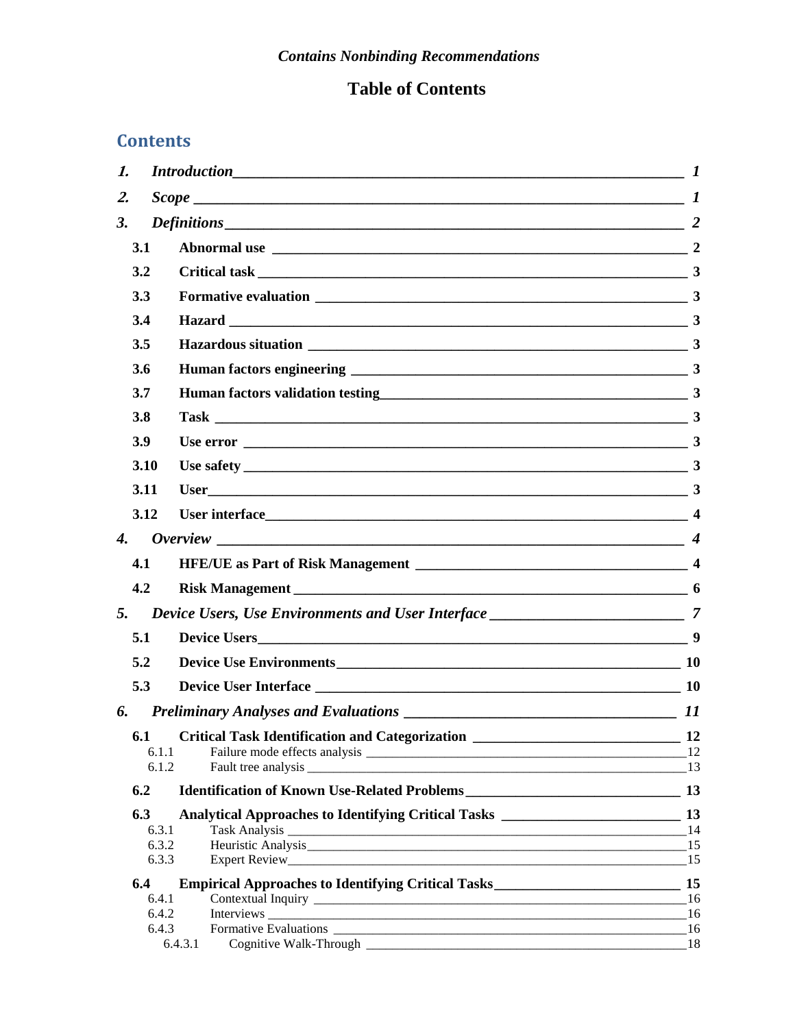*Contains Nonbinding Recommendations*

# Table of Contents

## Contents

*1. Introduction* — *1*

*2. Scope* — *1*

*3. Definitions* — *2*

- **3.1 Abnormal use** — 2
- **3.2 Critical task** — 3
- **3.3 Formative evaluation** — 3
- **3.4 Hazard** — 3
- **3.5 Hazardous situation** — 3
- **3.6 Human factors engineering** — 3
- **3.7 Human factors validation testing** — 3
- **3.8 Task** — 3
- **3.9 Use error** — 3
- **3.10 Use safety** — 3
- **3.11 User** — 3
- **3.12 User interface** — 4

*4. Overview* — *4*

- **4.1 HFE/UE as Part of Risk Management** — 4
- **4.2 Risk Management** — 6

*5. Device Users, Use Environments and User Interface* — *7*

- **5.1 Device Users** — 9
- **5.2 Device Use Environments** — 10
- **5.3 Device User Interface** — 10

*6. Preliminary Analyses and Evaluations* — *11*

- **6.1 Critical Task Identification and Categorization** — 12
  - 6.1.1 Failure mode effects analysis — 12
  - 6.1.2 Fault tree analysis — 13
- **6.2 Identification of Known Use-Related Problems** — 13
- **6.3 Analytical Approaches to Identifying Critical Tasks** — 13
  - 6.3.1 Task Analysis — 14
  - 6.3.2 Heuristic Analysis — 15
  - 6.3.3 Expert Review — 15
- **6.4 Empirical Approaches to Identifying Critical Tasks** — 15
  - 6.4.1 Contextual Inquiry — 16
  - 6.4.2 Interviews — 16
  - 6.4.3 Formative Evaluations — 16
    - 6.4.3.1 Cognitive Walk-Through — 18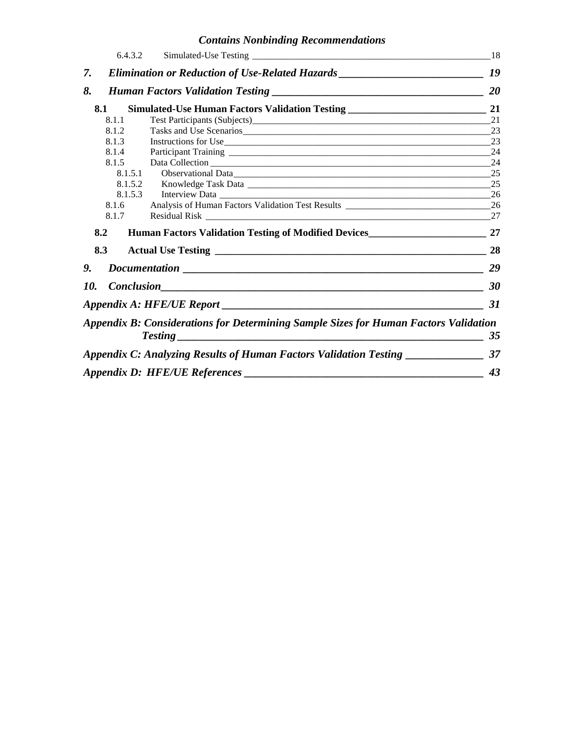6.4.3.2 Simulated-Use Testing 18

*7. Elimination or Reduction of Use-Related Hazards* **19**

*8. Human Factors Validation Testing* **20**

**8.1 Simulated-Use Human Factors Validation Testing 21**

8.1.1 Test Participants (Subjects) 21

8.1.2 Tasks and Use Scenarios 23

8.1.3 Instructions for Use 23

8.1.4 Participant Training 24

8.1.5 Data Collection 24

8.1.5.1 Observational Data 25

8.1.5.2 Knowledge Task Data 25

8.1.5.3 Interview Data 26

8.1.6 Analysis of Human Factors Validation Test Results 26

8.1.7 Residual Risk 27

**8.2 Human Factors Validation Testing of Modified Devices 27**

**8.3 Actual Use Testing 28**

*9. Documentation* **29**

*10. Conclusion* **30**

*Appendix A: HFE/UE Report* **31**

*Appendix B: Considerations for Determining Sample Sizes for Human Factors Validation Testing* **35**

*Appendix C: Analyzing Results of Human Factors Validation Testing* **37**

*Appendix D: HFE/UE References* **43**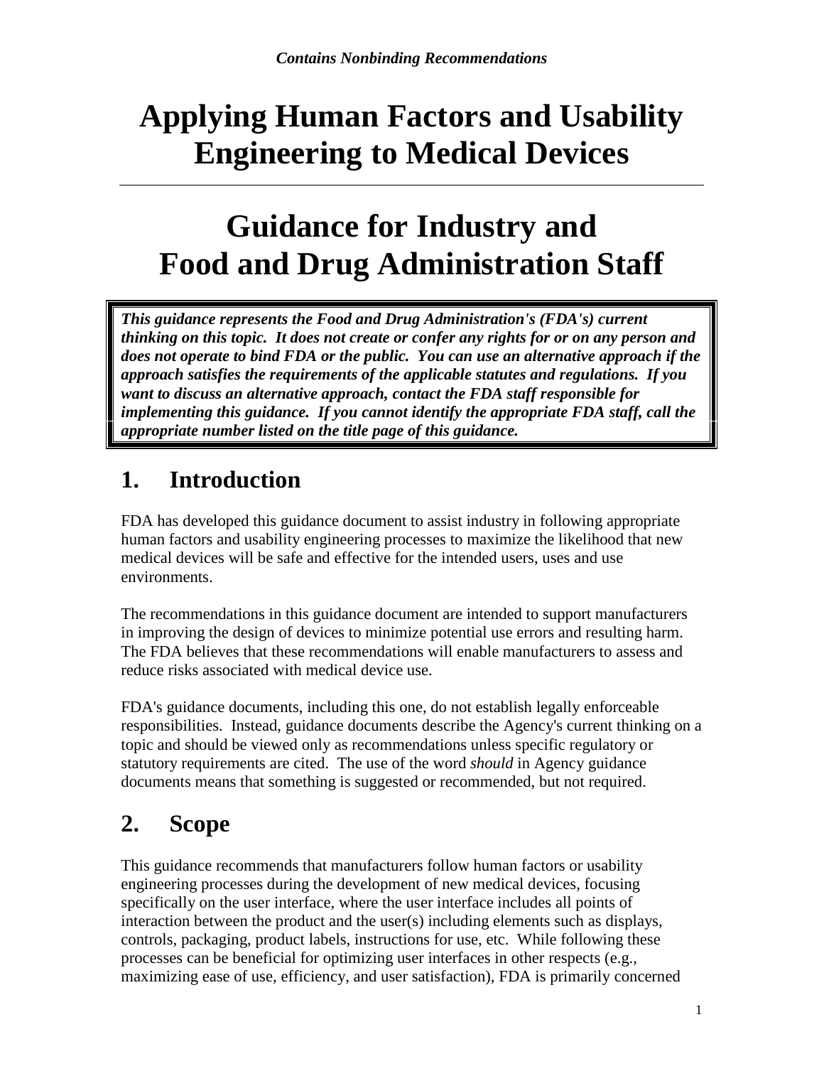*Contains Nonbinding Recommendations*

# Applying Human Factors and Usability Engineering to Medical Devices

# Guidance for Industry and Food and Drug Administration Staff

***This guidance represents the Food and Drug Administration's (FDA's) current thinking on this topic. It does not create or confer any rights for or on any person and does not operate to bind FDA or the public. You can use an alternative approach if the approach satisfies the requirements of the applicable statutes and regulations. If you want to discuss an alternative approach, contact the FDA staff responsible for implementing this guidance. If you cannot identify the appropriate FDA staff, call the appropriate number listed on the title page of this guidance.***

## 1. Introduction

FDA has developed this guidance document to assist industry in following appropriate human factors and usability engineering processes to maximize the likelihood that new medical devices will be safe and effective for the intended users, uses and use environments.

The recommendations in this guidance document are intended to support manufacturers in improving the design of devices to minimize potential use errors and resulting harm. The FDA believes that these recommendations will enable manufacturers to assess and reduce risks associated with medical device use.

FDA's guidance documents, including this one, do not establish legally enforceable responsibilities. Instead, guidance documents describe the Agency's current thinking on a topic and should be viewed only as recommendations unless specific regulatory or statutory requirements are cited. The use of the word *should* in Agency guidance documents means that something is suggested or recommended, but not required.

## 2. Scope

This guidance recommends that manufacturers follow human factors or usability engineering processes during the development of new medical devices, focusing specifically on the user interface, where the user interface includes all points of interaction between the product and the user(s) including elements such as displays, controls, packaging, product labels, instructions for use, etc. While following these processes can be beneficial for optimizing user interfaces in other respects (e.g., maximizing ease of use, efficiency, and user satisfaction), FDA is primarily concerned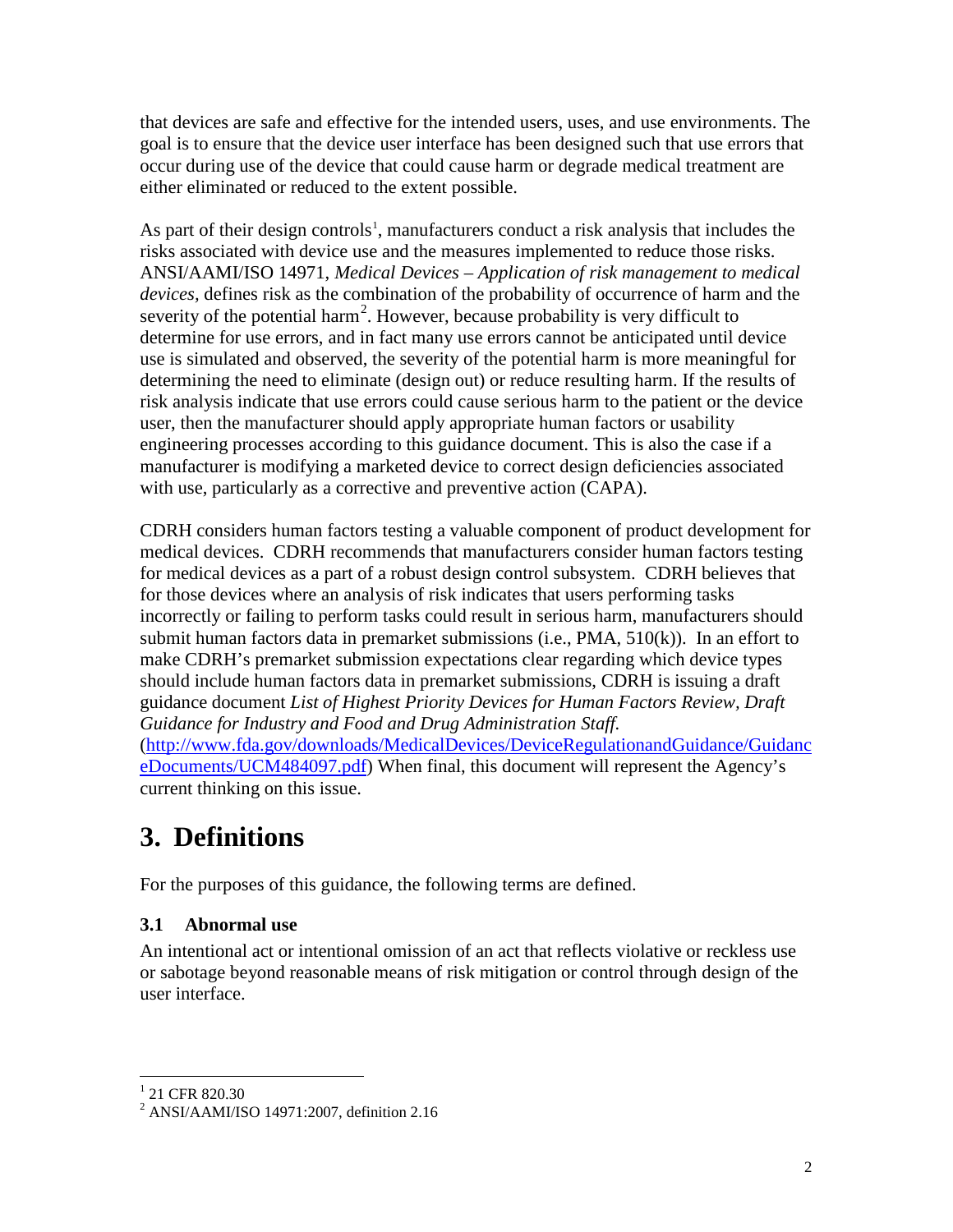that devices are safe and effective for the intended users, uses, and use environments. The goal is to ensure that the device user interface has been designed such that use errors that occur during use of the device that could cause harm or degrade medical treatment are either eliminated or reduced to the extent possible.

As part of their design controls[1], manufacturers conduct a risk analysis that includes the risks associated with device use and the measures implemented to reduce those risks. ANSI/AAMI/ISO 14971, *Medical Devices – Application of risk management to medical devices,* defines risk as the combination of the probability of occurrence of harm and the severity of the potential harm[2]. However, because probability is very difficult to determine for use errors, and in fact many use errors cannot be anticipated until device use is simulated and observed, the severity of the potential harm is more meaningful for determining the need to eliminate (design out) or reduce resulting harm. If the results of risk analysis indicate that use errors could cause serious harm to the patient or the device user, then the manufacturer should apply appropriate human factors or usability engineering processes according to this guidance document. This is also the case if a manufacturer is modifying a marketed device to correct design deficiencies associated with use, particularly as a corrective and preventive action (CAPA).

CDRH considers human factors testing a valuable component of product development for medical devices. CDRH recommends that manufacturers consider human factors testing for medical devices as a part of a robust design control subsystem. CDRH believes that for those devices where an analysis of risk indicates that users performing tasks incorrectly or failing to perform tasks could result in serious harm, manufacturers should submit human factors data in premarket submissions (i.e., PMA, 510(k)). In an effort to make CDRH's premarket submission expectations clear regarding which device types should include human factors data in premarket submissions, CDRH is issuing a draft guidance document *List of Highest Priority Devices for Human Factors Review, Draft Guidance for Industry and Food and Drug Administration Staff.* (http://www.fda.gov/downloads/MedicalDevices/DeviceRegulationandGuidance/GuidanceDocuments/UCM484097.pdf) When final, this document will represent the Agency's current thinking on this issue.

# 3. Definitions

For the purposes of this guidance, the following terms are defined.

### 3.1 Abnormal use

An intentional act or intentional omission of an act that reflects violative or reckless use or sabotage beyond reasonable means of risk mitigation or control through design of the user interface.

---

[1] 21 CFR 820.30

[2] ANSI/AAMI/ISO 14971:2007, definition 2.16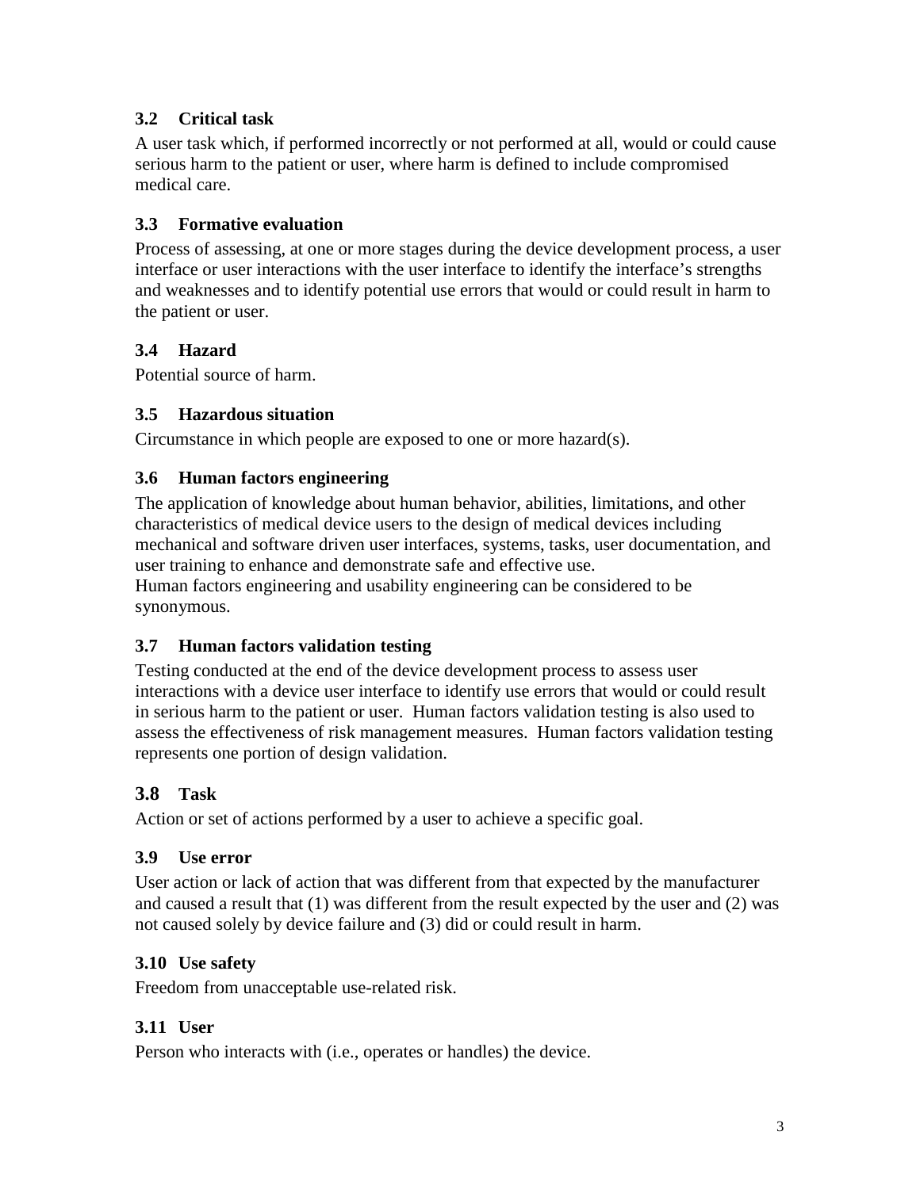### 3.2 Critical task

A user task which, if performed incorrectly or not performed at all, would or could cause serious harm to the patient or user, where harm is defined to include compromised medical care.

### 3.3 Formative evaluation

Process of assessing, at one or more stages during the device development process, a user interface or user interactions with the user interface to identify the interface's strengths and weaknesses and to identify potential use errors that would or could result in harm to the patient or user.

### 3.4 Hazard

Potential source of harm.

### 3.5 Hazardous situation

Circumstance in which people are exposed to one or more hazard(s).

### 3.6 Human factors engineering

The application of knowledge about human behavior, abilities, limitations, and other characteristics of medical device users to the design of medical devices including mechanical and software driven user interfaces, systems, tasks, user documentation, and user training to enhance and demonstrate safe and effective use.
Human factors engineering and usability engineering can be considered to be synonymous.

### 3.7 Human factors validation testing

Testing conducted at the end of the device development process to assess user interactions with a device user interface to identify use errors that would or could result in serious harm to the patient or user. Human factors validation testing is also used to assess the effectiveness of risk management measures. Human factors validation testing represents one portion of design validation.

### 3.8 Task

Action or set of actions performed by a user to achieve a specific goal.

### 3.9 Use error

User action or lack of action that was different from that expected by the manufacturer and caused a result that (1) was different from the result expected by the user and (2) was not caused solely by device failure and (3) did or could result in harm.

### 3.10 Use safety

Freedom from unacceptable use-related risk.

### 3.11 User

Person who interacts with (i.e., operates or handles) the device.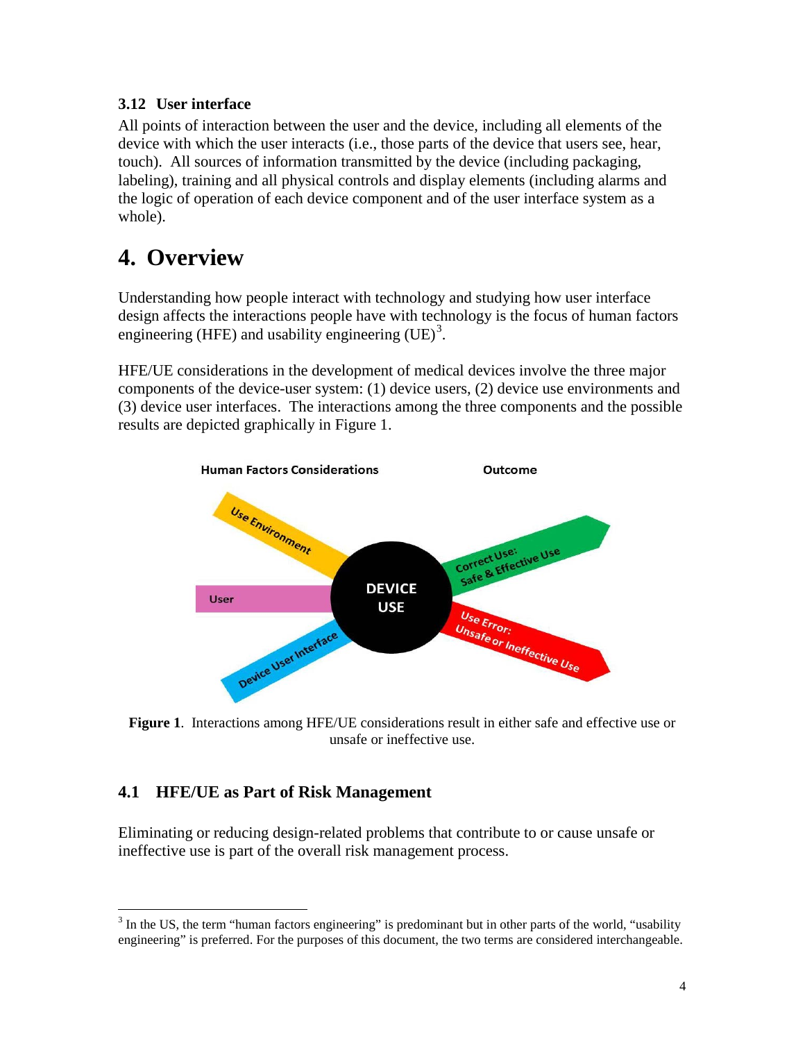### 3.12 User interface

All points of interaction between the user and the device, including all elements of the device with which the user interacts (i.e., those parts of the device that users see, hear, touch). All sources of information transmitted by the device (including packaging, labeling), training and all physical controls and display elements (including alarms and the logic of operation of each device component and of the user interface system as a whole).

# 4. Overview

Understanding how people interact with technology and studying how user interface design affects the interactions people have with technology is the focus of human factors engineering (HFE) and usability engineering (UE)[3].

HFE/UE considerations in the development of medical devices involve the three major components of the device-user system: (1) device users, (2) device use environments and (3) device user interfaces. The interactions among the three components and the possible results are depicted graphically in Figure 1.

**Figure 1**. Interactions among HFE/UE considerations result in either safe and effective use or unsafe or ineffective use.

## 4.1 HFE/UE as Part of Risk Management

Eliminating or reducing design-related problems that contribute to or cause unsafe or ineffective use is part of the overall risk management process.

---

[3] In the US, the term "human factors engineering" is predominant but in other parts of the world, "usability engineering" is preferred. For the purposes of this document, the two terms are considered interchangeable.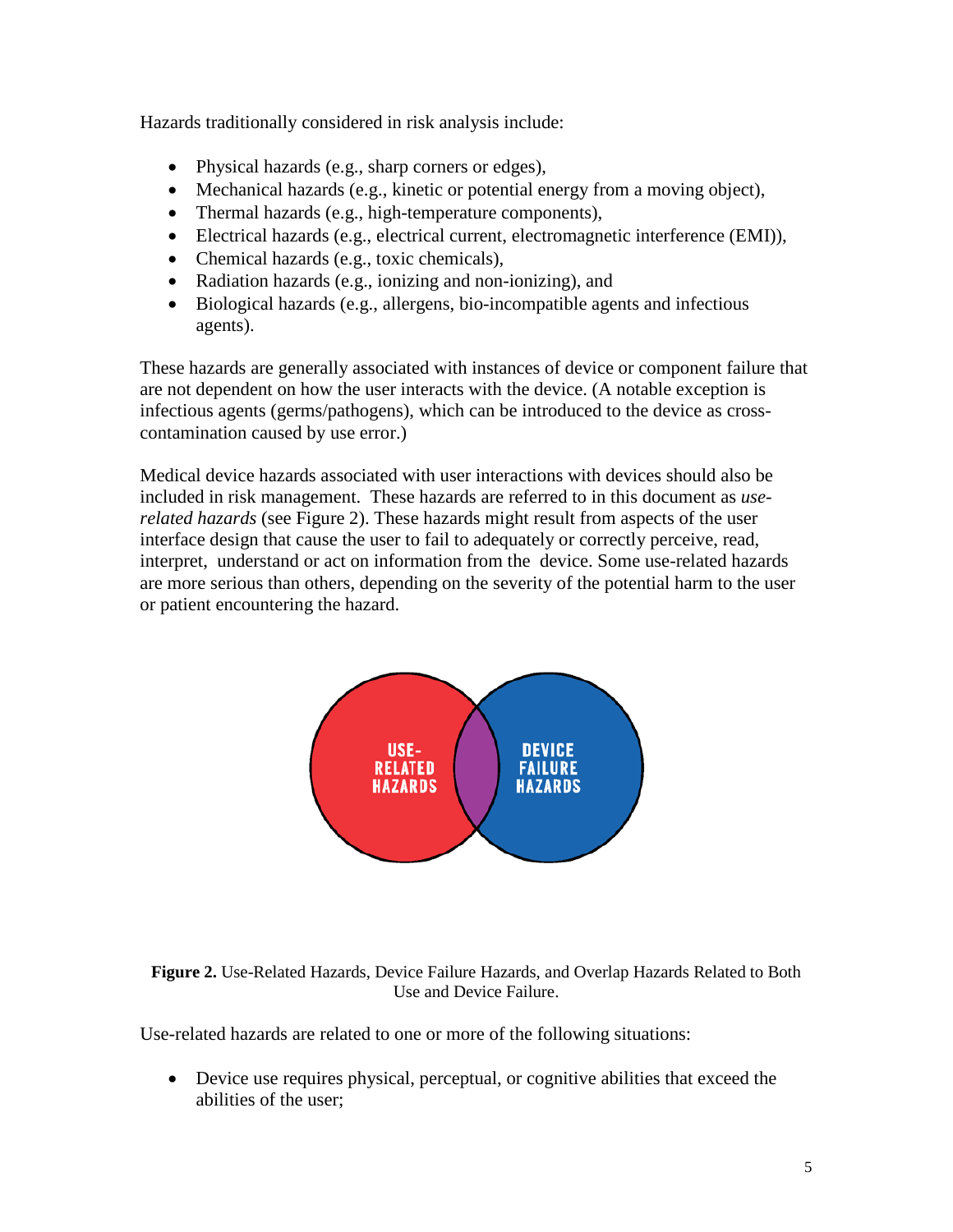Hazards traditionally considered in risk analysis include:

- Physical hazards (e.g., sharp corners or edges),
- Mechanical hazards (e.g., kinetic or potential energy from a moving object),
- Thermal hazards (e.g., high-temperature components),
- Electrical hazards (e.g., electrical current, electromagnetic interference (EMI)),
- Chemical hazards (e.g., toxic chemicals),
- Radiation hazards (e.g., ionizing and non-ionizing), and
- Biological hazards (e.g., allergens, bio-incompatible agents and infectious agents).

These hazards are generally associated with instances of device or component failure that are not dependent on how the user interacts with the device. (A notable exception is infectious agents (germs/pathogens), which can be introduced to the device as cross-contamination caused by use error.)

Medical device hazards associated with user interactions with devices should also be included in risk management. These hazards are referred to in this document as *use-related hazards* (see Figure 2). These hazards might result from aspects of the user interface design that cause the user to fail to adequately or correctly perceive, read, interpret, understand or act on information from the device. Some use-related hazards are more serious than others, depending on the severity of the potential harm to the user or patient encountering the hazard.

**Figure 2.** Use-Related Hazards, Device Failure Hazards, and Overlap Hazards Related to Both Use and Device Failure.

Use-related hazards are related to one or more of the following situations:

- Device use requires physical, perceptual, or cognitive abilities that exceed the abilities of the user;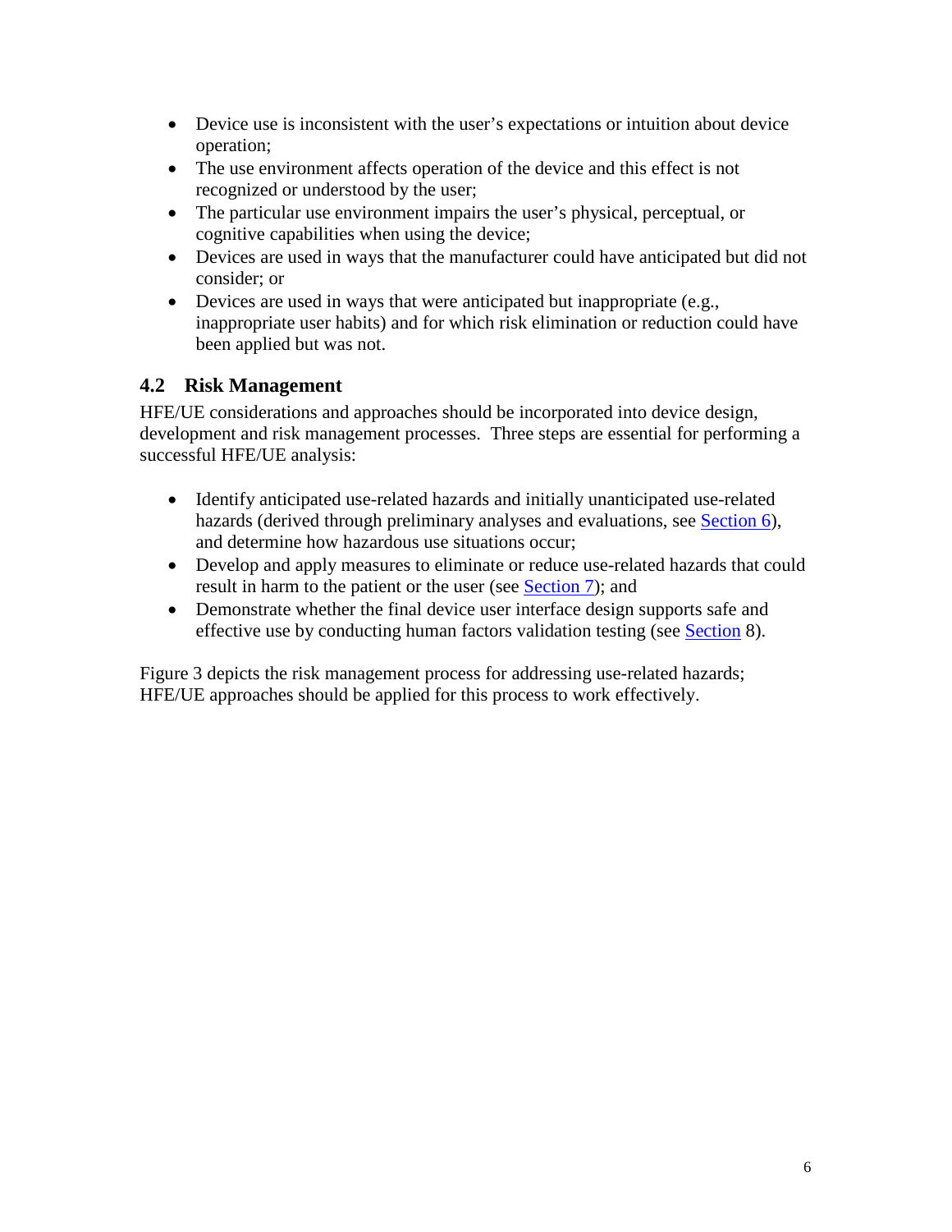- Device use is inconsistent with the user's expectations or intuition about device operation;
- The use environment affects operation of the device and this effect is not recognized or understood by the user;
- The particular use environment impairs the user's physical, perceptual, or cognitive capabilities when using the device;
- Devices are used in ways that the manufacturer could have anticipated but did not consider; or
- Devices are used in ways that were anticipated but inappropriate (e.g., inappropriate user habits) and for which risk elimination or reduction could have been applied but was not.

## 4.2 Risk Management

HFE/UE considerations and approaches should be incorporated into device design, development and risk management processes. Three steps are essential for performing a successful HFE/UE analysis:

- Identify anticipated use-related hazards and initially unanticipated use-related hazards (derived through preliminary analyses and evaluations, see Section 6), and determine how hazardous use situations occur;
- Develop and apply measures to eliminate or reduce use-related hazards that could result in harm to the patient or the user (see Section 7); and
- Demonstrate whether the final device user interface design supports safe and effective use by conducting human factors validation testing (see Section 8).

Figure 3 depicts the risk management process for addressing use-related hazards; HFE/UE approaches should be applied for this process to work effectively.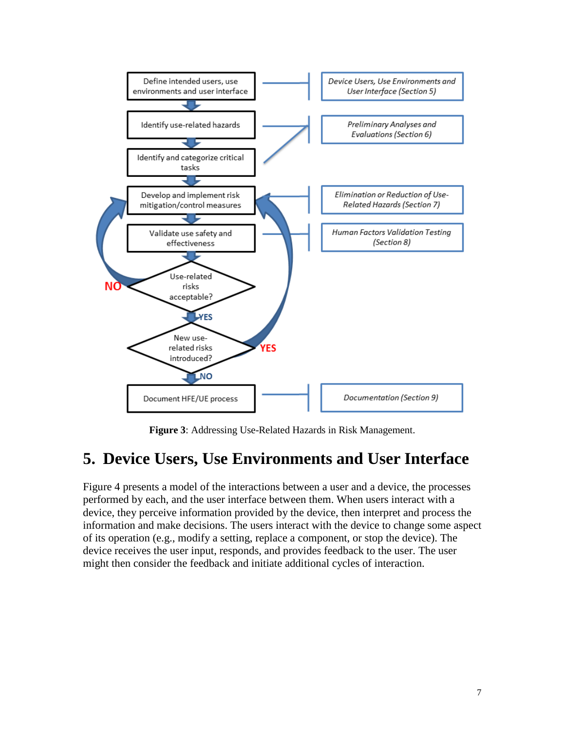Define intended users, use environments and user interface

Identify use-related hazards

Identify and categorize critical tasks

Develop and implement risk mitigation/control measures

Validate use safety and effectiveness

Use-related risks acceptable?

NO

YES

New use-related risks introduced?

YES

NO

Document HFE/UE process

*Device Users, Use Environments and User Interface (Section 5)*

*Preliminary Analyses and Evaluations (Section 6)*

*Elimination or Reduction of Use-Related Hazards (Section 7)*

*Human Factors Validation Testing (Section 8)*

*Documentation (Section 9)*

**Figure 3**: Addressing Use-Related Hazards in Risk Management.

# 5. Device Users, Use Environments and User Interface

Figure 4 presents a model of the interactions between a user and a device, the processes performed by each, and the user interface between them. When users interact with a device, they perceive information provided by the device, then interpret and process the information and make decisions. The users interact with the device to change some aspect of its operation (e.g., modify a setting, replace a component, or stop the device). The device receives the user input, responds, and provides feedback to the user. The user might then consider the feedback and initiate additional cycles of interaction.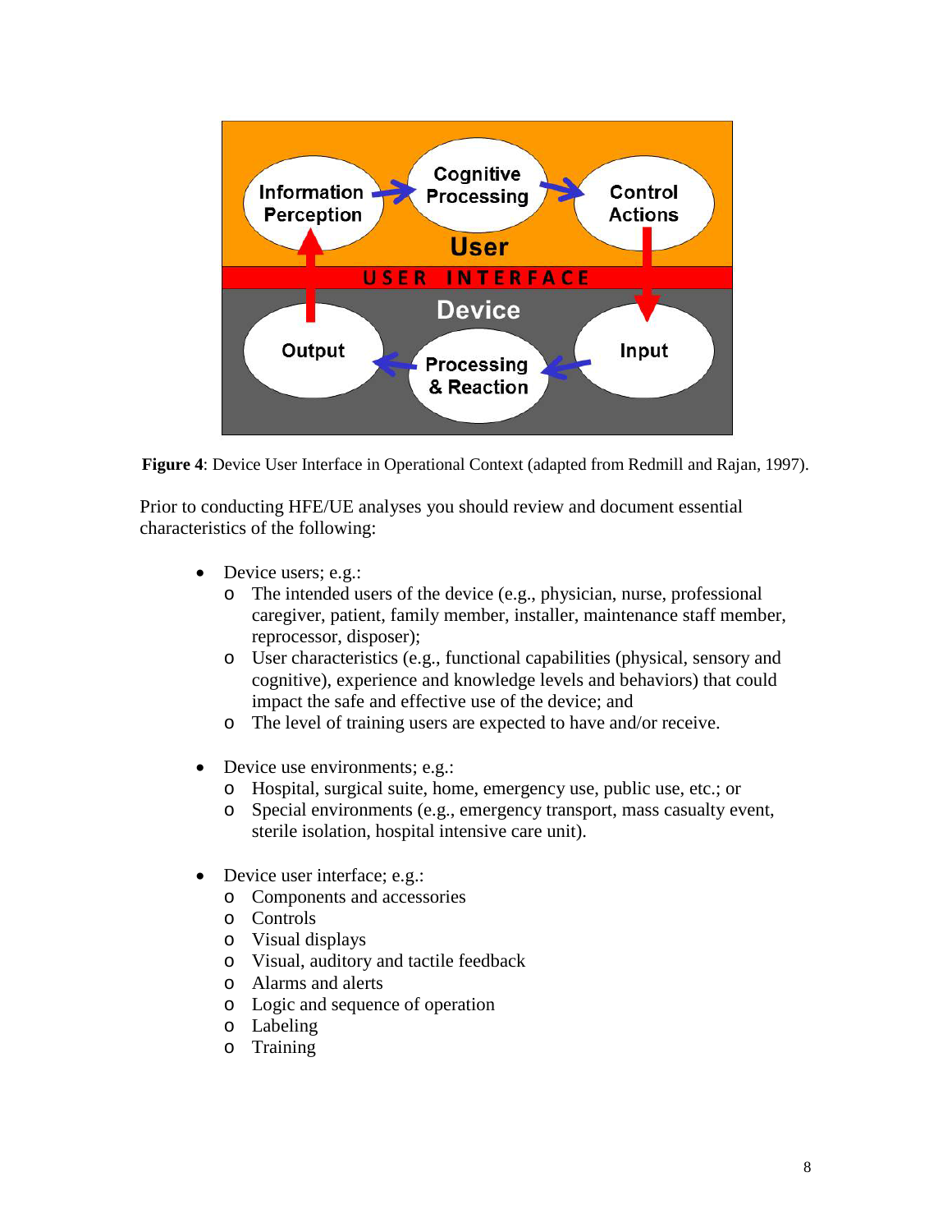**Figure 4**: Device User Interface in Operational Context (adapted from Redmill and Rajan, 1997).

Prior to conducting HFE/UE analyses you should review and document essential characteristics of the following:

- Device users; e.g.:
    - The intended users of the device (e.g., physician, nurse, professional caregiver, patient, family member, installer, maintenance staff member, reprocessor, disposer);
    - User characteristics (e.g., functional capabilities (physical, sensory and cognitive), experience and knowledge levels and behaviors) that could impact the safe and effective use of the device; and
    - The level of training users are expected to have and/or receive.

- Device use environments; e.g.:
    - Hospital, surgical suite, home, emergency use, public use, etc.; or
    - Special environments (e.g., emergency transport, mass casualty event, sterile isolation, hospital intensive care unit).

- Device user interface; e.g.:
    - Components and accessories
    - Controls
    - Visual displays
    - Visual, auditory and tactile feedback
    - Alarms and alerts
    - Logic and sequence of operation
    - Labeling
    - Training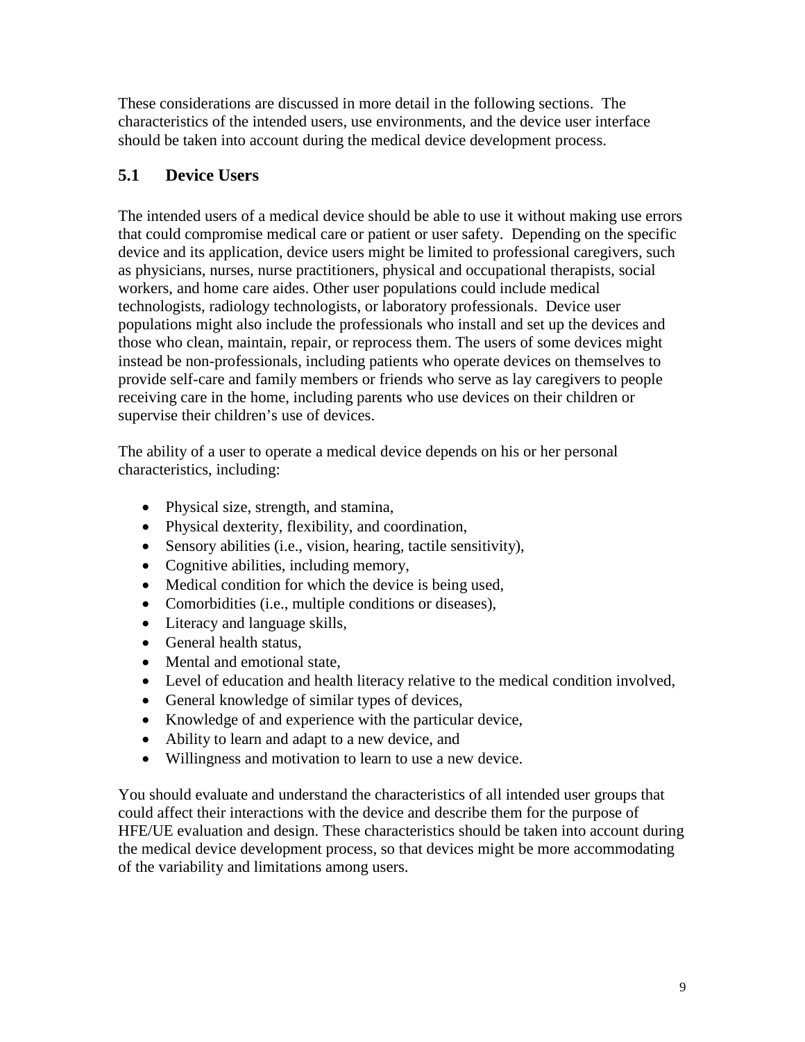These considerations are discussed in more detail in the following sections. The characteristics of the intended users, use environments, and the device user interface should be taken into account during the medical device development process.

## 5.1 Device Users

The intended users of a medical device should be able to use it without making use errors that could compromise medical care or patient or user safety. Depending on the specific device and its application, device users might be limited to professional caregivers, such as physicians, nurses, nurse practitioners, physical and occupational therapists, social workers, and home care aides. Other user populations could include medical technologists, radiology technologists, or laboratory professionals. Device user populations might also include the professionals who install and set up the devices and those who clean, maintain, repair, or reprocess them. The users of some devices might instead be non-professionals, including patients who operate devices on themselves to provide self-care and family members or friends who serve as lay caregivers to people receiving care in the home, including parents who use devices on their children or supervise their children's use of devices.

The ability of a user to operate a medical device depends on his or her personal characteristics, including:

- Physical size, strength, and stamina,
- Physical dexterity, flexibility, and coordination,
- Sensory abilities (i.e., vision, hearing, tactile sensitivity),
- Cognitive abilities, including memory,
- Medical condition for which the device is being used,
- Comorbidities (i.e., multiple conditions or diseases),
- Literacy and language skills,
- General health status,
- Mental and emotional state,
- Level of education and health literacy relative to the medical condition involved,
- General knowledge of similar types of devices,
- Knowledge of and experience with the particular device,
- Ability to learn and adapt to a new device, and
- Willingness and motivation to learn to use a new device.

You should evaluate and understand the characteristics of all intended user groups that could affect their interactions with the device and describe them for the purpose of HFE/UE evaluation and design. These characteristics should be taken into account during the medical device development process, so that devices might be more accommodating of the variability and limitations among users.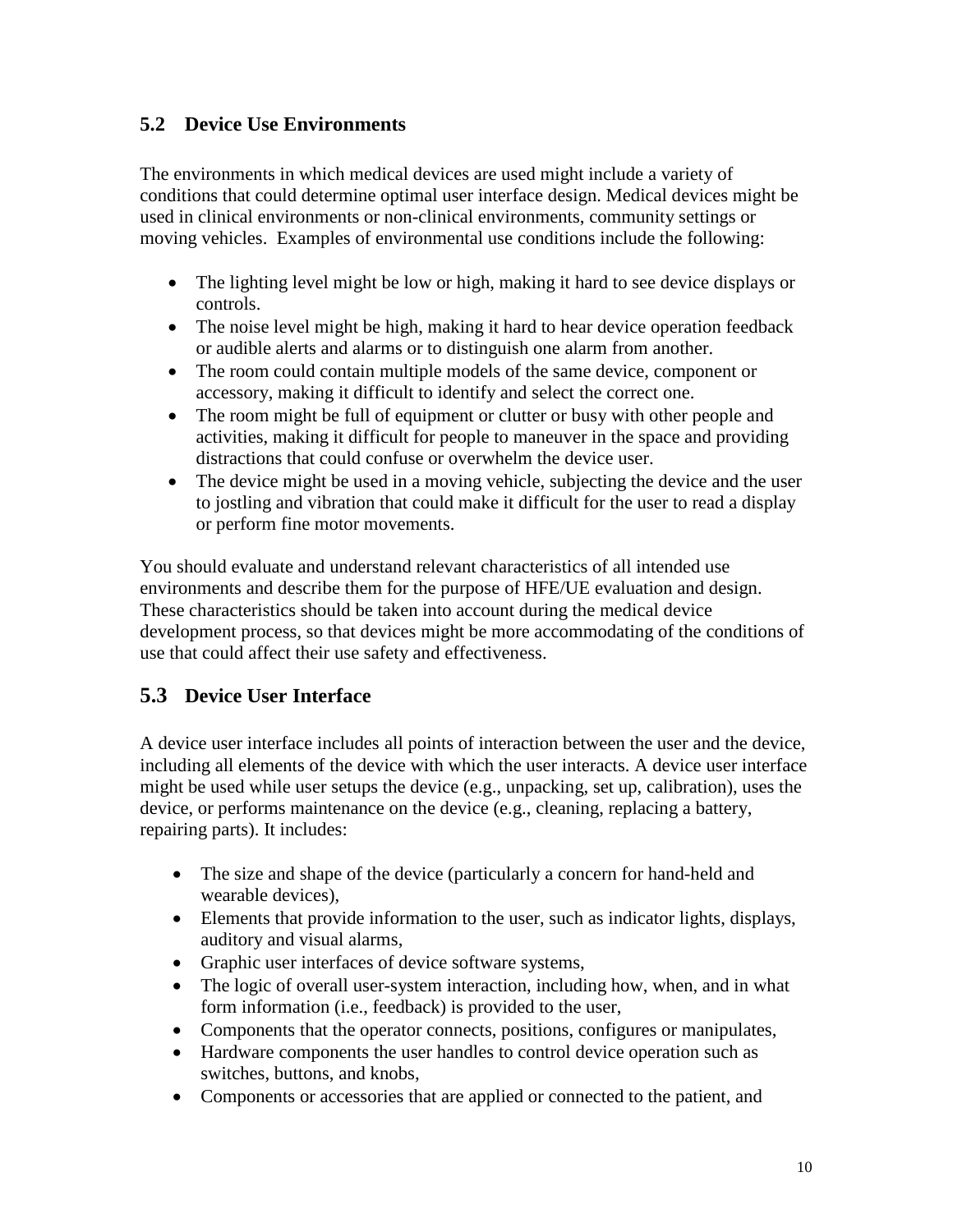## 5.2 Device Use Environments

The environments in which medical devices are used might include a variety of conditions that could determine optimal user interface design. Medical devices might be used in clinical environments or non-clinical environments, community settings or moving vehicles. Examples of environmental use conditions include the following:

- The lighting level might be low or high, making it hard to see device displays or controls.
- The noise level might be high, making it hard to hear device operation feedback or audible alerts and alarms or to distinguish one alarm from another.
- The room could contain multiple models of the same device, component or accessory, making it difficult to identify and select the correct one.
- The room might be full of equipment or clutter or busy with other people and activities, making it difficult for people to maneuver in the space and providing distractions that could confuse or overwhelm the device user.
- The device might be used in a moving vehicle, subjecting the device and the user to jostling and vibration that could make it difficult for the user to read a display or perform fine motor movements.

You should evaluate and understand relevant characteristics of all intended use environments and describe them for the purpose of HFE/UE evaluation and design. These characteristics should be taken into account during the medical device development process, so that devices might be more accommodating of the conditions of use that could affect their use safety and effectiveness.

## 5.3 Device User Interface

A device user interface includes all points of interaction between the user and the device, including all elements of the device with which the user interacts. A device user interface might be used while user setups the device (e.g., unpacking, set up, calibration), uses the device, or performs maintenance on the device (e.g., cleaning, replacing a battery, repairing parts). It includes:

- The size and shape of the device (particularly a concern for hand-held and wearable devices),
- Elements that provide information to the user, such as indicator lights, displays, auditory and visual alarms,
- Graphic user interfaces of device software systems,
- The logic of overall user-system interaction, including how, when, and in what form information (i.e., feedback) is provided to the user,
- Components that the operator connects, positions, configures or manipulates,
- Hardware components the user handles to control device operation such as switches, buttons, and knobs,
- Components or accessories that are applied or connected to the patient, and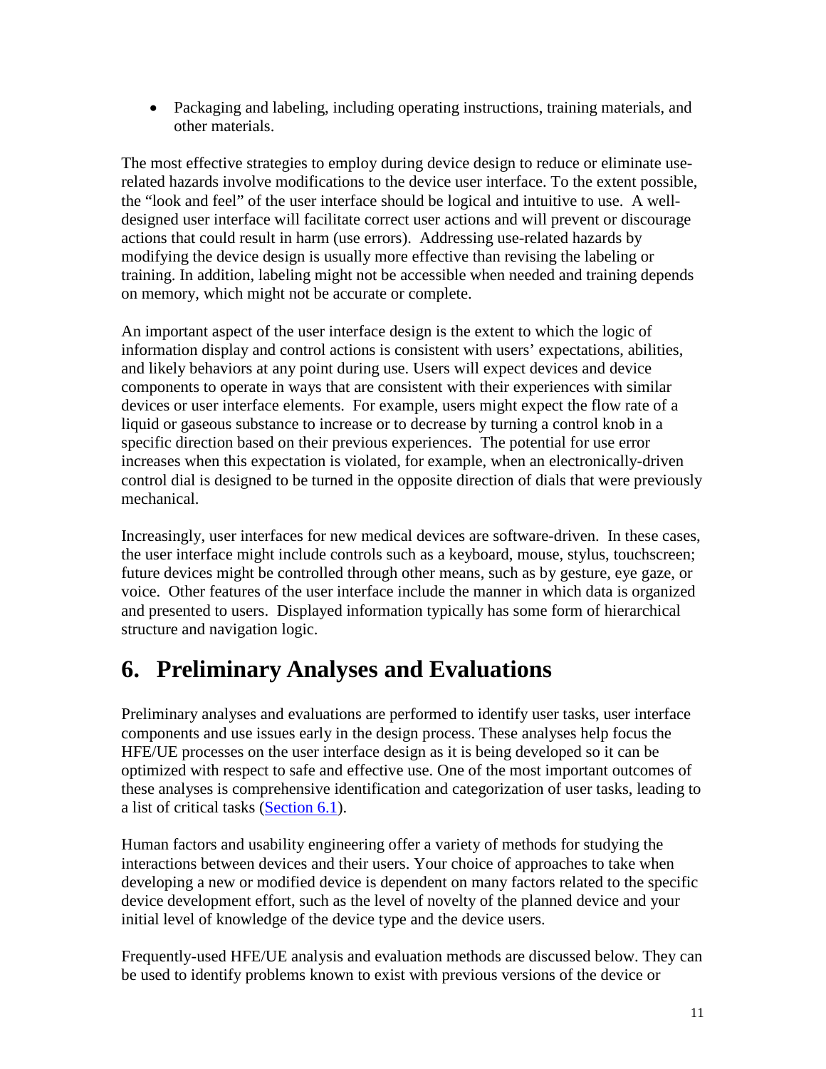- Packaging and labeling, including operating instructions, training materials, and other materials.

The most effective strategies to employ during device design to reduce or eliminate use-related hazards involve modifications to the device user interface. To the extent possible, the "look and feel" of the user interface should be logical and intuitive to use. A well-designed user interface will facilitate correct user actions and will prevent or discourage actions that could result in harm (use errors). Addressing use-related hazards by modifying the device design is usually more effective than revising the labeling or training. In addition, labeling might not be accessible when needed and training depends on memory, which might not be accurate or complete.

An important aspect of the user interface design is the extent to which the logic of information display and control actions is consistent with users' expectations, abilities, and likely behaviors at any point during use. Users will expect devices and device components to operate in ways that are consistent with their experiences with similar devices or user interface elements. For example, users might expect the flow rate of a liquid or gaseous substance to increase or to decrease by turning a control knob in a specific direction based on their previous experiences. The potential for use error increases when this expectation is violated, for example, when an electronically-driven control dial is designed to be turned in the opposite direction of dials that were previously mechanical.

Increasingly, user interfaces for new medical devices are software-driven. In these cases, the user interface might include controls such as a keyboard, mouse, stylus, touchscreen; future devices might be controlled through other means, such as by gesture, eye gaze, or voice. Other features of the user interface include the manner in which data is organized and presented to users. Displayed information typically has some form of hierarchical structure and navigation logic.

# 6. Preliminary Analyses and Evaluations

Preliminary analyses and evaluations are performed to identify user tasks, user interface components and use issues early in the design process. These analyses help focus the HFE/UE processes on the user interface design as it is being developed so it can be optimized with respect to safe and effective use. One of the most important outcomes of these analyses is comprehensive identification and categorization of user tasks, leading to a list of critical tasks (Section 6.1).

Human factors and usability engineering offer a variety of methods for studying the interactions between devices and their users. Your choice of approaches to take when developing a new or modified device is dependent on many factors related to the specific device development effort, such as the level of novelty of the planned device and your initial level of knowledge of the device type and the device users.

Frequently-used HFE/UE analysis and evaluation methods are discussed below. They can be used to identify problems known to exist with previous versions of the device or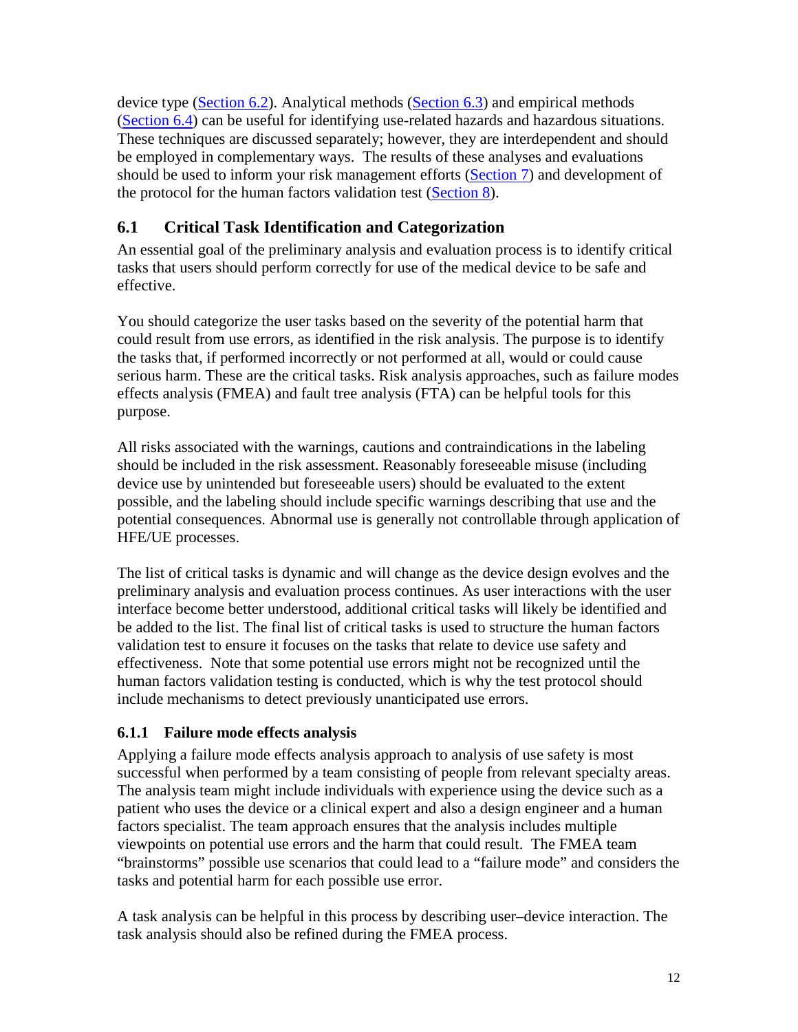device type (Section 6.2). Analytical methods (Section 6.3) and empirical methods (Section 6.4) can be useful for identifying use-related hazards and hazardous situations. These techniques are discussed separately; however, they are interdependent and should be employed in complementary ways. The results of these analyses and evaluations should be used to inform your risk management efforts (Section 7) and development of the protocol for the human factors validation test (Section 8).

## 6.1 Critical Task Identification and Categorization

An essential goal of the preliminary analysis and evaluation process is to identify critical tasks that users should perform correctly for use of the medical device to be safe and effective.

You should categorize the user tasks based on the severity of the potential harm that could result from use errors, as identified in the risk analysis. The purpose is to identify the tasks that, if performed incorrectly or not performed at all, would or could cause serious harm. These are the critical tasks. Risk analysis approaches, such as failure modes effects analysis (FMEA) and fault tree analysis (FTA) can be helpful tools for this purpose.

All risks associated with the warnings, cautions and contraindications in the labeling should be included in the risk assessment. Reasonably foreseeable misuse (including device use by unintended but foreseeable users) should be evaluated to the extent possible, and the labeling should include specific warnings describing that use and the potential consequences. Abnormal use is generally not controllable through application of HFE/UE processes.

The list of critical tasks is dynamic and will change as the device design evolves and the preliminary analysis and evaluation process continues. As user interactions with the user interface become better understood, additional critical tasks will likely be identified and be added to the list. The final list of critical tasks is used to structure the human factors validation test to ensure it focuses on the tasks that relate to device use safety and effectiveness. Note that some potential use errors might not be recognized until the human factors validation testing is conducted, which is why the test protocol should include mechanisms to detect previously unanticipated use errors.

### 6.1.1 Failure mode effects analysis

Applying a failure mode effects analysis approach to analysis of use safety is most successful when performed by a team consisting of people from relevant specialty areas. The analysis team might include individuals with experience using the device such as a patient who uses the device or a clinical expert and also a design engineer and a human factors specialist. The team approach ensures that the analysis includes multiple viewpoints on potential use errors and the harm that could result. The FMEA team "brainstorms" possible use scenarios that could lead to a "failure mode" and considers the tasks and potential harm for each possible use error.

A task analysis can be helpful in this process by describing user–device interaction. The task analysis should also be refined during the FMEA process.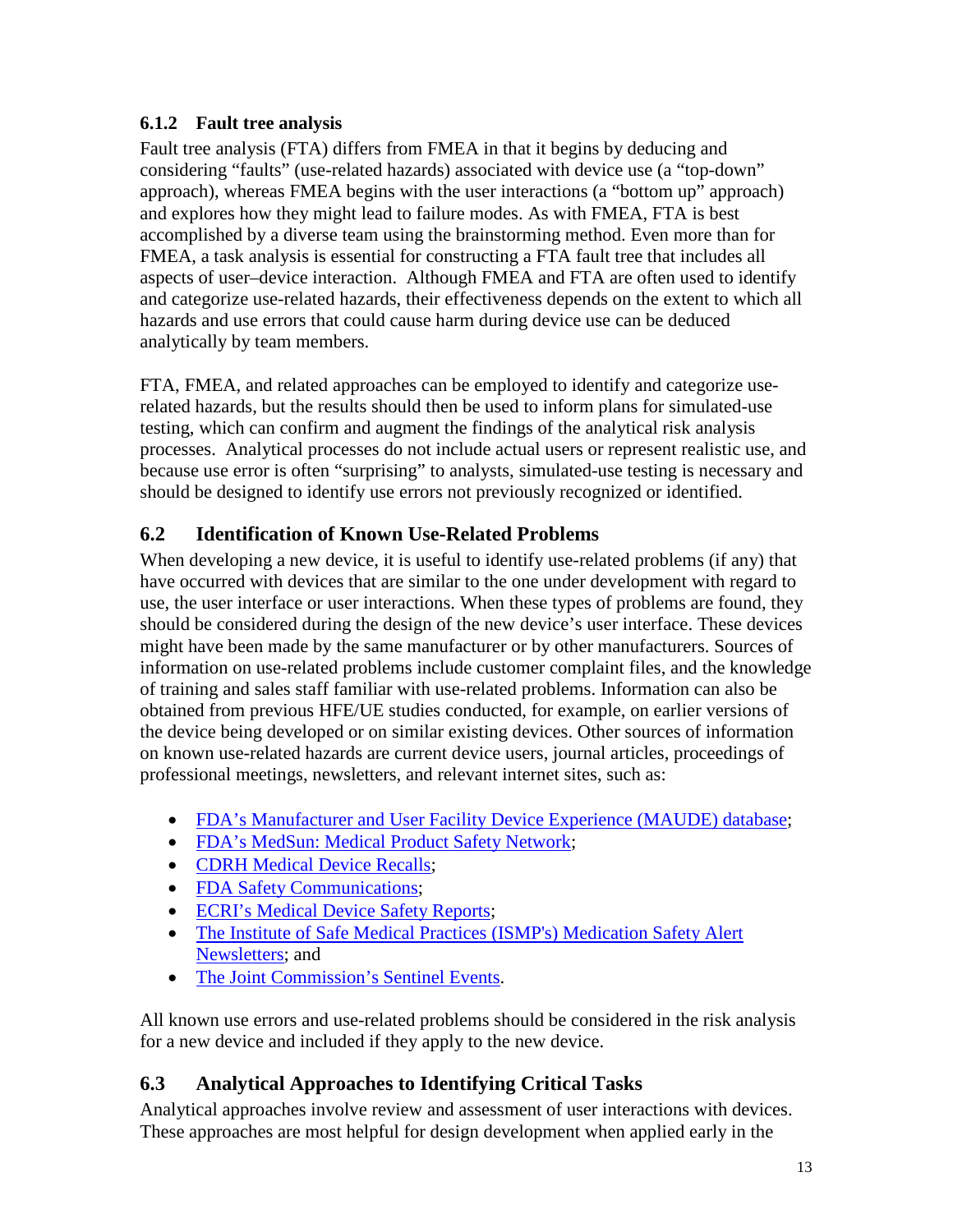### 6.1.2 Fault tree analysis

Fault tree analysis (FTA) differs from FMEA in that it begins by deducing and considering "faults" (use-related hazards) associated with device use (a "top-down" approach), whereas FMEA begins with the user interactions (a "bottom up" approach) and explores how they might lead to failure modes. As with FMEA, FTA is best accomplished by a diverse team using the brainstorming method. Even more than for FMEA, a task analysis is essential for constructing a FTA fault tree that includes all aspects of user–device interaction. Although FMEA and FTA are often used to identify and categorize use-related hazards, their effectiveness depends on the extent to which all hazards and use errors that could cause harm during device use can be deduced analytically by team members.

FTA, FMEA, and related approaches can be employed to identify and categorize use-related hazards, but the results should then be used to inform plans for simulated-use testing, which can confirm and augment the findings of the analytical risk analysis processes. Analytical processes do not include actual users or represent realistic use, and because use error is often "surprising" to analysts, simulated-use testing is necessary and should be designed to identify use errors not previously recognized or identified.

## 6.2 Identification of Known Use-Related Problems

When developing a new device, it is useful to identify use-related problems (if any) that have occurred with devices that are similar to the one under development with regard to use, the user interface or user interactions. When these types of problems are found, they should be considered during the design of the new device's user interface. These devices might have been made by the same manufacturer or by other manufacturers. Sources of information on use-related problems include customer complaint files, and the knowledge of training and sales staff familiar with use-related problems. Information can also be obtained from previous HFE/UE studies conducted, for example, on earlier versions of the device being developed or on similar existing devices. Other sources of information on known use-related hazards are current device users, journal articles, proceedings of professional meetings, newsletters, and relevant internet sites, such as:

- FDA's Manufacturer and User Facility Device Experience (MAUDE) database;
- FDA's MedSun: Medical Product Safety Network;
- CDRH Medical Device Recalls;
- FDA Safety Communications;
- ECRI's Medical Device Safety Reports;
- The Institute of Safe Medical Practices (ISMP's) Medication Safety Alert Newsletters; and
- The Joint Commission's Sentinel Events.

All known use errors and use-related problems should be considered in the risk analysis for a new device and included if they apply to the new device.

## 6.3 Analytical Approaches to Identifying Critical Tasks

Analytical approaches involve review and assessment of user interactions with devices. These approaches are most helpful for design development when applied early in the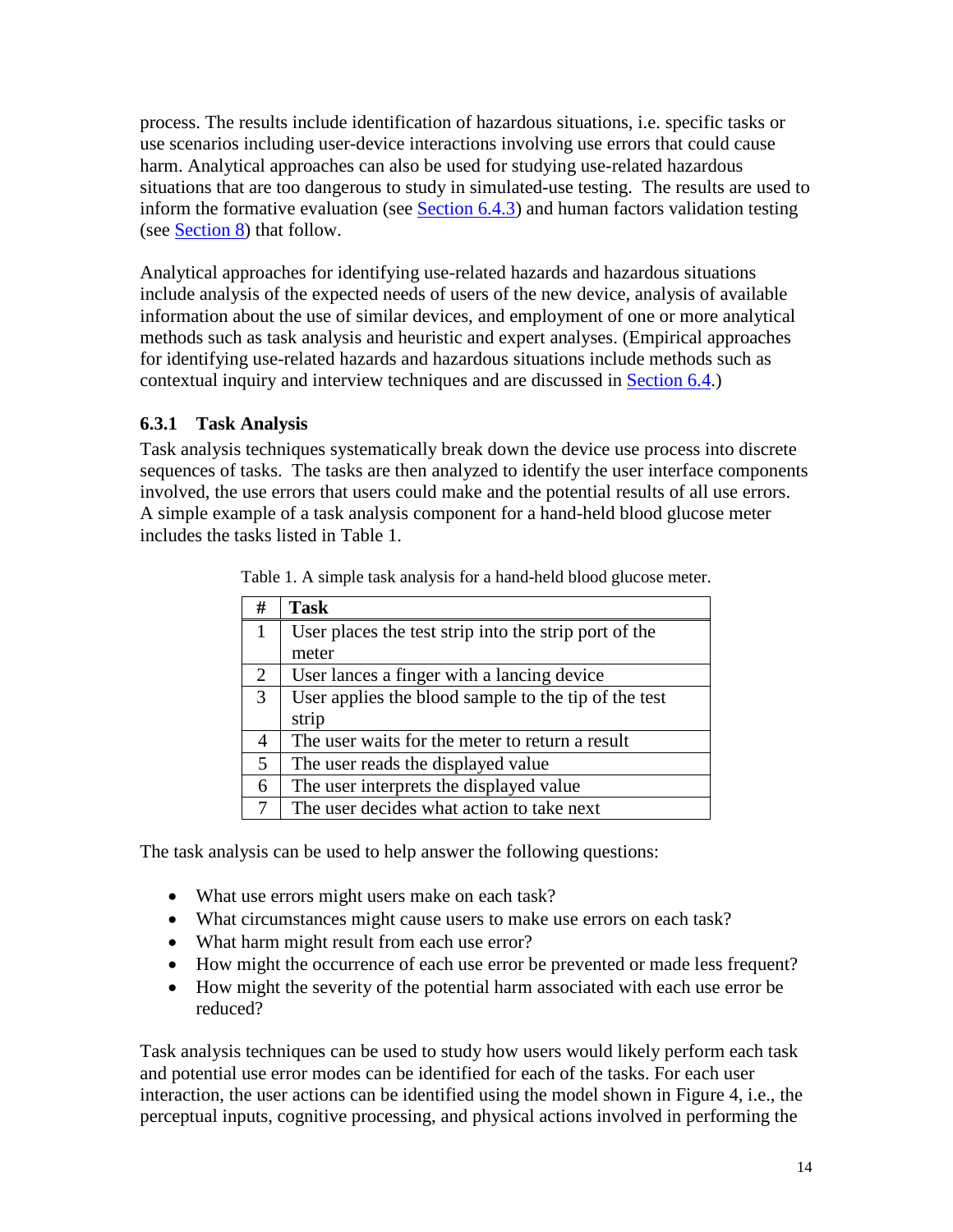process. The results include identification of hazardous situations, i.e. specific tasks or use scenarios including user-device interactions involving use errors that could cause harm. Analytical approaches can also be used for studying use-related hazardous situations that are too dangerous to study in simulated-use testing. The results are used to inform the formative evaluation (see Section 6.4.3) and human factors validation testing (see Section 8) that follow.

Analytical approaches for identifying use-related hazards and hazardous situations include analysis of the expected needs of users of the new device, analysis of available information about the use of similar devices, and employment of one or more analytical methods such as task analysis and heuristic and expert analyses. (Empirical approaches for identifying use-related hazards and hazardous situations include methods such as contextual inquiry and interview techniques and are discussed in Section 6.4.)

### 6.3.1 Task Analysis

Task analysis techniques systematically break down the device use process into discrete sequences of tasks. The tasks are then analyzed to identify the user interface components involved, the use errors that users could make and the potential results of all use errors. A simple example of a task analysis component for a hand-held blood glucose meter includes the tasks listed in Table 1.

Table 1. A simple task analysis for a hand-held blood glucose meter.

| # | Task |
|---|---|
| 1 | User places the test strip into the strip port of the meter |
| 2 | User lances a finger with a lancing device |
| 3 | User applies the blood sample to the tip of the test strip |
| 4 | The user waits for the meter to return a result |
| 5 | The user reads the displayed value |
| 6 | The user interprets the displayed value |
| 7 | The user decides what action to take next |

The task analysis can be used to help answer the following questions:

- What use errors might users make on each task?
- What circumstances might cause users to make use errors on each task?
- What harm might result from each use error?
- How might the occurrence of each use error be prevented or made less frequent?
- How might the severity of the potential harm associated with each use error be reduced?

Task analysis techniques can be used to study how users would likely perform each task and potential use error modes can be identified for each of the tasks. For each user interaction, the user actions can be identified using the model shown in Figure 4, i.e., the perceptual inputs, cognitive processing, and physical actions involved in performing the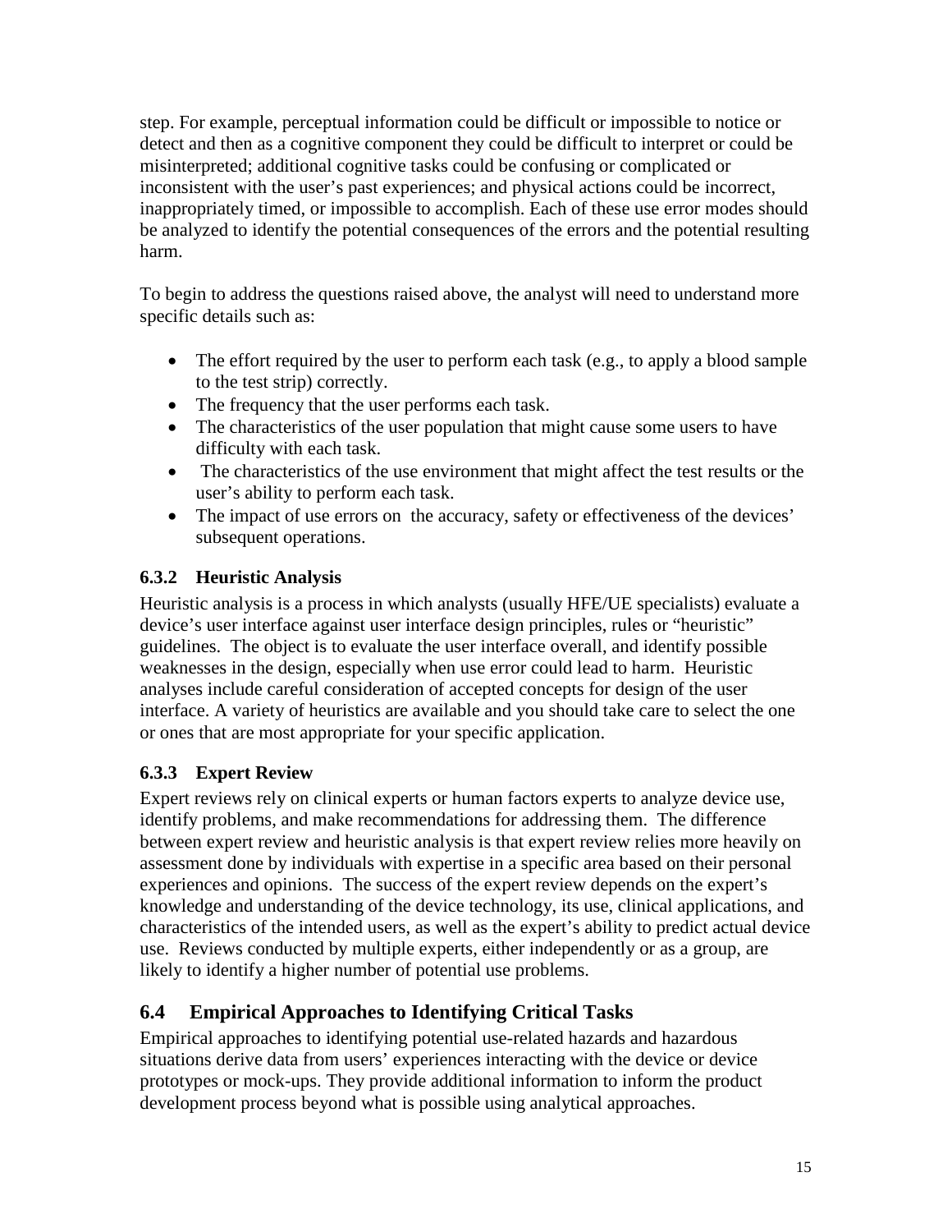step. For example, perceptual information could be difficult or impossible to notice or detect and then as a cognitive component they could be difficult to interpret or could be misinterpreted; additional cognitive tasks could be confusing or complicated or inconsistent with the user's past experiences; and physical actions could be incorrect, inappropriately timed, or impossible to accomplish. Each of these use error modes should be analyzed to identify the potential consequences of the errors and the potential resulting harm.

To begin to address the questions raised above, the analyst will need to understand more specific details such as:

- The effort required by the user to perform each task (e.g., to apply a blood sample to the test strip) correctly.
- The frequency that the user performs each task.
- The characteristics of the user population that might cause some users to have difficulty with each task.
- The characteristics of the use environment that might affect the test results or the user's ability to perform each task.
- The impact of use errors on the accuracy, safety or effectiveness of the devices' subsequent operations.

### 6.3.2 Heuristic Analysis

Heuristic analysis is a process in which analysts (usually HFE/UE specialists) evaluate a device's user interface against user interface design principles, rules or "heuristic" guidelines. The object is to evaluate the user interface overall, and identify possible weaknesses in the design, especially when use error could lead to harm. Heuristic analyses include careful consideration of accepted concepts for design of the user interface. A variety of heuristics are available and you should take care to select the one or ones that are most appropriate for your specific application.

### 6.3.3 Expert Review

Expert reviews rely on clinical experts or human factors experts to analyze device use, identify problems, and make recommendations for addressing them. The difference between expert review and heuristic analysis is that expert review relies more heavily on assessment done by individuals with expertise in a specific area based on their personal experiences and opinions. The success of the expert review depends on the expert's knowledge and understanding of the device technology, its use, clinical applications, and characteristics of the intended users, as well as the expert's ability to predict actual device use. Reviews conducted by multiple experts, either independently or as a group, are likely to identify a higher number of potential use problems.

## 6.4 Empirical Approaches to Identifying Critical Tasks

Empirical approaches to identifying potential use-related hazards and hazardous situations derive data from users' experiences interacting with the device or device prototypes or mock-ups. They provide additional information to inform the product development process beyond what is possible using analytical approaches.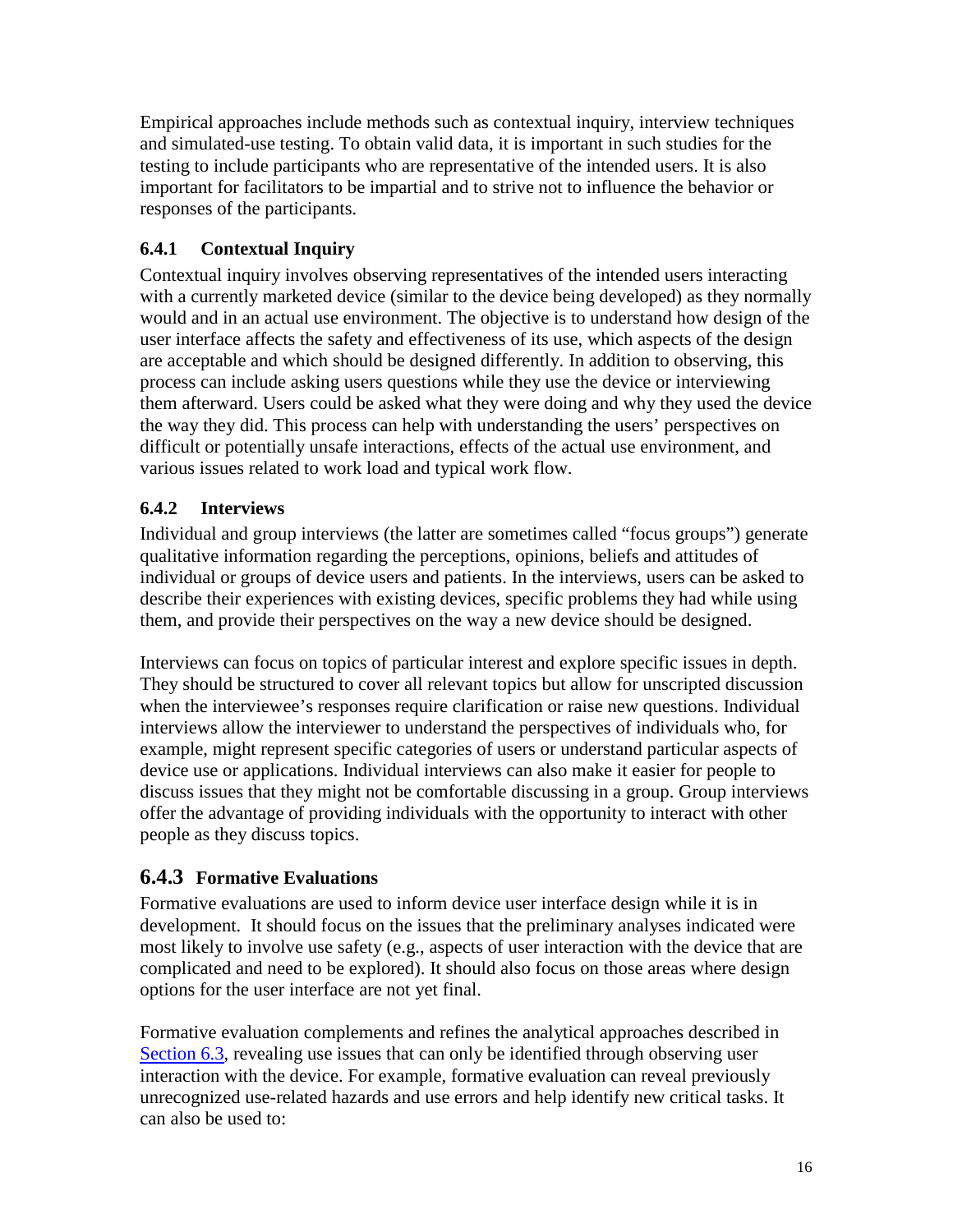Empirical approaches include methods such as contextual inquiry, interview techniques and simulated-use testing. To obtain valid data, it is important in such studies for the testing to include participants who are representative of the intended users. It is also important for facilitators to be impartial and to strive not to influence the behavior or responses of the participants.

### 6.4.1 Contextual Inquiry

Contextual inquiry involves observing representatives of the intended users interacting with a currently marketed device (similar to the device being developed) as they normally would and in an actual use environment. The objective is to understand how design of the user interface affects the safety and effectiveness of its use, which aspects of the design are acceptable and which should be designed differently. In addition to observing, this process can include asking users questions while they use the device or interviewing them afterward. Users could be asked what they were doing and why they used the device the way they did. This process can help with understanding the users' perspectives on difficult or potentially unsafe interactions, effects of the actual use environment, and various issues related to work load and typical work flow.

### 6.4.2 Interviews

Individual and group interviews (the latter are sometimes called "focus groups") generate qualitative information regarding the perceptions, opinions, beliefs and attitudes of individual or groups of device users and patients. In the interviews, users can be asked to describe their experiences with existing devices, specific problems they had while using them, and provide their perspectives on the way a new device should be designed.

Interviews can focus on topics of particular interest and explore specific issues in depth. They should be structured to cover all relevant topics but allow for unscripted discussion when the interviewee's responses require clarification or raise new questions. Individual interviews allow the interviewer to understand the perspectives of individuals who, for example, might represent specific categories of users or understand particular aspects of device use or applications. Individual interviews can also make it easier for people to discuss issues that they might not be comfortable discussing in a group. Group interviews offer the advantage of providing individuals with the opportunity to interact with other people as they discuss topics.

### 6.4.3 Formative Evaluations

Formative evaluations are used to inform device user interface design while it is in development. It should focus on the issues that the preliminary analyses indicated were most likely to involve use safety (e.g., aspects of user interaction with the device that are complicated and need to be explored). It should also focus on those areas where design options for the user interface are not yet final.

Formative evaluation complements and refines the analytical approaches described in Section 6.3, revealing use issues that can only be identified through observing user interaction with the device. For example, formative evaluation can reveal previously unrecognized use-related hazards and use errors and help identify new critical tasks. It can also be used to: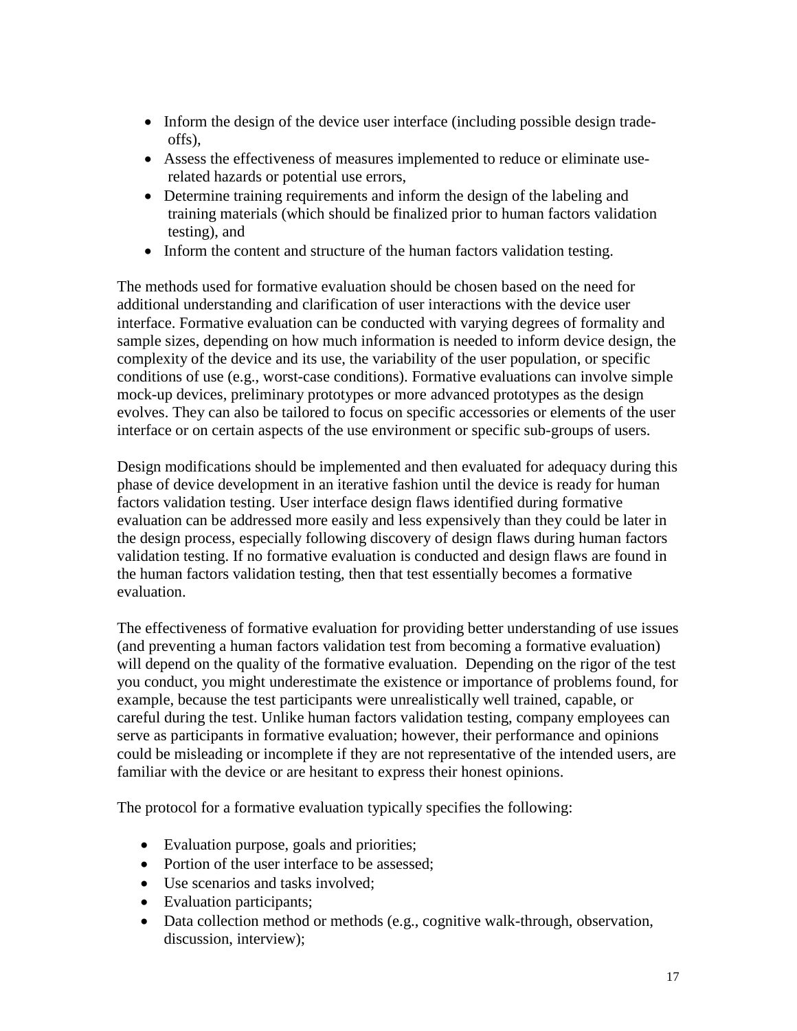- Inform the design of the device user interface (including possible design trade-offs),
- Assess the effectiveness of measures implemented to reduce or eliminate use-related hazards or potential use errors,
- Determine training requirements and inform the design of the labeling and training materials (which should be finalized prior to human factors validation testing), and
- Inform the content and structure of the human factors validation testing.

The methods used for formative evaluation should be chosen based on the need for additional understanding and clarification of user interactions with the device user interface. Formative evaluation can be conducted with varying degrees of formality and sample sizes, depending on how much information is needed to inform device design, the complexity of the device and its use, the variability of the user population, or specific conditions of use (e.g., worst-case conditions). Formative evaluations can involve simple mock-up devices, preliminary prototypes or more advanced prototypes as the design evolves. They can also be tailored to focus on specific accessories or elements of the user interface or on certain aspects of the use environment or specific sub-groups of users.

Design modifications should be implemented and then evaluated for adequacy during this phase of device development in an iterative fashion until the device is ready for human factors validation testing. User interface design flaws identified during formative evaluation can be addressed more easily and less expensively than they could be later in the design process, especially following discovery of design flaws during human factors validation testing. If no formative evaluation is conducted and design flaws are found in the human factors validation testing, then that test essentially becomes a formative evaluation.

The effectiveness of formative evaluation for providing better understanding of use issues (and preventing a human factors validation test from becoming a formative evaluation) will depend on the quality of the formative evaluation. Depending on the rigor of the test you conduct, you might underestimate the existence or importance of problems found, for example, because the test participants were unrealistically well trained, capable, or careful during the test. Unlike human factors validation testing, company employees can serve as participants in formative evaluation; however, their performance and opinions could be misleading or incomplete if they are not representative of the intended users, are familiar with the device or are hesitant to express their honest opinions.

The protocol for a formative evaluation typically specifies the following:

- Evaluation purpose, goals and priorities;
- Portion of the user interface to be assessed;
- Use scenarios and tasks involved;
- Evaluation participants;
- Data collection method or methods (e.g., cognitive walk-through, observation, discussion, interview);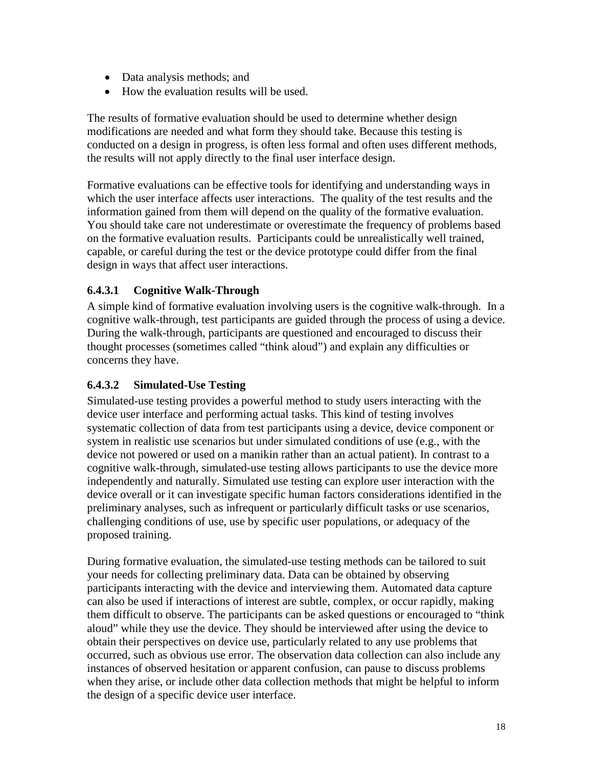- Data analysis methods; and
- How the evaluation results will be used.

The results of formative evaluation should be used to determine whether design modifications are needed and what form they should take. Because this testing is conducted on a design in progress, is often less formal and often uses different methods, the results will not apply directly to the final user interface design.

Formative evaluations can be effective tools for identifying and understanding ways in which the user interface affects user interactions. The quality of the test results and the information gained from them will depend on the quality of the formative evaluation. You should take care not underestimate or overestimate the frequency of problems based on the formative evaluation results. Participants could be unrealistically well trained, capable, or careful during the test or the device prototype could differ from the final design in ways that affect user interactions.

#### 6.4.3.1 Cognitive Walk-Through

A simple kind of formative evaluation involving users is the cognitive walk-through. In a cognitive walk-through, test participants are guided through the process of using a device. During the walk-through, participants are questioned and encouraged to discuss their thought processes (sometimes called "think aloud") and explain any difficulties or concerns they have.

#### 6.4.3.2 Simulated-Use Testing

Simulated-use testing provides a powerful method to study users interacting with the device user interface and performing actual tasks. This kind of testing involves systematic collection of data from test participants using a device, device component or system in realistic use scenarios but under simulated conditions of use (e.g., with the device not powered or used on a manikin rather than an actual patient). In contrast to a cognitive walk-through, simulated-use testing allows participants to use the device more independently and naturally. Simulated use testing can explore user interaction with the device overall or it can investigate specific human factors considerations identified in the preliminary analyses, such as infrequent or particularly difficult tasks or use scenarios, challenging conditions of use, use by specific user populations, or adequacy of the proposed training.

During formative evaluation, the simulated-use testing methods can be tailored to suit your needs for collecting preliminary data. Data can be obtained by observing participants interacting with the device and interviewing them. Automated data capture can also be used if interactions of interest are subtle, complex, or occur rapidly, making them difficult to observe. The participants can be asked questions or encouraged to "think aloud" while they use the device. They should be interviewed after using the device to obtain their perspectives on device use, particularly related to any use problems that occurred, such as obvious use error. The observation data collection can also include any instances of observed hesitation or apparent confusion, can pause to discuss problems when they arise, or include other data collection methods that might be helpful to inform the design of a specific device user interface.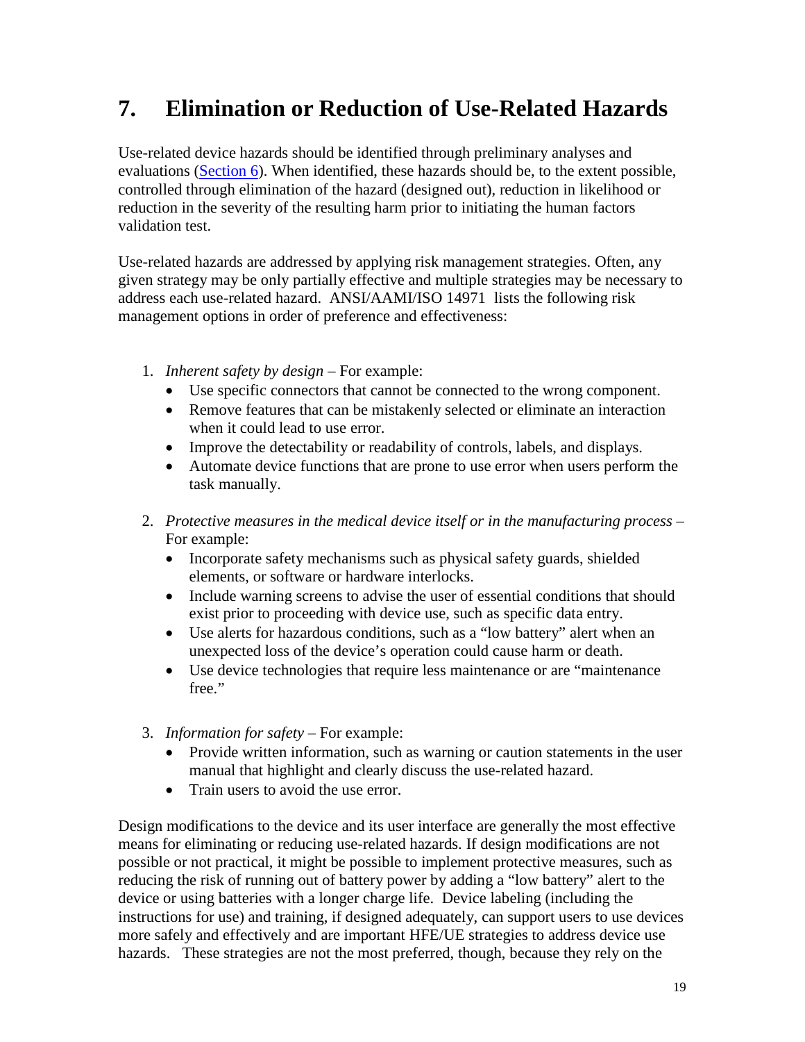# 7. Elimination or Reduction of Use-Related Hazards

Use-related device hazards should be identified through preliminary analyses and evaluations (Section 6). When identified, these hazards should be, to the extent possible, controlled through elimination of the hazard (designed out), reduction in likelihood or reduction in the severity of the resulting harm prior to initiating the human factors validation test.

Use-related hazards are addressed by applying risk management strategies. Often, any given strategy may be only partially effective and multiple strategies may be necessary to address each use-related hazard. ANSI/AAMI/ISO 14971 lists the following risk management options in order of preference and effectiveness:

1. *Inherent safety by design* – For example:
   - Use specific connectors that cannot be connected to the wrong component.
   - Remove features that can be mistakenly selected or eliminate an interaction when it could lead to use error.
   - Improve the detectability or readability of controls, labels, and displays.
   - Automate device functions that are prone to use error when users perform the task manually.

2. *Protective measures in the medical device itself or in the manufacturing process* – For example:
   - Incorporate safety mechanisms such as physical safety guards, shielded elements, or software or hardware interlocks.
   - Include warning screens to advise the user of essential conditions that should exist prior to proceeding with device use, such as specific data entry.
   - Use alerts for hazardous conditions, such as a "low battery" alert when an unexpected loss of the device's operation could cause harm or death.
   - Use device technologies that require less maintenance or are "maintenance free."

3. *Information for safety* – For example:
   - Provide written information, such as warning or caution statements in the user manual that highlight and clearly discuss the use-related hazard.
   - Train users to avoid the use error.

Design modifications to the device and its user interface are generally the most effective means for eliminating or reducing use-related hazards. If design modifications are not possible or not practical, it might be possible to implement protective measures, such as reducing the risk of running out of battery power by adding a "low battery" alert to the device or using batteries with a longer charge life. Device labeling (including the instructions for use) and training, if designed adequately, can support users to use devices more safely and effectively and are important HFE/UE strategies to address device use hazards. These strategies are not the most preferred, though, because they rely on the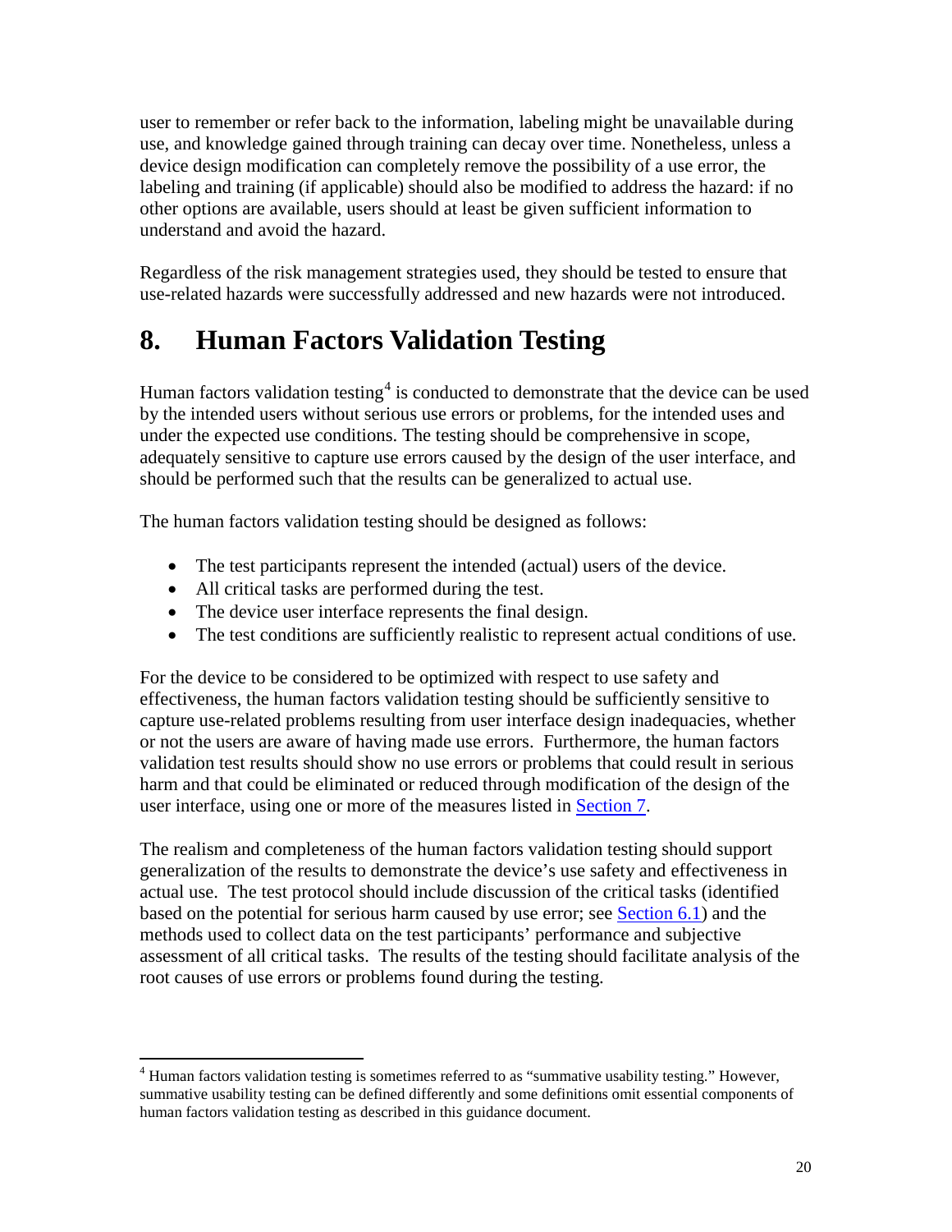user to remember or refer back to the information, labeling might be unavailable during use, and knowledge gained through training can decay over time. Nonetheless, unless a device design modification can completely remove the possibility of a use error, the labeling and training (if applicable) should also be modified to address the hazard: if no other options are available, users should at least be given sufficient information to understand and avoid the hazard.

Regardless of the risk management strategies used, they should be tested to ensure that use-related hazards were successfully addressed and new hazards were not introduced.

# 8. Human Factors Validation Testing

Human factors validation testing[4] is conducted to demonstrate that the device can be used by the intended users without serious use errors or problems, for the intended uses and under the expected use conditions. The testing should be comprehensive in scope, adequately sensitive to capture use errors caused by the design of the user interface, and should be performed such that the results can be generalized to actual use.

The human factors validation testing should be designed as follows:

- The test participants represent the intended (actual) users of the device.
- All critical tasks are performed during the test.
- The device user interface represents the final design.
- The test conditions are sufficiently realistic to represent actual conditions of use.

For the device to be considered to be optimized with respect to use safety and effectiveness, the human factors validation testing should be sufficiently sensitive to capture use-related problems resulting from user interface design inadequacies, whether or not the users are aware of having made use errors. Furthermore, the human factors validation test results should show no use errors or problems that could result in serious harm and that could be eliminated or reduced through modification of the design of the user interface, using one or more of the measures listed in Section 7.

The realism and completeness of the human factors validation testing should support generalization of the results to demonstrate the device's use safety and effectiveness in actual use. The test protocol should include discussion of the critical tasks (identified based on the potential for serious harm caused by use error; see Section 6.1) and the methods used to collect data on the test participants' performance and subjective assessment of all critical tasks. The results of the testing should facilitate analysis of the root causes of use errors or problems found during the testing.

[4] Human factors validation testing is sometimes referred to as "summative usability testing." However, summative usability testing can be defined differently and some definitions omit essential components of human factors validation testing as described in this guidance document.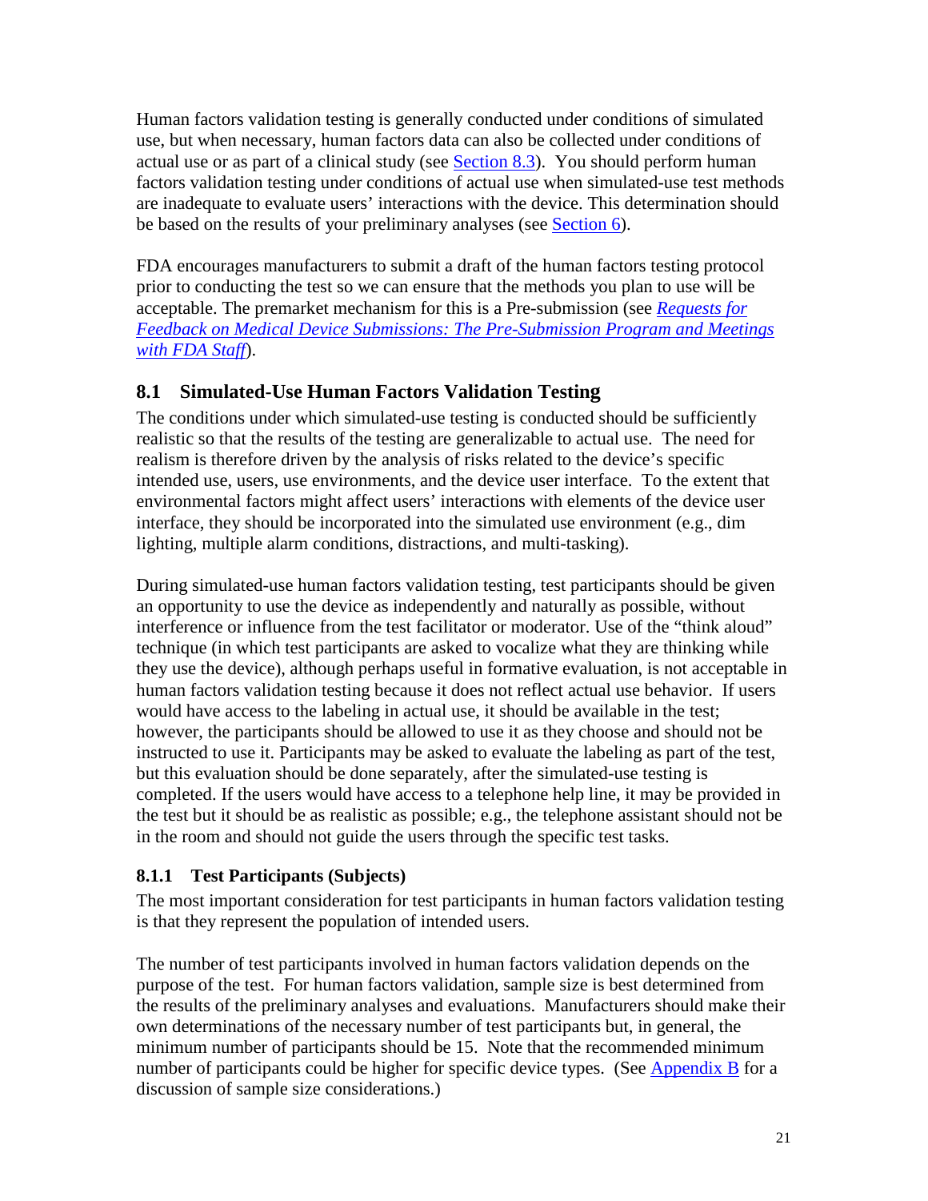Human factors validation testing is generally conducted under conditions of simulated use, but when necessary, human factors data can also be collected under conditions of actual use or as part of a clinical study (see Section 8.3). You should perform human factors validation testing under conditions of actual use when simulated-use test methods are inadequate to evaluate users' interactions with the device. This determination should be based on the results of your preliminary analyses (see Section 6).

FDA encourages manufacturers to submit a draft of the human factors testing protocol prior to conducting the test so we can ensure that the methods you plan to use will be acceptable. The premarket mechanism for this is a Pre-submission (see *Requests for Feedback on Medical Device Submissions: The Pre-Submission Program and Meetings with FDA Staff*).

## 8.1 Simulated-Use Human Factors Validation Testing

The conditions under which simulated-use testing is conducted should be sufficiently realistic so that the results of the testing are generalizable to actual use. The need for realism is therefore driven by the analysis of risks related to the device's specific intended use, users, use environments, and the device user interface. To the extent that environmental factors might affect users' interactions with elements of the device user interface, they should be incorporated into the simulated use environment (e.g., dim lighting, multiple alarm conditions, distractions, and multi-tasking).

During simulated-use human factors validation testing, test participants should be given an opportunity to use the device as independently and naturally as possible, without interference or influence from the test facilitator or moderator. Use of the "think aloud" technique (in which test participants are asked to vocalize what they are thinking while they use the device), although perhaps useful in formative evaluation, is not acceptable in human factors validation testing because it does not reflect actual use behavior. If users would have access to the labeling in actual use, it should be available in the test; however, the participants should be allowed to use it as they choose and should not be instructed to use it. Participants may be asked to evaluate the labeling as part of the test, but this evaluation should be done separately, after the simulated-use testing is completed. If the users would have access to a telephone help line, it may be provided in the test but it should be as realistic as possible; e.g., the telephone assistant should not be in the room and should not guide the users through the specific test tasks.

### 8.1.1 Test Participants (Subjects)

The most important consideration for test participants in human factors validation testing is that they represent the population of intended users.

The number of test participants involved in human factors validation depends on the purpose of the test. For human factors validation, sample size is best determined from the results of the preliminary analyses and evaluations. Manufacturers should make their own determinations of the necessary number of test participants but, in general, the minimum number of participants should be 15. Note that the recommended minimum number of participants could be higher for specific device types. (See Appendix B for a discussion of sample size considerations.)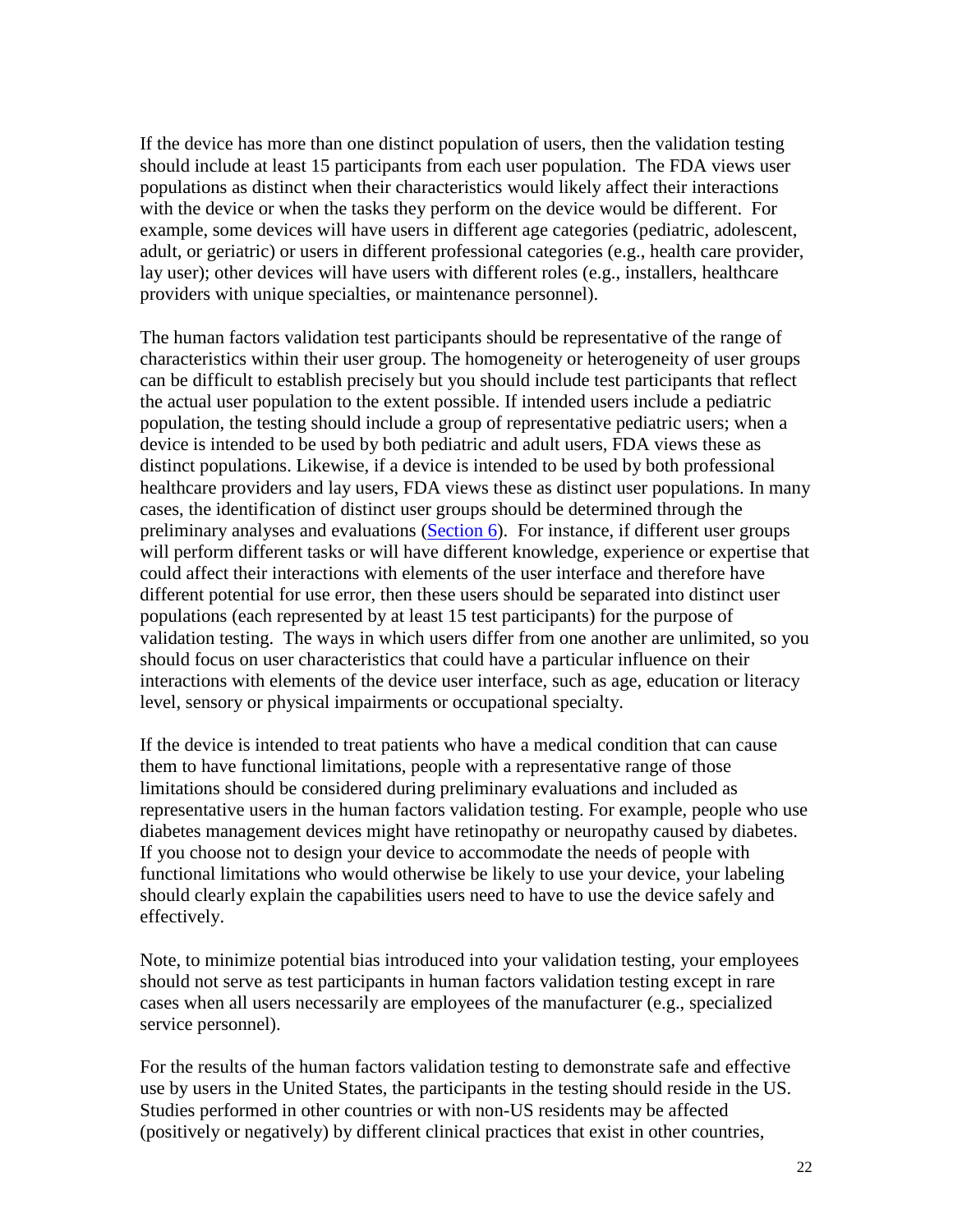If the device has more than one distinct population of users, then the validation testing should include at least 15 participants from each user population. The FDA views user populations as distinct when their characteristics would likely affect their interactions with the device or when the tasks they perform on the device would be different. For example, some devices will have users in different age categories (pediatric, adolescent, adult, or geriatric) or users in different professional categories (e.g., health care provider, lay user); other devices will have users with different roles (e.g., installers, healthcare providers with unique specialties, or maintenance personnel).

The human factors validation test participants should be representative of the range of characteristics within their user group. The homogeneity or heterogeneity of user groups can be difficult to establish precisely but you should include test participants that reflect the actual user population to the extent possible. If intended users include a pediatric population, the testing should include a group of representative pediatric users; when a device is intended to be used by both pediatric and adult users, FDA views these as distinct populations. Likewise, if a device is intended to be used by both professional healthcare providers and lay users, FDA views these as distinct user populations. In many cases, the identification of distinct user groups should be determined through the preliminary analyses and evaluations (Section 6). For instance, if different user groups will perform different tasks or will have different knowledge, experience or expertise that could affect their interactions with elements of the user interface and therefore have different potential for use error, then these users should be separated into distinct user populations (each represented by at least 15 test participants) for the purpose of validation testing. The ways in which users differ from one another are unlimited, so you should focus on user characteristics that could have a particular influence on their interactions with elements of the device user interface, such as age, education or literacy level, sensory or physical impairments or occupational specialty.

If the device is intended to treat patients who have a medical condition that can cause them to have functional limitations, people with a representative range of those limitations should be considered during preliminary evaluations and included as representative users in the human factors validation testing. For example, people who use diabetes management devices might have retinopathy or neuropathy caused by diabetes. If you choose not to design your device to accommodate the needs of people with functional limitations who would otherwise be likely to use your device, your labeling should clearly explain the capabilities users need to have to use the device safely and effectively.

Note, to minimize potential bias introduced into your validation testing, your employees should not serve as test participants in human factors validation testing except in rare cases when all users necessarily are employees of the manufacturer (e.g., specialized service personnel).

For the results of the human factors validation testing to demonstrate safe and effective use by users in the United States, the participants in the testing should reside in the US. Studies performed in other countries or with non-US residents may be affected (positively or negatively) by different clinical practices that exist in other countries,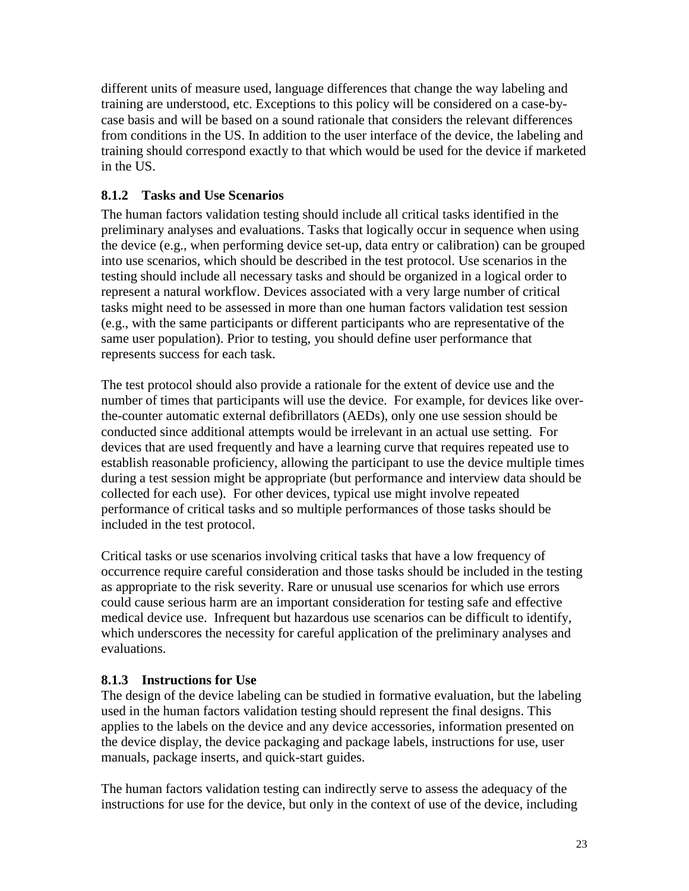different units of measure used, language differences that change the way labeling and training are understood, etc. Exceptions to this policy will be considered on a case-by-case basis and will be based on a sound rationale that considers the relevant differences from conditions in the US. In addition to the user interface of the device, the labeling and training should correspond exactly to that which would be used for the device if marketed in the US.

### 8.1.2 Tasks and Use Scenarios

The human factors validation testing should include all critical tasks identified in the preliminary analyses and evaluations. Tasks that logically occur in sequence when using the device (e.g., when performing device set-up, data entry or calibration) can be grouped into use scenarios, which should be described in the test protocol. Use scenarios in the testing should include all necessary tasks and should be organized in a logical order to represent a natural workflow. Devices associated with a very large number of critical tasks might need to be assessed in more than one human factors validation test session (e.g., with the same participants or different participants who are representative of the same user population). Prior to testing, you should define user performance that represents success for each task.

The test protocol should also provide a rationale for the extent of device use and the number of times that participants will use the device. For example, for devices like over-the-counter automatic external defibrillators (AEDs), only one use session should be conducted since additional attempts would be irrelevant in an actual use setting. For devices that are used frequently and have a learning curve that requires repeated use to establish reasonable proficiency, allowing the participant to use the device multiple times during a test session might be appropriate (but performance and interview data should be collected for each use). For other devices, typical use might involve repeated performance of critical tasks and so multiple performances of those tasks should be included in the test protocol.

Critical tasks or use scenarios involving critical tasks that have a low frequency of occurrence require careful consideration and those tasks should be included in the testing as appropriate to the risk severity. Rare or unusual use scenarios for which use errors could cause serious harm are an important consideration for testing safe and effective medical device use. Infrequent but hazardous use scenarios can be difficult to identify, which underscores the necessity for careful application of the preliminary analyses and evaluations.

### 8.1.3 Instructions for Use

The design of the device labeling can be studied in formative evaluation, but the labeling used in the human factors validation testing should represent the final designs. This applies to the labels on the device and any device accessories, information presented on the device display, the device packaging and package labels, instructions for use, user manuals, package inserts, and quick-start guides.

The human factors validation testing can indirectly serve to assess the adequacy of the instructions for use for the device, but only in the context of use of the device, including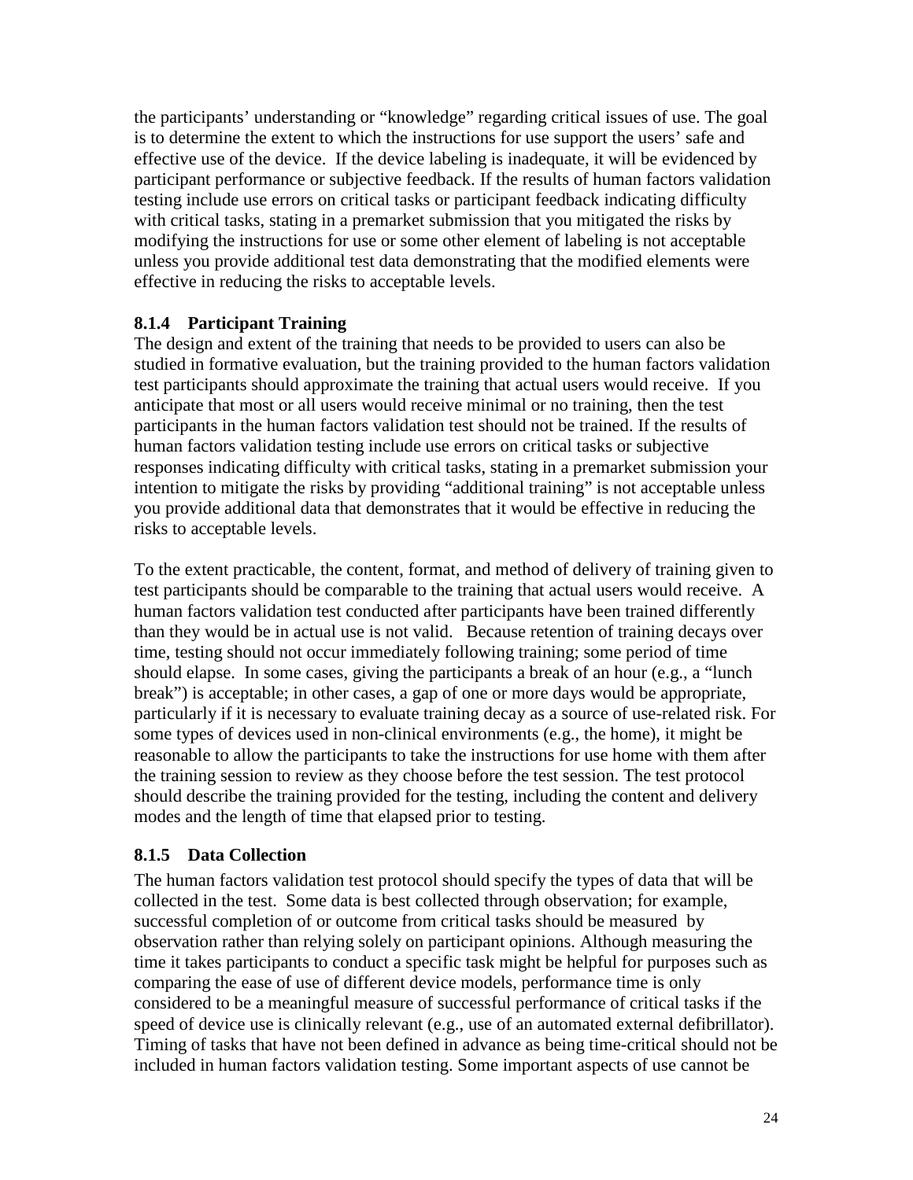the participants' understanding or "knowledge" regarding critical issues of use. The goal is to determine the extent to which the instructions for use support the users' safe and effective use of the device. If the device labeling is inadequate, it will be evidenced by participant performance or subjective feedback. If the results of human factors validation testing include use errors on critical tasks or participant feedback indicating difficulty with critical tasks, stating in a premarket submission that you mitigated the risks by modifying the instructions for use or some other element of labeling is not acceptable unless you provide additional test data demonstrating that the modified elements were effective in reducing the risks to acceptable levels.

### 8.1.4 Participant Training

The design and extent of the training that needs to be provided to users can also be studied in formative evaluation, but the training provided to the human factors validation test participants should approximate the training that actual users would receive. If you anticipate that most or all users would receive minimal or no training, then the test participants in the human factors validation test should not be trained. If the results of human factors validation testing include use errors on critical tasks or subjective responses indicating difficulty with critical tasks, stating in a premarket submission your intention to mitigate the risks by providing "additional training" is not acceptable unless you provide additional data that demonstrates that it would be effective in reducing the risks to acceptable levels.

To the extent practicable, the content, format, and method of delivery of training given to test participants should be comparable to the training that actual users would receive. A human factors validation test conducted after participants have been trained differently than they would be in actual use is not valid. Because retention of training decays over time, testing should not occur immediately following training; some period of time should elapse. In some cases, giving the participants a break of an hour (e.g., a "lunch break") is acceptable; in other cases, a gap of one or more days would be appropriate, particularly if it is necessary to evaluate training decay as a source of use-related risk. For some types of devices used in non-clinical environments (e.g., the home), it might be reasonable to allow the participants to take the instructions for use home with them after the training session to review as they choose before the test session. The test protocol should describe the training provided for the testing, including the content and delivery modes and the length of time that elapsed prior to testing.

### 8.1.5 Data Collection

The human factors validation test protocol should specify the types of data that will be collected in the test. Some data is best collected through observation; for example, successful completion of or outcome from critical tasks should be measured by observation rather than relying solely on participant opinions. Although measuring the time it takes participants to conduct a specific task might be helpful for purposes such as comparing the ease of use of different device models, performance time is only considered to be a meaningful measure of successful performance of critical tasks if the speed of device use is clinically relevant (e.g., use of an automated external defibrillator). Timing of tasks that have not been defined in advance as being time-critical should not be included in human factors validation testing. Some important aspects of use cannot be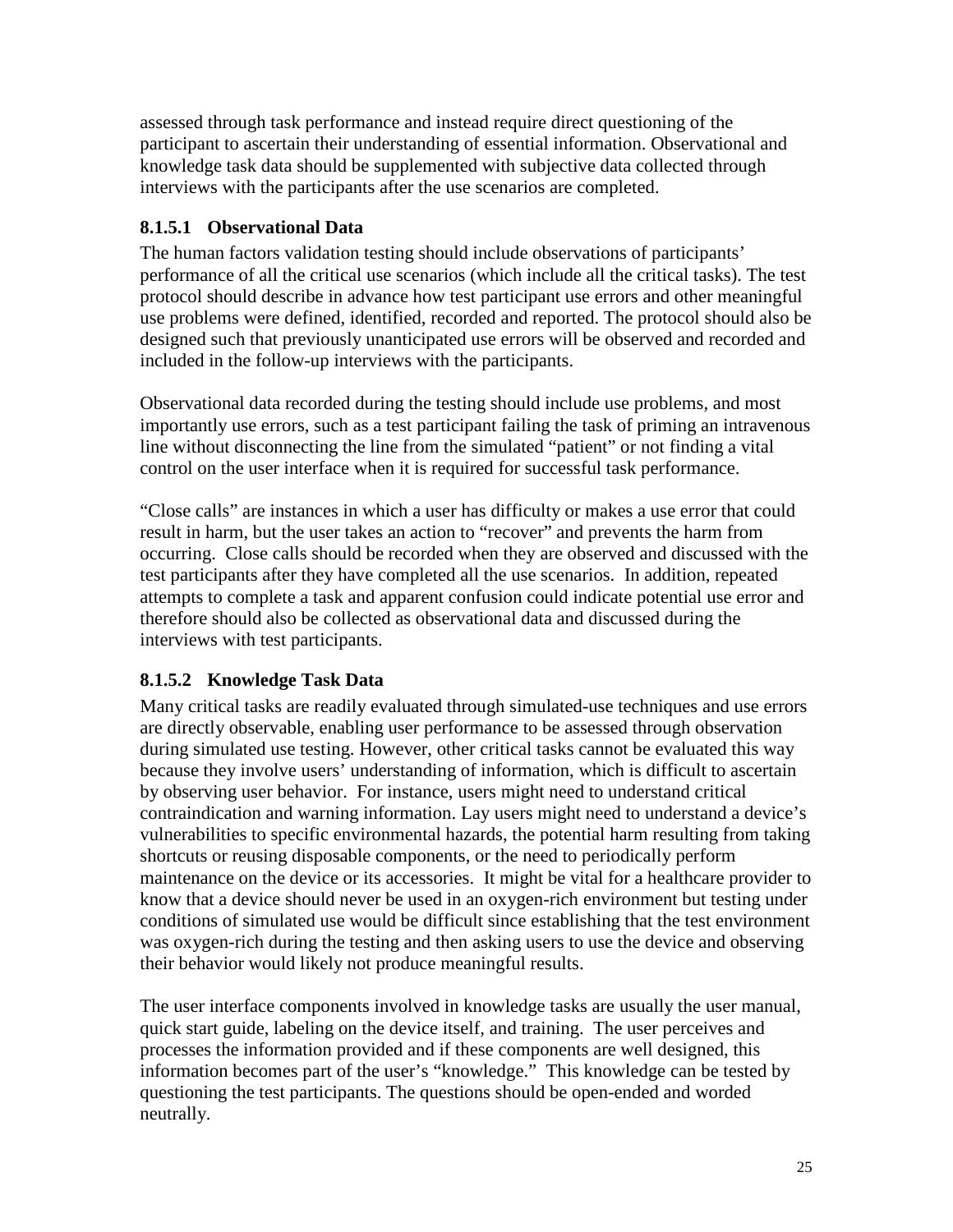assessed through task performance and instead require direct questioning of the participant to ascertain their understanding of essential information. Observational and knowledge task data should be supplemented with subjective data collected through interviews with the participants after the use scenarios are completed.

#### 8.1.5.1 Observational Data

The human factors validation testing should include observations of participants' performance of all the critical use scenarios (which include all the critical tasks). The test protocol should describe in advance how test participant use errors and other meaningful use problems were defined, identified, recorded and reported. The protocol should also be designed such that previously unanticipated use errors will be observed and recorded and included in the follow-up interviews with the participants.

Observational data recorded during the testing should include use problems, and most importantly use errors, such as a test participant failing the task of priming an intravenous line without disconnecting the line from the simulated "patient" or not finding a vital control on the user interface when it is required for successful task performance.

"Close calls" are instances in which a user has difficulty or makes a use error that could result in harm, but the user takes an action to "recover" and prevents the harm from occurring. Close calls should be recorded when they are observed and discussed with the test participants after they have completed all the use scenarios. In addition, repeated attempts to complete a task and apparent confusion could indicate potential use error and therefore should also be collected as observational data and discussed during the interviews with test participants.

#### 8.1.5.2 Knowledge Task Data

Many critical tasks are readily evaluated through simulated-use techniques and use errors are directly observable, enabling user performance to be assessed through observation during simulated use testing. However, other critical tasks cannot be evaluated this way because they involve users' understanding of information, which is difficult to ascertain by observing user behavior. For instance, users might need to understand critical contraindication and warning information. Lay users might need to understand a device's vulnerabilities to specific environmental hazards, the potential harm resulting from taking shortcuts or reusing disposable components, or the need to periodically perform maintenance on the device or its accessories. It might be vital for a healthcare provider to know that a device should never be used in an oxygen-rich environment but testing under conditions of simulated use would be difficult since establishing that the test environment was oxygen-rich during the testing and then asking users to use the device and observing their behavior would likely not produce meaningful results.

The user interface components involved in knowledge tasks are usually the user manual, quick start guide, labeling on the device itself, and training. The user perceives and processes the information provided and if these components are well designed, this information becomes part of the user's "knowledge." This knowledge can be tested by questioning the test participants. The questions should be open-ended and worded neutrally.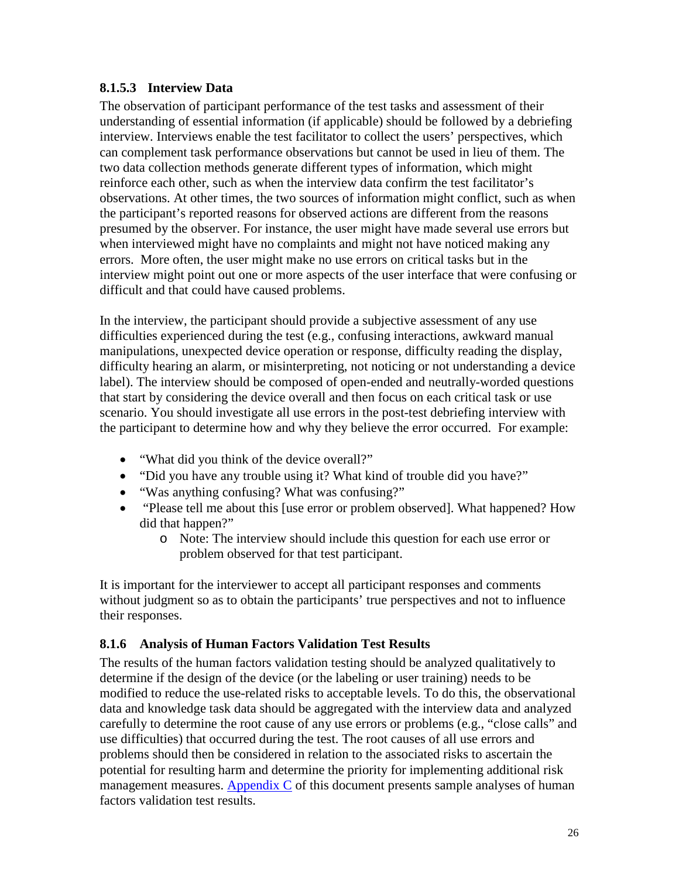#### 8.1.5.3 Interview Data

The observation of participant performance of the test tasks and assessment of their understanding of essential information (if applicable) should be followed by a debriefing interview. Interviews enable the test facilitator to collect the users' perspectives, which can complement task performance observations but cannot be used in lieu of them. The two data collection methods generate different types of information, which might reinforce each other, such as when the interview data confirm the test facilitator's observations. At other times, the two sources of information might conflict, such as when the participant's reported reasons for observed actions are different from the reasons presumed by the observer. For instance, the user might have made several use errors but when interviewed might have no complaints and might not have noticed making any errors. More often, the user might make no use errors on critical tasks but in the interview might point out one or more aspects of the user interface that were confusing or difficult and that could have caused problems.

In the interview, the participant should provide a subjective assessment of any use difficulties experienced during the test (e.g., confusing interactions, awkward manual manipulations, unexpected device operation or response, difficulty reading the display, difficulty hearing an alarm, or misinterpreting, not noticing or not understanding a device label). The interview should be composed of open-ended and neutrally-worded questions that start by considering the device overall and then focus on each critical task or use scenario. You should investigate all use errors in the post-test debriefing interview with the participant to determine how and why they believe the error occurred. For example:

- "What did you think of the device overall?"
- "Did you have any trouble using it? What kind of trouble did you have?"
- "Was anything confusing? What was confusing?"
- "Please tell me about this [use error or problem observed]. What happened? How did that happen?"
  - Note: The interview should include this question for each use error or problem observed for that test participant.

It is important for the interviewer to accept all participant responses and comments without judgment so as to obtain the participants' true perspectives and not to influence their responses.

### 8.1.6 Analysis of Human Factors Validation Test Results

The results of the human factors validation testing should be analyzed qualitatively to determine if the design of the device (or the labeling or user training) needs to be modified to reduce the use-related risks to acceptable levels. To do this, the observational data and knowledge task data should be aggregated with the interview data and analyzed carefully to determine the root cause of any use errors or problems (e.g., "close calls" and use difficulties) that occurred during the test. The root causes of all use errors and problems should then be considered in relation to the associated risks to ascertain the potential for resulting harm and determine the priority for implementing additional risk management measures. Appendix C of this document presents sample analyses of human factors validation test results.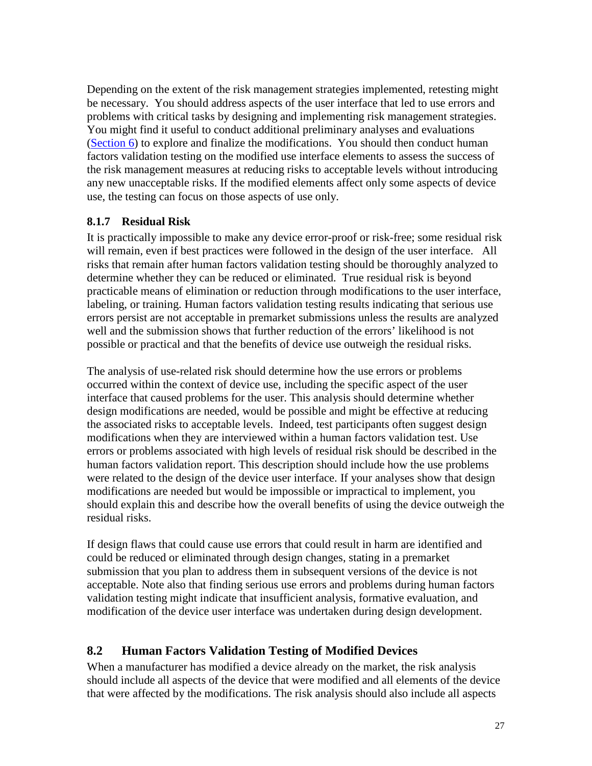Depending on the extent of the risk management strategies implemented, retesting might be necessary. You should address aspects of the user interface that led to use errors and problems with critical tasks by designing and implementing risk management strategies. You might find it useful to conduct additional preliminary analyses and evaluations (Section 6) to explore and finalize the modifications. You should then conduct human factors validation testing on the modified use interface elements to assess the success of the risk management measures at reducing risks to acceptable levels without introducing any new unacceptable risks. If the modified elements affect only some aspects of device use, the testing can focus on those aspects of use only.

### 8.1.7 Residual Risk

It is practically impossible to make any device error-proof or risk-free; some residual risk will remain, even if best practices were followed in the design of the user interface. All risks that remain after human factors validation testing should be thoroughly analyzed to determine whether they can be reduced or eliminated. True residual risk is beyond practicable means of elimination or reduction through modifications to the user interface, labeling, or training. Human factors validation testing results indicating that serious use errors persist are not acceptable in premarket submissions unless the results are analyzed well and the submission shows that further reduction of the errors' likelihood is not possible or practical and that the benefits of device use outweigh the residual risks.

The analysis of use-related risk should determine how the use errors or problems occurred within the context of device use, including the specific aspect of the user interface that caused problems for the user. This analysis should determine whether design modifications are needed, would be possible and might be effective at reducing the associated risks to acceptable levels. Indeed, test participants often suggest design modifications when they are interviewed within a human factors validation test. Use errors or problems associated with high levels of residual risk should be described in the human factors validation report. This description should include how the use problems were related to the design of the device user interface. If your analyses show that design modifications are needed but would be impossible or impractical to implement, you should explain this and describe how the overall benefits of using the device outweigh the residual risks.

If design flaws that could cause use errors that could result in harm are identified and could be reduced or eliminated through design changes, stating in a premarket submission that you plan to address them in subsequent versions of the device is not acceptable. Note also that finding serious use errors and problems during human factors validation testing might indicate that insufficient analysis, formative evaluation, and modification of the device user interface was undertaken during design development.

## 8.2 Human Factors Validation Testing of Modified Devices

When a manufacturer has modified a device already on the market, the risk analysis should include all aspects of the device that were modified and all elements of the device that were affected by the modifications. The risk analysis should also include all aspects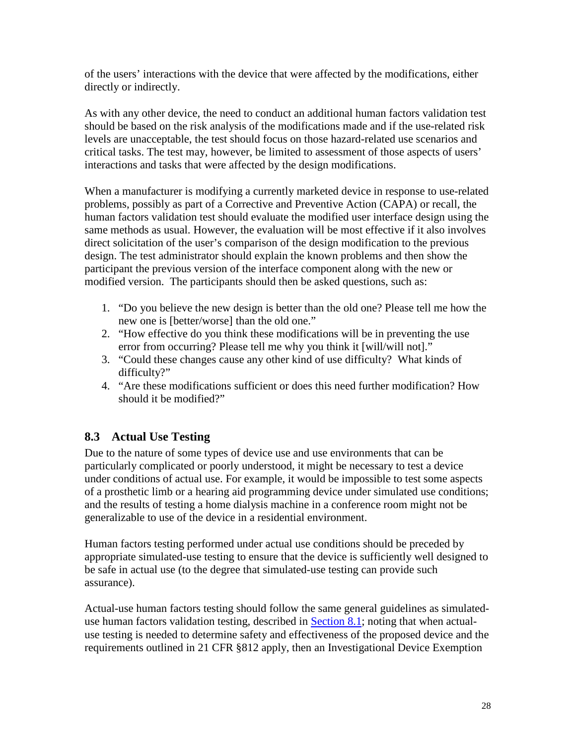of the users' interactions with the device that were affected by the modifications, either directly or indirectly.

As with any other device, the need to conduct an additional human factors validation test should be based on the risk analysis of the modifications made and if the use-related risk levels are unacceptable, the test should focus on those hazard-related use scenarios and critical tasks. The test may, however, be limited to assessment of those aspects of users' interactions and tasks that were affected by the design modifications.

When a manufacturer is modifying a currently marketed device in response to use-related problems, possibly as part of a Corrective and Preventive Action (CAPA) or recall, the human factors validation test should evaluate the modified user interface design using the same methods as usual. However, the evaluation will be most effective if it also involves direct solicitation of the user's comparison of the design modification to the previous design. The test administrator should explain the known problems and then show the participant the previous version of the interface component along with the new or modified version. The participants should then be asked questions, such as:

1. "Do you believe the new design is better than the old one? Please tell me how the new one is [better/worse] than the old one."
2. "How effective do you think these modifications will be in preventing the use error from occurring? Please tell me why you think it [will/will not]."
3. "Could these changes cause any other kind of use difficulty? What kinds of difficulty?"
4. "Are these modifications sufficient or does this need further modification? How should it be modified?"

## 8.3 Actual Use Testing

Due to the nature of some types of device use and use environments that can be particularly complicated or poorly understood, it might be necessary to test a device under conditions of actual use. For example, it would be impossible to test some aspects of a prosthetic limb or a hearing aid programming device under simulated use conditions; and the results of testing a home dialysis machine in a conference room might not be generalizable to use of the device in a residential environment.

Human factors testing performed under actual use conditions should be preceded by appropriate simulated-use testing to ensure that the device is sufficiently well designed to be safe in actual use (to the degree that simulated-use testing can provide such assurance).

Actual-use human factors testing should follow the same general guidelines as simulated-use human factors validation testing, described in Section 8.1; noting that when actual-use testing is needed to determine safety and effectiveness of the proposed device and the requirements outlined in 21 CFR §812 apply, then an Investigational Device Exemption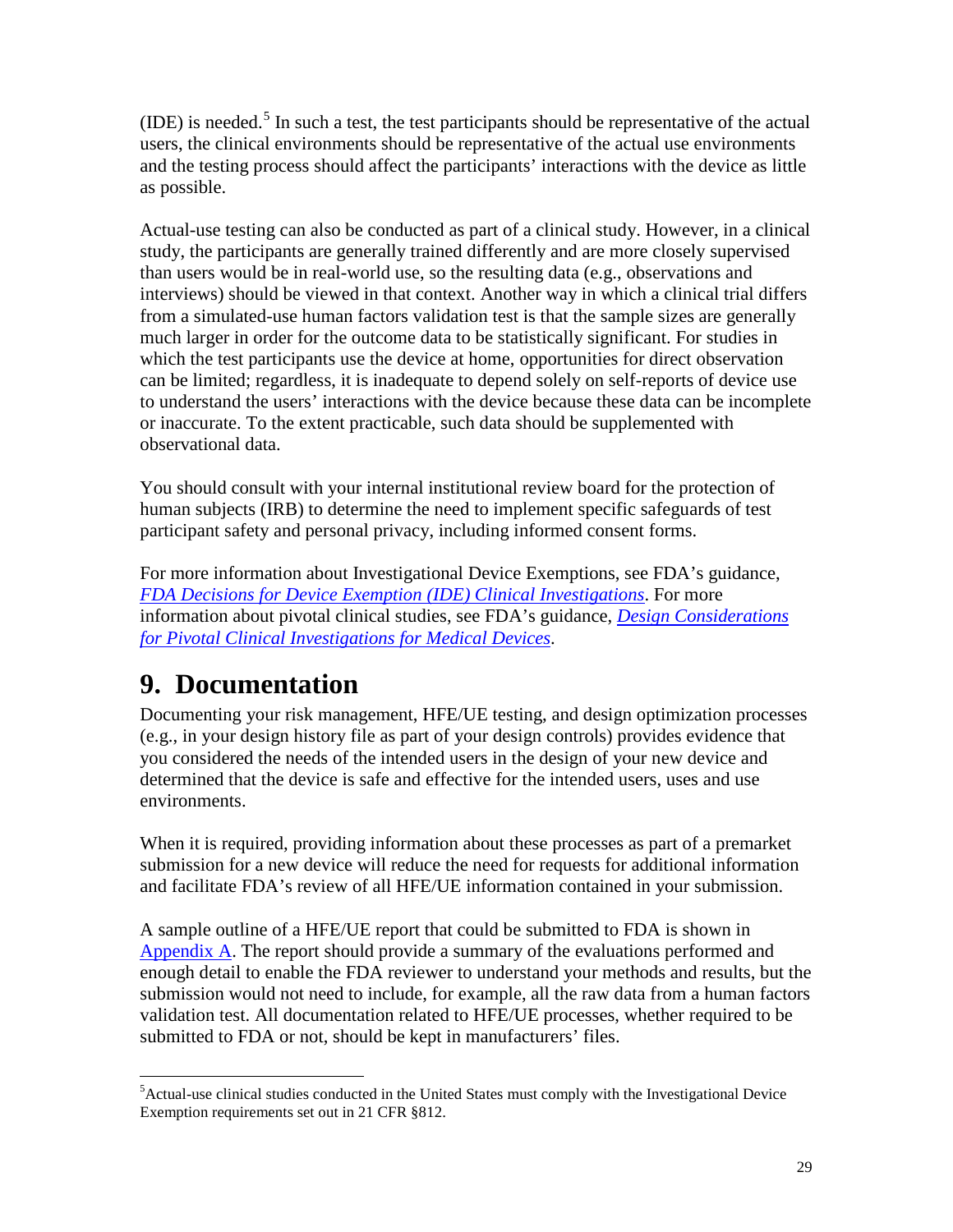(IDE) is needed.[5] In such a test, the test participants should be representative of the actual users, the clinical environments should be representative of the actual use environments and the testing process should affect the participants' interactions with the device as little as possible.

Actual-use testing can also be conducted as part of a clinical study. However, in a clinical study, the participants are generally trained differently and are more closely supervised than users would be in real-world use, so the resulting data (e.g., observations and interviews) should be viewed in that context. Another way in which a clinical trial differs from a simulated-use human factors validation test is that the sample sizes are generally much larger in order for the outcome data to be statistically significant. For studies in which the test participants use the device at home, opportunities for direct observation can be limited; regardless, it is inadequate to depend solely on self-reports of device use to understand the users' interactions with the device because these data can be incomplete or inaccurate. To the extent practicable, such data should be supplemented with observational data.

You should consult with your internal institutional review board for the protection of human subjects (IRB) to determine the need to implement specific safeguards of test participant safety and personal privacy, including informed consent forms.

For more information about Investigational Device Exemptions, see FDA's guidance, *FDA Decisions for Device Exemption (IDE) Clinical Investigations*. For more information about pivotal clinical studies, see FDA's guidance, *Design Considerations for Pivotal Clinical Investigations for Medical Devices*.

# 9. Documentation

Documenting your risk management, HFE/UE testing, and design optimization processes (e.g., in your design history file as part of your design controls) provides evidence that you considered the needs of the intended users in the design of your new device and determined that the device is safe and effective for the intended users, uses and use environments.

When it is required, providing information about these processes as part of a premarket submission for a new device will reduce the need for requests for additional information and facilitate FDA's review of all HFE/UE information contained in your submission.

A sample outline of a HFE/UE report that could be submitted to FDA is shown in Appendix A. The report should provide a summary of the evaluations performed and enough detail to enable the FDA reviewer to understand your methods and results, but the submission would not need to include, for example, all the raw data from a human factors validation test. All documentation related to HFE/UE processes, whether required to be submitted to FDA or not, should be kept in manufacturers' files.

---

[5] Actual-use clinical studies conducted in the United States must comply with the Investigational Device Exemption requirements set out in 21 CFR §812.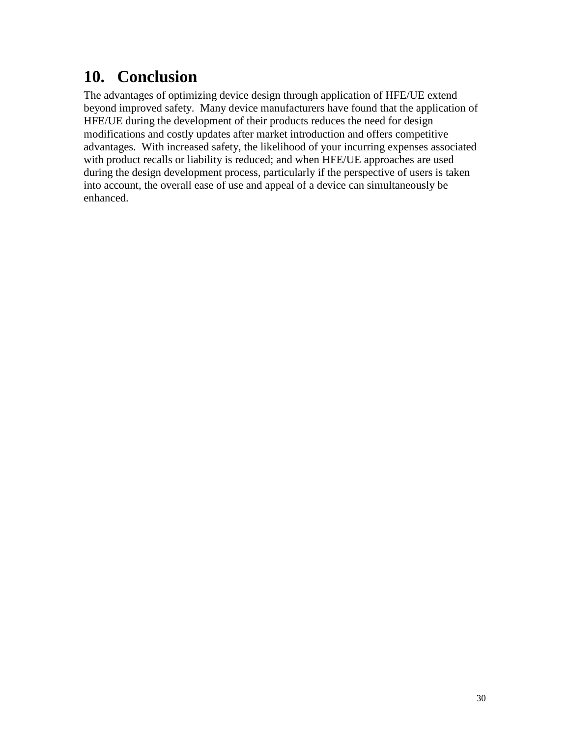# 10. Conclusion

The advantages of optimizing device design through application of HFE/UE extend beyond improved safety. Many device manufacturers have found that the application of HFE/UE during the development of their products reduces the need for design modifications and costly updates after market introduction and offers competitive advantages. With increased safety, the likelihood of your incurring expenses associated with product recalls or liability is reduced; and when HFE/UE approaches are used during the design development process, particularly if the perspective of users is taken into account, the overall ease of use and appeal of a device can simultaneously be enhanced.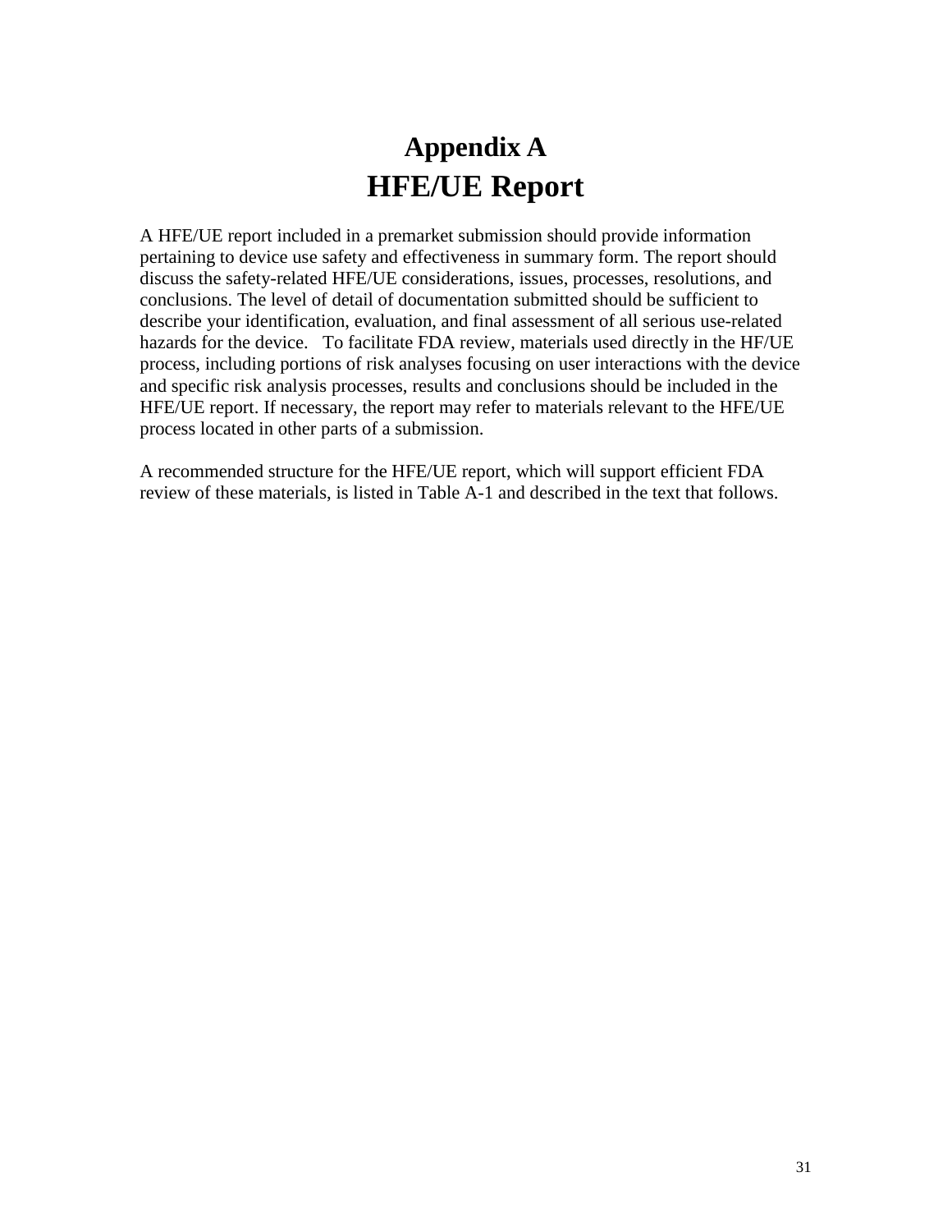# Appendix A
# HFE/UE Report

A HFE/UE report included in a premarket submission should provide information pertaining to device use safety and effectiveness in summary form. The report should discuss the safety-related HFE/UE considerations, issues, processes, resolutions, and conclusions. The level of detail of documentation submitted should be sufficient to describe your identification, evaluation, and final assessment of all serious use-related hazards for the device.   To facilitate FDA review, materials used directly in the HF/UE process, including portions of risk analyses focusing on user interactions with the device and specific risk analysis processes, results and conclusions should be included in the HFE/UE report. If necessary, the report may refer to materials relevant to the HFE/UE process located in other parts of a submission.

A recommended structure for the HFE/UE report, which will support efficient FDA review of these materials, is listed in Table A-1 and described in the text that follows.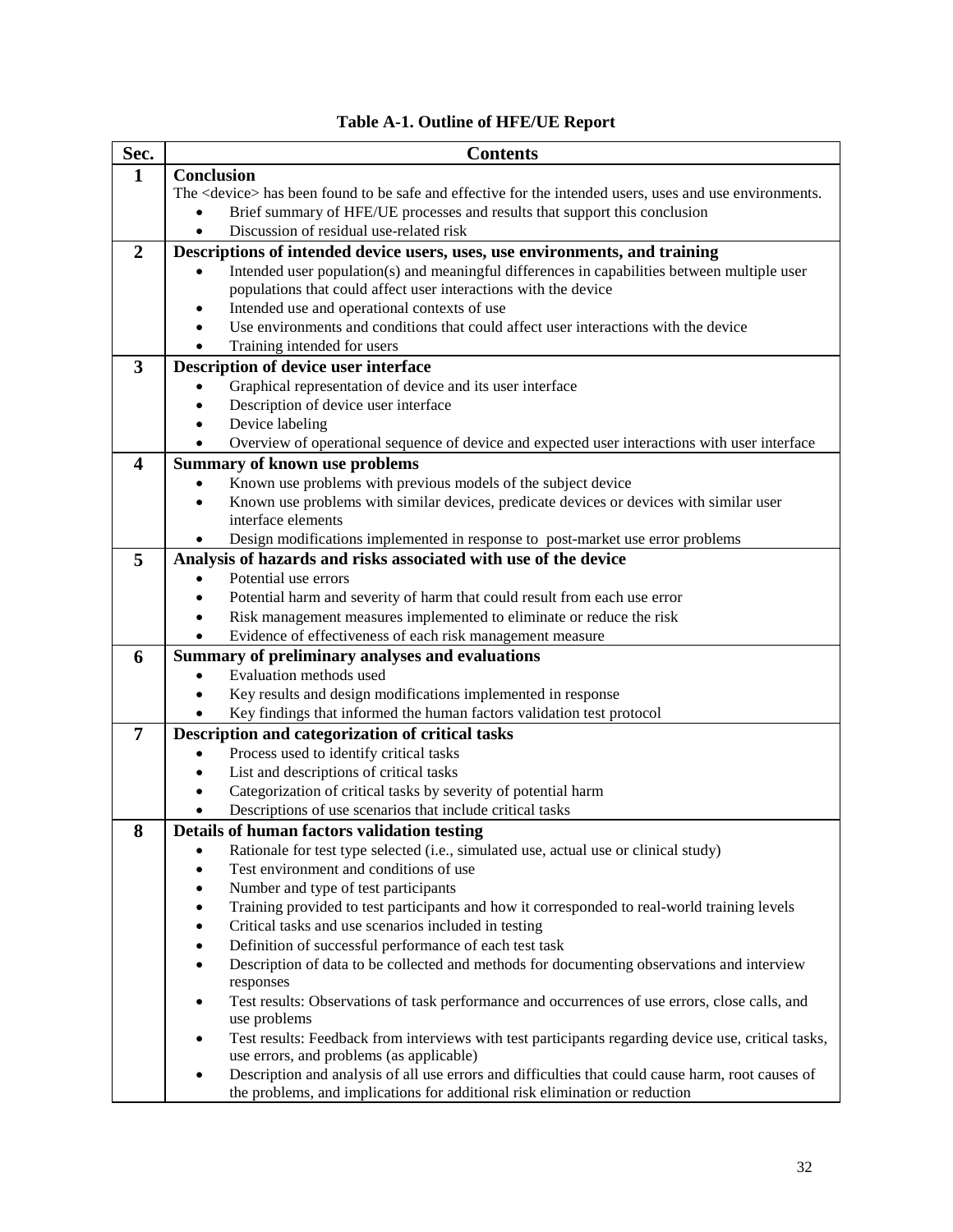**Table A-1. Outline of HFE/UE Report**

| Sec. | Contents |
|---|---|
| **1** | **Conclusion**<br>The <device> has been found to be safe and effective for the intended users, uses and use environments.<br>• Brief summary of HFE/UE processes and results that support this conclusion<br>• Discussion of residual use-related risk |
| **2** | **Descriptions of intended device users, uses, use environments, and training**<br>• Intended user population(s) and meaningful differences in capabilities between multiple user populations that could affect user interactions with the device<br>• Intended use and operational contexts of use<br>• Use environments and conditions that could affect user interactions with the device<br>• Training intended for users |
| **3** | **Description of device user interface**<br>• Graphical representation of device and its user interface<br>• Description of device user interface<br>• Device labeling<br>• Overview of operational sequence of device and expected user interactions with user interface |
| **4** | **Summary of known use problems**<br>• Known use problems with previous models of the subject device<br>• Known use problems with similar devices, predicate devices or devices with similar user interface elements<br>• Design modifications implemented in response to post-market use error problems |
| **5** | **Analysis of hazards and risks associated with use of the device**<br>• Potential use errors<br>• Potential harm and severity of harm that could result from each use error<br>• Risk management measures implemented to eliminate or reduce the risk<br>• Evidence of effectiveness of each risk management measure |
| **6** | **Summary of preliminary analyses and evaluations**<br>• Evaluation methods used<br>• Key results and design modifications implemented in response<br>• Key findings that informed the human factors validation test protocol |
| **7** | **Description and categorization of critical tasks**<br>• Process used to identify critical tasks<br>• List and descriptions of critical tasks<br>• Categorization of critical tasks by severity of potential harm<br>• Descriptions of use scenarios that include critical tasks |
| **8** | **Details of human factors validation testing**<br>• Rationale for test type selected (i.e., simulated use, actual use or clinical study)<br>• Test environment and conditions of use<br>• Number and type of test participants<br>• Training provided to test participants and how it corresponded to real-world training levels<br>• Critical tasks and use scenarios included in testing<br>• Definition of successful performance of each test task<br>• Description of data to be collected and methods for documenting observations and interview responses<br>• Test results: Observations of task performance and occurrences of use errors, close calls, and use problems<br>• Test results: Feedback from interviews with test participants regarding device use, critical tasks, use errors, and problems (as applicable)<br>• Description and analysis of all use errors and difficulties that could cause harm, root causes of the problems, and implications for additional risk elimination or reduction |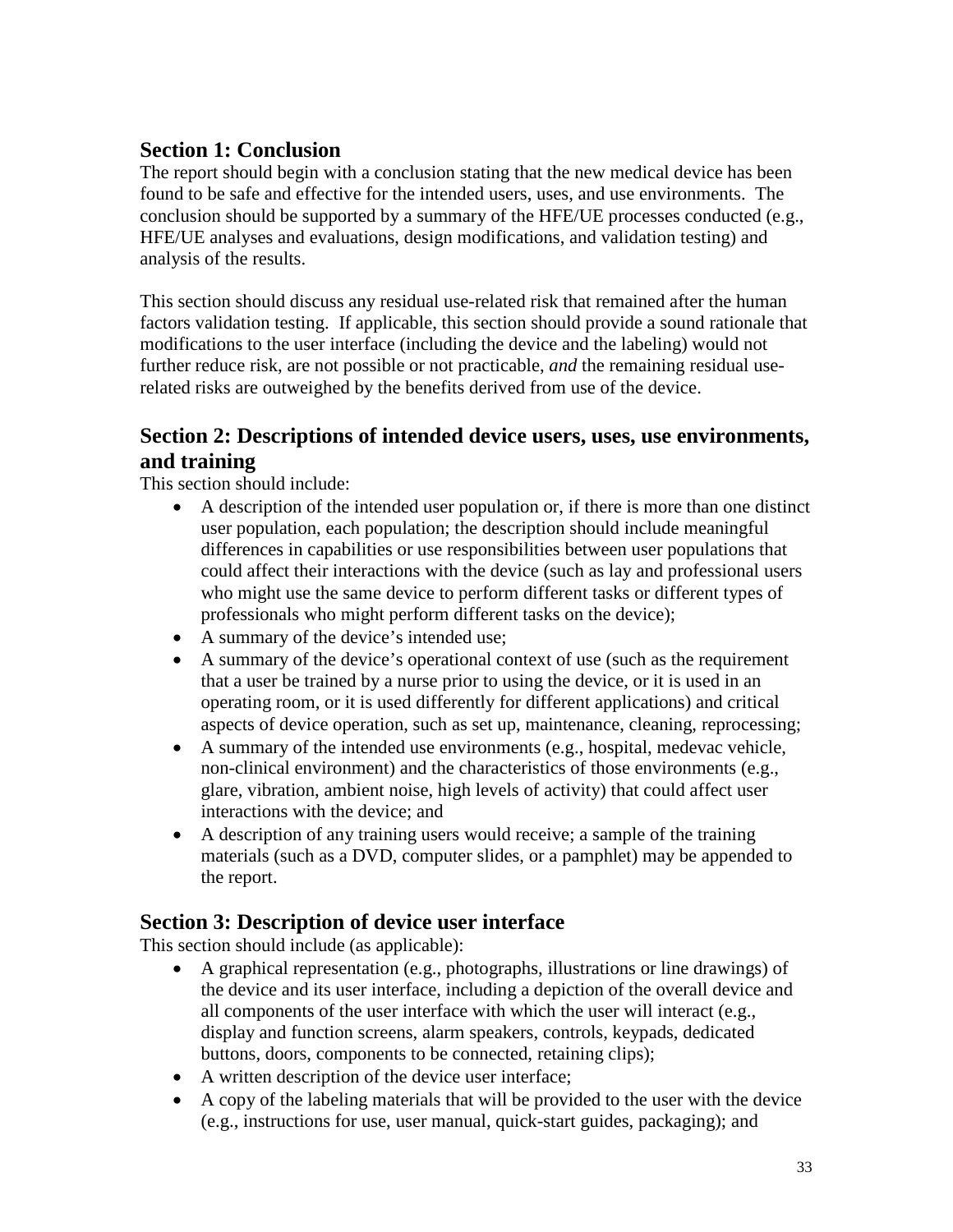## Section 1: Conclusion

The report should begin with a conclusion stating that the new medical device has been found to be safe and effective for the intended users, uses, and use environments. The conclusion should be supported by a summary of the HFE/UE processes conducted (e.g., HFE/UE analyses and evaluations, design modifications, and validation testing) and analysis of the results.

This section should discuss any residual use-related risk that remained after the human factors validation testing. If applicable, this section should provide a sound rationale that modifications to the user interface (including the device and the labeling) would not further reduce risk, are not possible or not practicable, *and* the remaining residual use-related risks are outweighed by the benefits derived from use of the device.

## Section 2: Descriptions of intended device users, uses, use environments, and training

This section should include:

- A description of the intended user population or, if there is more than one distinct user population, each population; the description should include meaningful differences in capabilities or use responsibilities between user populations that could affect their interactions with the device (such as lay and professional users who might use the same device to perform different tasks or different types of professionals who might perform different tasks on the device);
- A summary of the device's intended use;
- A summary of the device's operational context of use (such as the requirement that a user be trained by a nurse prior to using the device, or it is used in an operating room, or it is used differently for different applications) and critical aspects of device operation, such as set up, maintenance, cleaning, reprocessing;
- A summary of the intended use environments (e.g., hospital, medevac vehicle, non-clinical environment) and the characteristics of those environments (e.g., glare, vibration, ambient noise, high levels of activity) that could affect user interactions with the device; and
- A description of any training users would receive; a sample of the training materials (such as a DVD, computer slides, or a pamphlet) may be appended to the report.

## Section 3: Description of device user interface

This section should include (as applicable):

- A graphical representation (e.g., photographs, illustrations or line drawings) of the device and its user interface, including a depiction of the overall device and all components of the user interface with which the user will interact (e.g., display and function screens, alarm speakers, controls, keypads, dedicated buttons, doors, components to be connected, retaining clips);
- A written description of the device user interface;
- A copy of the labeling materials that will be provided to the user with the device (e.g., instructions for use, user manual, quick-start guides, packaging); and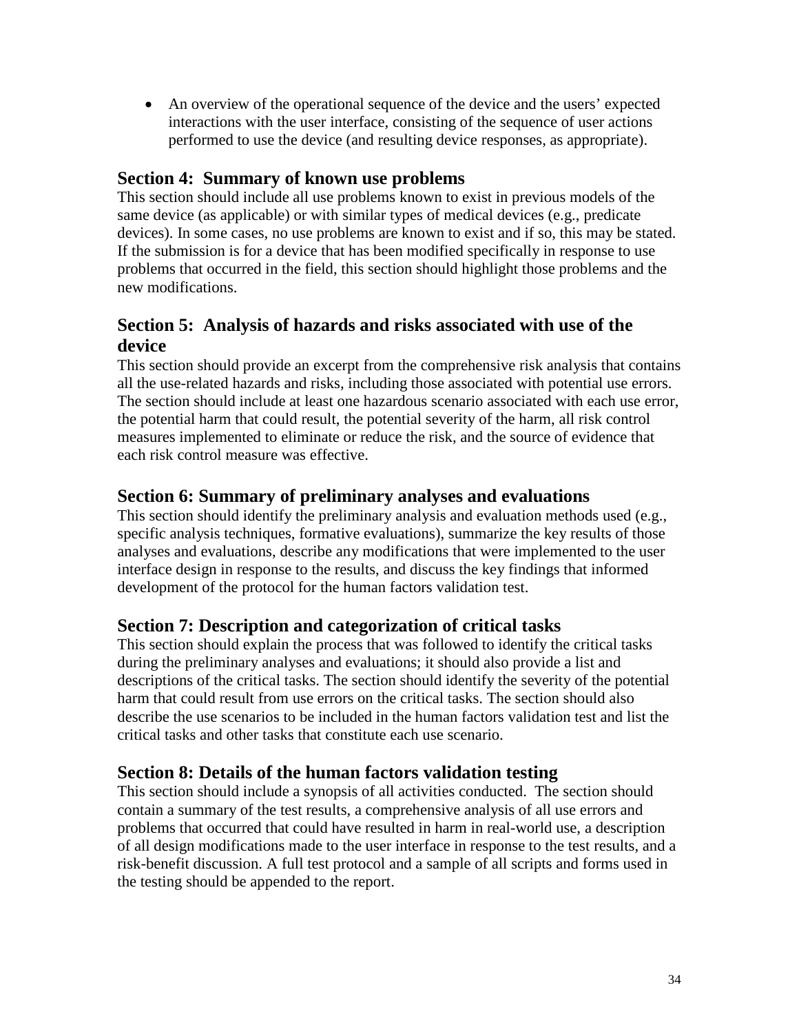- An overview of the operational sequence of the device and the users' expected interactions with the user interface, consisting of the sequence of user actions performed to use the device (and resulting device responses, as appropriate).

## Section 4: Summary of known use problems

This section should include all use problems known to exist in previous models of the same device (as applicable) or with similar types of medical devices (e.g., predicate devices). In some cases, no use problems are known to exist and if so, this may be stated. If the submission is for a device that has been modified specifically in response to use problems that occurred in the field, this section should highlight those problems and the new modifications.

## Section 5: Analysis of hazards and risks associated with use of the device

This section should provide an excerpt from the comprehensive risk analysis that contains all the use-related hazards and risks, including those associated with potential use errors. The section should include at least one hazardous scenario associated with each use error, the potential harm that could result, the potential severity of the harm, all risk control measures implemented to eliminate or reduce the risk, and the source of evidence that each risk control measure was effective.

## Section 6: Summary of preliminary analyses and evaluations

This section should identify the preliminary analysis and evaluation methods used (e.g., specific analysis techniques, formative evaluations), summarize the key results of those analyses and evaluations, describe any modifications that were implemented to the user interface design in response to the results, and discuss the key findings that informed development of the protocol for the human factors validation test.

## Section 7: Description and categorization of critical tasks

This section should explain the process that was followed to identify the critical tasks during the preliminary analyses and evaluations; it should also provide a list and descriptions of the critical tasks. The section should identify the severity of the potential harm that could result from use errors on the critical tasks. The section should also describe the use scenarios to be included in the human factors validation test and list the critical tasks and other tasks that constitute each use scenario.

## Section 8: Details of the human factors validation testing

This section should include a synopsis of all activities conducted. The section should contain a summary of the test results, a comprehensive analysis of all use errors and problems that occurred that could have resulted in harm in real-world use, a description of all design modifications made to the user interface in response to the test results, and a risk-benefit discussion. A full test protocol and a sample of all scripts and forms used in the testing should be appended to the report.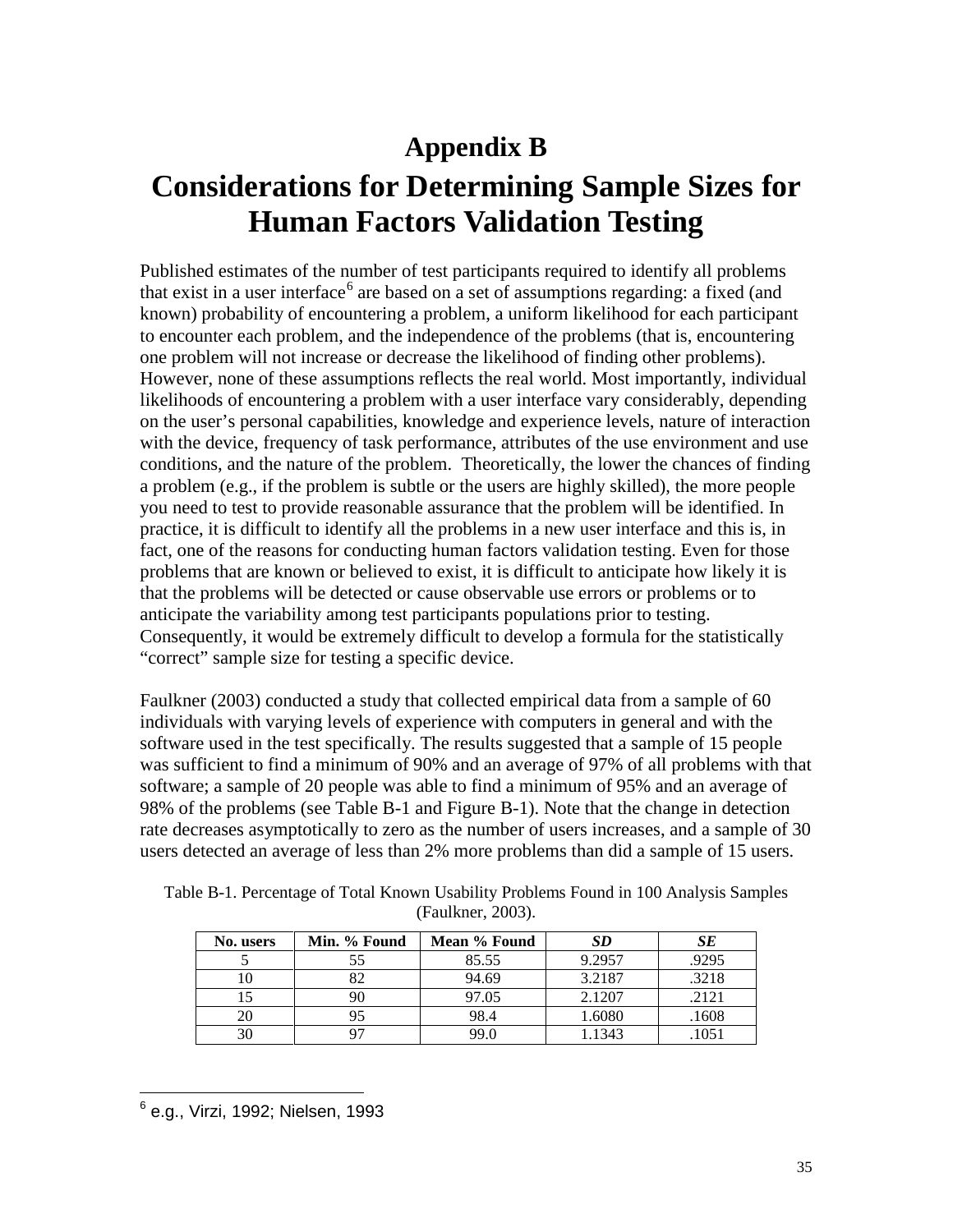# Appendix B

# Considerations for Determining Sample Sizes for Human Factors Validation Testing

Published estimates of the number of test participants required to identify all problems that exist in a user interface[6] are based on a set of assumptions regarding: a fixed (and known) probability of encountering a problem, a uniform likelihood for each participant to encounter each problem, and the independence of the problems (that is, encountering one problem will not increase or decrease the likelihood of finding other problems). However, none of these assumptions reflects the real world. Most importantly, individual likelihoods of encountering a problem with a user interface vary considerably, depending on the user's personal capabilities, knowledge and experience levels, nature of interaction with the device, frequency of task performance, attributes of the use environment and use conditions, and the nature of the problem. Theoretically, the lower the chances of finding a problem (e.g., if the problem is subtle or the users are highly skilled), the more people you need to test to provide reasonable assurance that the problem will be identified. In practice, it is difficult to identify all the problems in a new user interface and this is, in fact, one of the reasons for conducting human factors validation testing. Even for those problems that are known or believed to exist, it is difficult to anticipate how likely it is that the problems will be detected or cause observable use errors or problems or to anticipate the variability among test participants populations prior to testing. Consequently, it would be extremely difficult to develop a formula for the statistically "correct" sample size for testing a specific device.

Faulkner (2003) conducted a study that collected empirical data from a sample of 60 individuals with varying levels of experience with computers in general and with the software used in the test specifically. The results suggested that a sample of 15 people was sufficient to find a minimum of 90% and an average of 97% of all problems with that software; a sample of 20 people was able to find a minimum of 95% and an average of 98% of the problems (see Table B-1 and Figure B-1). Note that the change in detection rate decreases asymptotically to zero as the number of users increases, and a sample of 30 users detected an average of less than 2% more problems than did a sample of 15 users.

Table B-1. Percentage of Total Known Usability Problems Found in 100 Analysis Samples (Faulkner, 2003).

| No. users | Min. % Found | Mean % Found | *SD* | *SE* |
|---|---|---|---|---|
| 5 | 55 | 85.55 | 9.2957 | .9295 |
| 10 | 82 | 94.69 | 3.2187 | .3218 |
| 15 | 90 | 97.05 | 2.1207 | .2121 |
| 20 | 95 | 98.4 | 1.6080 | .1608 |
| 30 | 97 | 99.0 | 1.1343 | .1051 |

[6] e.g., Virzi, 1992; Nielsen, 1993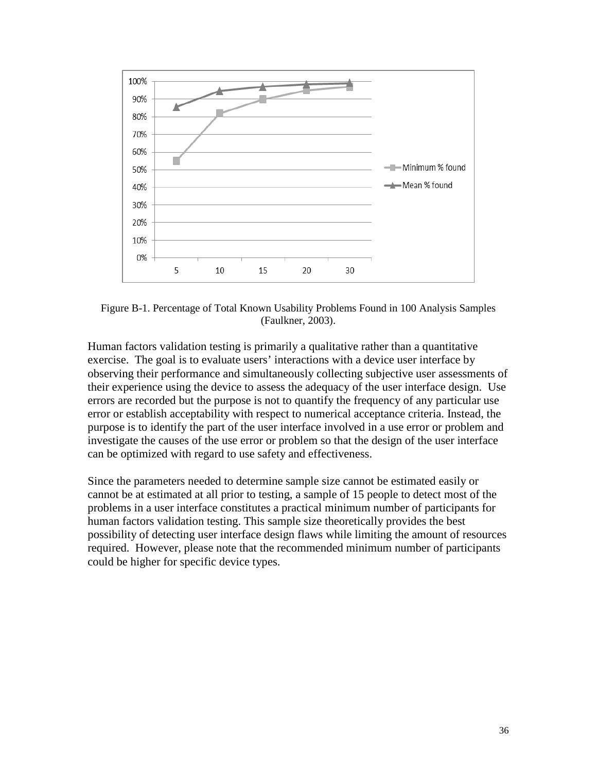Figure B-1. Percentage of Total Known Usability Problems Found in 100 Analysis Samples (Faulkner, 2003).

Human factors validation testing is primarily a qualitative rather than a quantitative exercise. The goal is to evaluate users' interactions with a device user interface by observing their performance and simultaneously collecting subjective user assessments of their experience using the device to assess the adequacy of the user interface design. Use errors are recorded but the purpose is not to quantify the frequency of any particular use error or establish acceptability with respect to numerical acceptance criteria. Instead, the purpose is to identify the part of the user interface involved in a use error or problem and investigate the causes of the use error or problem so that the design of the user interface can be optimized with regard to use safety and effectiveness.

Since the parameters needed to determine sample size cannot be estimated easily or cannot be at estimated at all prior to testing, a sample of 15 people to detect most of the problems in a user interface constitutes a practical minimum number of participants for human factors validation testing. This sample size theoretically provides the best possibility of detecting user interface design flaws while limiting the amount of resources required. However, please note that the recommended minimum number of participants could be higher for specific device types.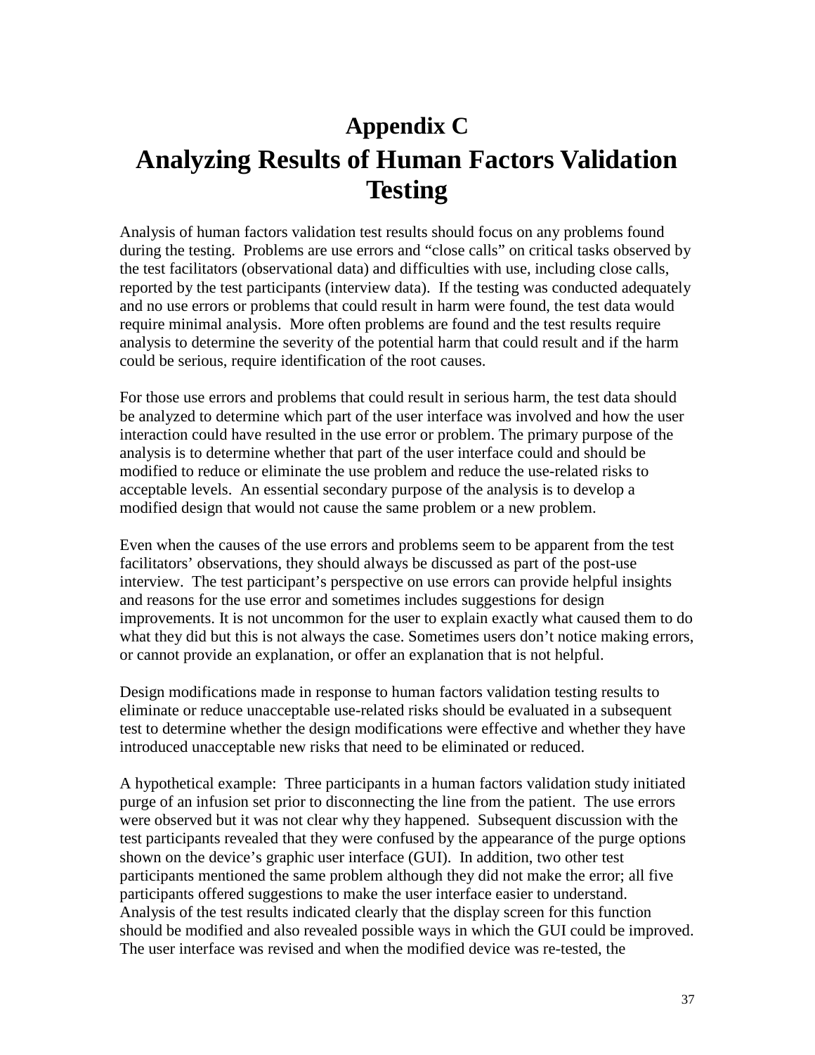# Appendix C

# Analyzing Results of Human Factors Validation Testing

Analysis of human factors validation test results should focus on any problems found during the testing. Problems are use errors and "close calls" on critical tasks observed by the test facilitators (observational data) and difficulties with use, including close calls, reported by the test participants (interview data). If the testing was conducted adequately and no use errors or problems that could result in harm were found, the test data would require minimal analysis. More often problems are found and the test results require analysis to determine the severity of the potential harm that could result and if the harm could be serious, require identification of the root causes.

For those use errors and problems that could result in serious harm, the test data should be analyzed to determine which part of the user interface was involved and how the user interaction could have resulted in the use error or problem. The primary purpose of the analysis is to determine whether that part of the user interface could and should be modified to reduce or eliminate the use problem and reduce the use-related risks to acceptable levels. An essential secondary purpose of the analysis is to develop a modified design that would not cause the same problem or a new problem.

Even when the causes of the use errors and problems seem to be apparent from the test facilitators' observations, they should always be discussed as part of the post-use interview. The test participant's perspective on use errors can provide helpful insights and reasons for the use error and sometimes includes suggestions for design improvements. It is not uncommon for the user to explain exactly what caused them to do what they did but this is not always the case. Sometimes users don't notice making errors, or cannot provide an explanation, or offer an explanation that is not helpful.

Design modifications made in response to human factors validation testing results to eliminate or reduce unacceptable use-related risks should be evaluated in a subsequent test to determine whether the design modifications were effective and whether they have introduced unacceptable new risks that need to be eliminated or reduced.

A hypothetical example: Three participants in a human factors validation study initiated purge of an infusion set prior to disconnecting the line from the patient. The use errors were observed but it was not clear why they happened. Subsequent discussion with the test participants revealed that they were confused by the appearance of the purge options shown on the device's graphic user interface (GUI). In addition, two other test participants mentioned the same problem although they did not make the error; all five participants offered suggestions to make the user interface easier to understand. Analysis of the test results indicated clearly that the display screen for this function should be modified and also revealed possible ways in which the GUI could be improved. The user interface was revised and when the modified device was re-tested, the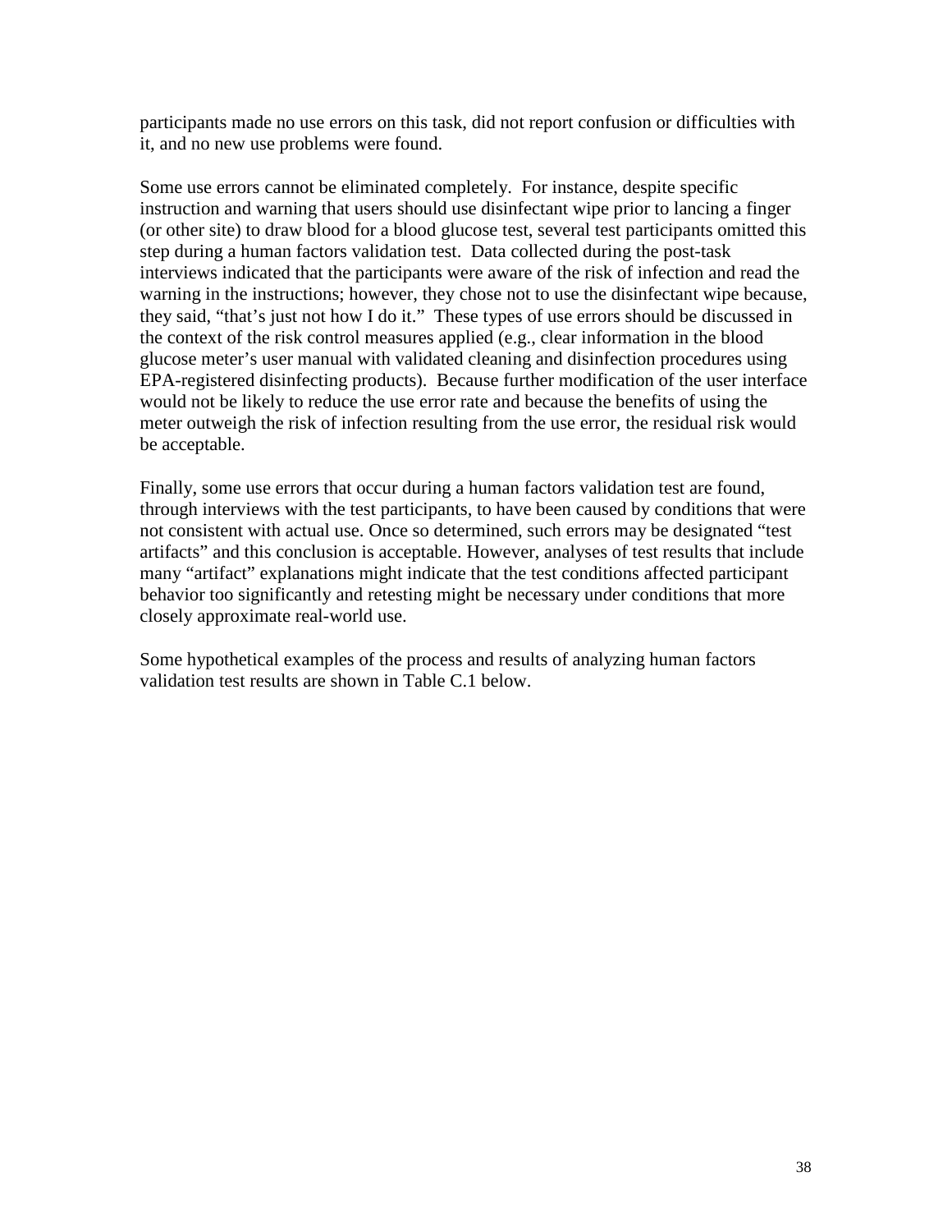participants made no use errors on this task, did not report confusion or difficulties with it, and no new use problems were found.

Some use errors cannot be eliminated completely. For instance, despite specific instruction and warning that users should use disinfectant wipe prior to lancing a finger (or other site) to draw blood for a blood glucose test, several test participants omitted this step during a human factors validation test. Data collected during the post-task interviews indicated that the participants were aware of the risk of infection and read the warning in the instructions; however, they chose not to use the disinfectant wipe because, they said, "that's just not how I do it." These types of use errors should be discussed in the context of the risk control measures applied (e.g., clear information in the blood glucose meter's user manual with validated cleaning and disinfection procedures using EPA-registered disinfecting products). Because further modification of the user interface would not be likely to reduce the use error rate and because the benefits of using the meter outweigh the risk of infection resulting from the use error, the residual risk would be acceptable.

Finally, some use errors that occur during a human factors validation test are found, through interviews with the test participants, to have been caused by conditions that were not consistent with actual use. Once so determined, such errors may be designated "test artifacts" and this conclusion is acceptable. However, analyses of test results that include many "artifact" explanations might indicate that the test conditions affected participant behavior too significantly and retesting might be necessary under conditions that more closely approximate real-world use.

Some hypothetical examples of the process and results of analyzing human factors validation test results are shown in Table C.1 below.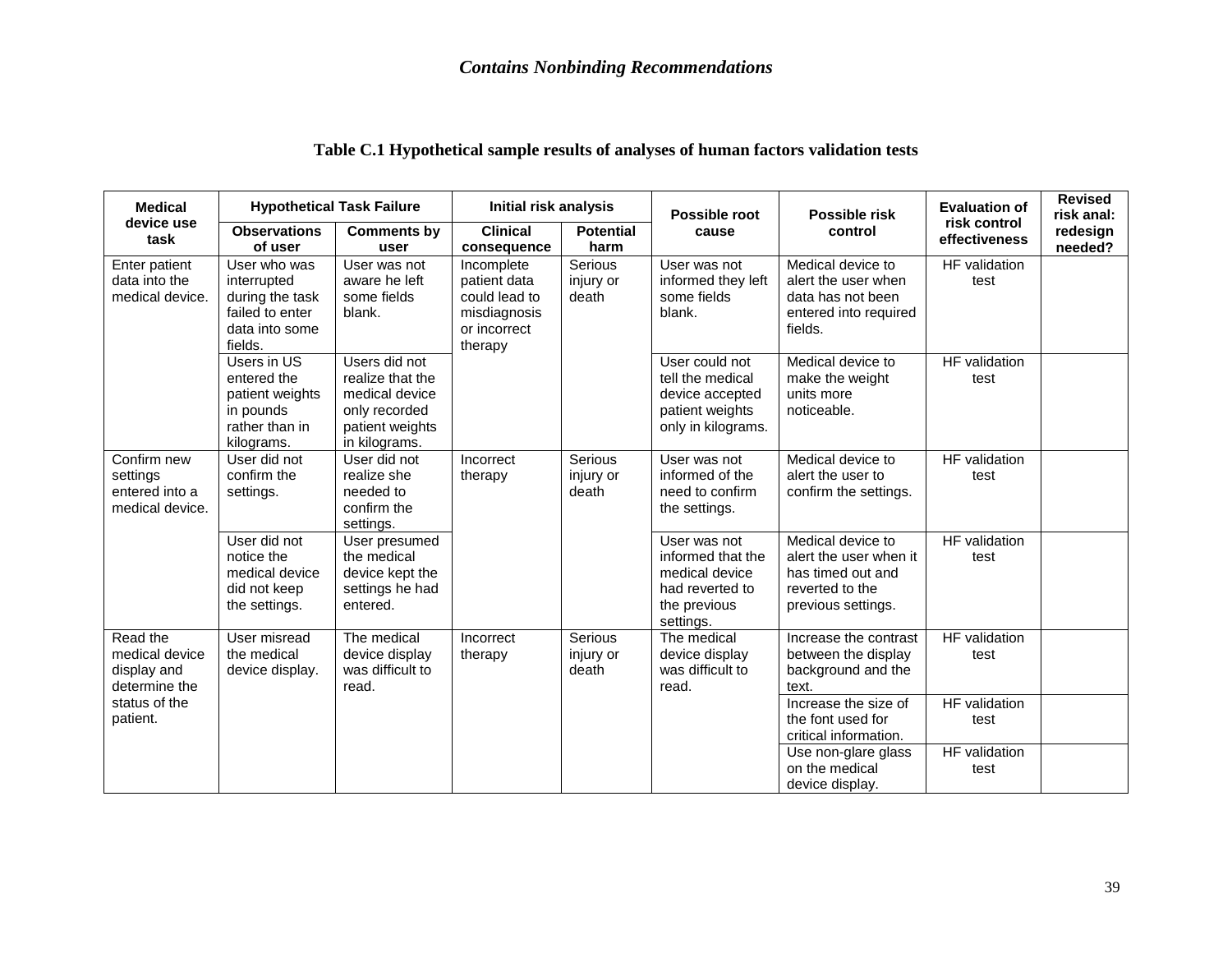### Table C.1 Hypothetical sample results of analyses of human factors validation tests

| Medical device use task | Hypothetical Task Failure | | Initial risk analysis | | Possible root cause | Possible risk control | Evaluation of risk control effectiveness | Revised risk anal: redesign needed? |
|---|---|---|---|---|---|---|---|---|
| | Observations of user | Comments by user | Clinical consequence | Potential harm | | | | |
| Enter patient data into the medical device. | User who was interrupted during the task failed to enter data into some fields. | User was not aware he left some fields blank. | Incomplete patient data could lead to misdiagnosis or incorrect therapy | Serious injury or death | User was not informed they left some fields blank. | Medical device to alert the user when data has not been entered into required fields. | HF validation test | |
| | Users in US entered the patient weights in pounds rather than in kilograms. | Users did not realize that the medical device only recorded patient weights in kilograms. | | | User could not tell the medical device accepted patient weights only in kilograms. | Medical device to make the weight units more noticeable. | HF validation test | |
| Confirm new settings entered into a medical device. | User did not confirm the settings. | User did not realize she needed to confirm the settings. | Incorrect therapy | Serious injury or death | User was not informed of the need to confirm the settings. | Medical device to alert the user to confirm the settings. | HF validation test | |
| | User did not notice the medical device did not keep the settings. | User presumed the medical device kept the settings he had entered. | | | User was not informed that the medical device had reverted to the previous settings. | Medical device to alert the user when it has timed out and reverted to the previous settings. | HF validation test | |
| Read the medical device display and determine the status of the patient. | User misread the medical device display. | The medical device display was difficult to read. | Incorrect therapy | Serious injury or death | The medical device display was difficult to read. | Increase the contrast between the display background and the text. | HF validation test | |
| | | | | | | Increase the size of the font used for critical information. | HF validation test | |
| | | | | | | Use non-glare glass on the medical device display. | HF validation test | |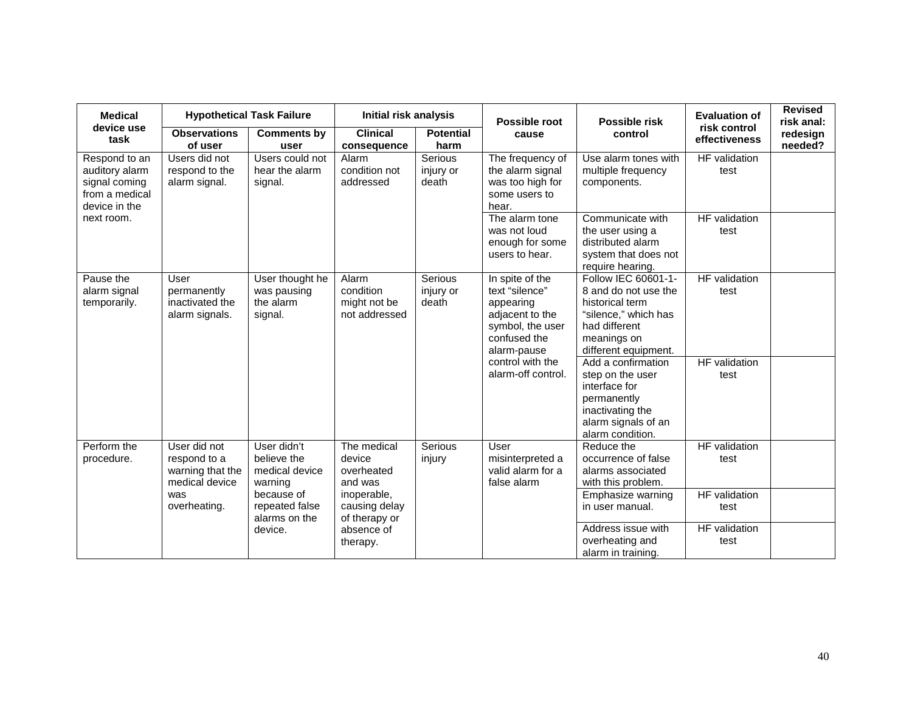| Medical device use task | Hypothetical Task Failure | | Initial risk analysis | | Possible root cause | Possible risk control | Evaluation of risk control effectiveness | Revised risk anal: redesign needed? |
|---|---|---|---|---|---|---|---|---|
| | Observations of user | Comments by user | Clinical consequence | Potential harm | | | | |
| Respond to an auditory alarm signal coming from a medical device in the next room. | Users did not respond to the alarm signal. | Users could not hear the alarm signal. | Alarm condition not addressed | Serious injury or death | The frequency of the alarm signal was too high for some users to hear. | Use alarm tones with multiple frequency components. | HF validation test | |
| | | | | | The alarm tone was not loud enough for some users to hear. | Communicate with the user using a distributed alarm system that does not require hearing. | HF validation test | |
| Pause the alarm signal temporarily. | User permanently inactivated the alarm signals. | User thought he was pausing the alarm signal. | Alarm condition might not be not addressed | Serious injury or death | In spite of the text "silence" appearing adjacent to the symbol, the user confused the alarm-pause control with the alarm-off control. | Follow IEC 60601-1-8 and do not use the historical term "silence," which has had different meanings on different equipment. | HF validation test | |
| | | | | | | Add a confirmation step on the user interface for permanently inactivating the alarm signals of an alarm condition. | HF validation test | |
| Perform the procedure. | User did not respond to a warning that the medical device was overheating. | User didn't believe the medical device warning because of repeated false alarms on the device. | The medical device overheated and was inoperable, causing delay of therapy or absence of therapy. | Serious injury | User misinterpreted a valid alarm for a false alarm | Reduce the occurrence of false alarms associated with this problem. | HF validation test | |
| | | | | | | Emphasize warning in user manual. | HF validation test | |
| | | | | | | Address issue with overheating and alarm in training. | HF validation test | |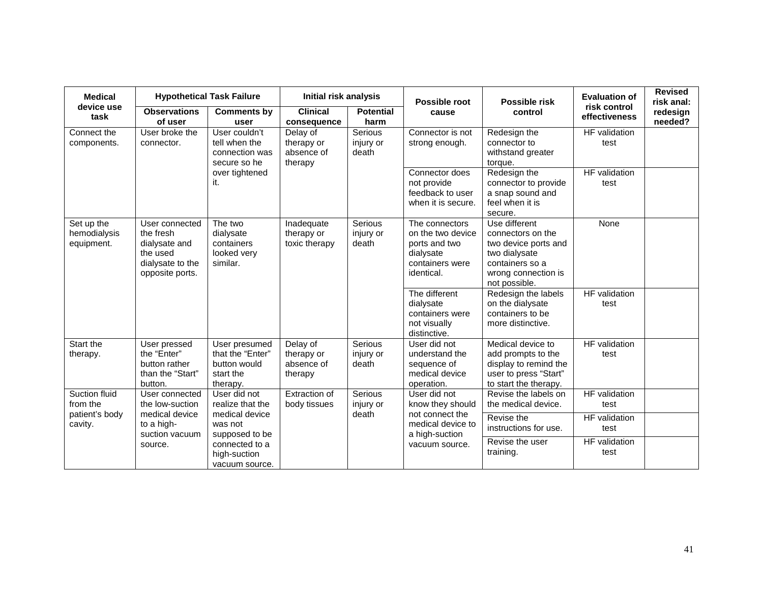| Medical device use task | Hypothetical Task Failure | | Initial risk analysis | | Possible root cause | Possible risk control | Evaluation of risk control effectiveness | Revised risk anal: redesign needed? |
|---|---|---|---|---|---|---|---|---|
| | Observations of user | Comments by user | Clinical consequence | Potential harm | | | | |
| Connect the components. | User broke the connector. | User couldn't tell when the connection was secure so he over tightened it. | Delay of therapy or absence of therapy | Serious injury or death | Connector is not strong enough. | Redesign the connector to withstand greater torque. | HF validation test | |
| | | | | | Connector does not provide feedback to user when it is secure. | Redesign the connector to provide a snap sound and feel when it is secure. | HF validation test | |
| Set up the hemodialysis equipment. | User connected the fresh dialysate and the used dialysate to the opposite ports. | The two dialysate containers looked very similar. | Inadequate therapy or toxic therapy | Serious injury or death | The connectors on the two device ports and two dialysate containers were identical. | Use different connectors on the two device ports and two dialysate containers so a wrong connection is not possible. | None | |
| | | | | | The different dialysate containers were not visually distinctive. | Redesign the labels on the dialysate containers to be more distinctive. | HF validation test | |
| Start the therapy. | User pressed the "Enter" button rather than the "Start" button. | User presumed that the "Enter" button would start the therapy. | Delay of therapy or absence of therapy | Serious injury or death | User did not understand the sequence of medical device operation. | Medical device to add prompts to the display to remind the user to press "Start" to start the therapy. | HF validation test | |
| Suction fluid from the patient's body cavity. | User connected the low-suction medical device to a high-suction vacuum source. | User did not realize that the medical device was not supposed to be connected to a high-suction vacuum source. | Extraction of body tissues | Serious injury or death | User did not know they should not connect the medical device to a high-suction vacuum source. | Revise the labels on the medical device. | HF validation test | |
| | | | | | | Revise the instructions for use. | HF validation test | |
| | | | | | | Revise the user training. | HF validation test | |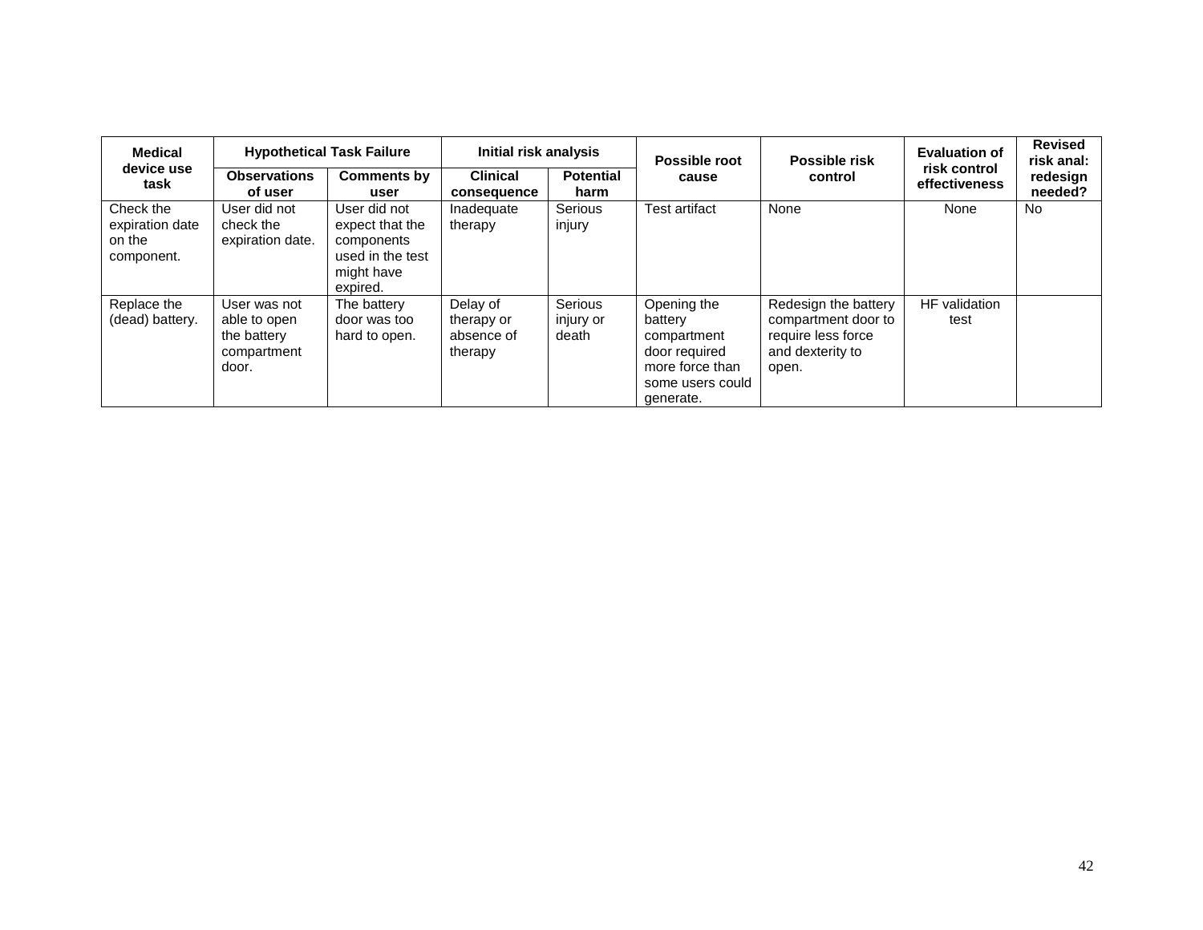| Medical device use task | Hypothetical Task Failure | | Initial risk analysis | | Possible root cause | Possible risk control | Evaluation of risk control effectiveness | Revised risk anal: redesign needed? |
|---|---|---|---|---|---|---|---|---|
| | Observations of user | Comments by user | Clinical consequence | Potential harm | | | | |
| Check the expiration date on the component. | User did not check the expiration date. | User did not expect that the components used in the test might have expired. | Inadequate therapy | Serious injury | Test artifact | None | None | No |
| Replace the (dead) battery. | User was not able to open the battery compartment door. | The battery door was too hard to open. | Delay of therapy or absence of therapy | Serious injury or death | Opening the battery compartment door required more force than some users could generate. | Redesign the battery compartment door to require less force and dexterity to open. | HF validation test | |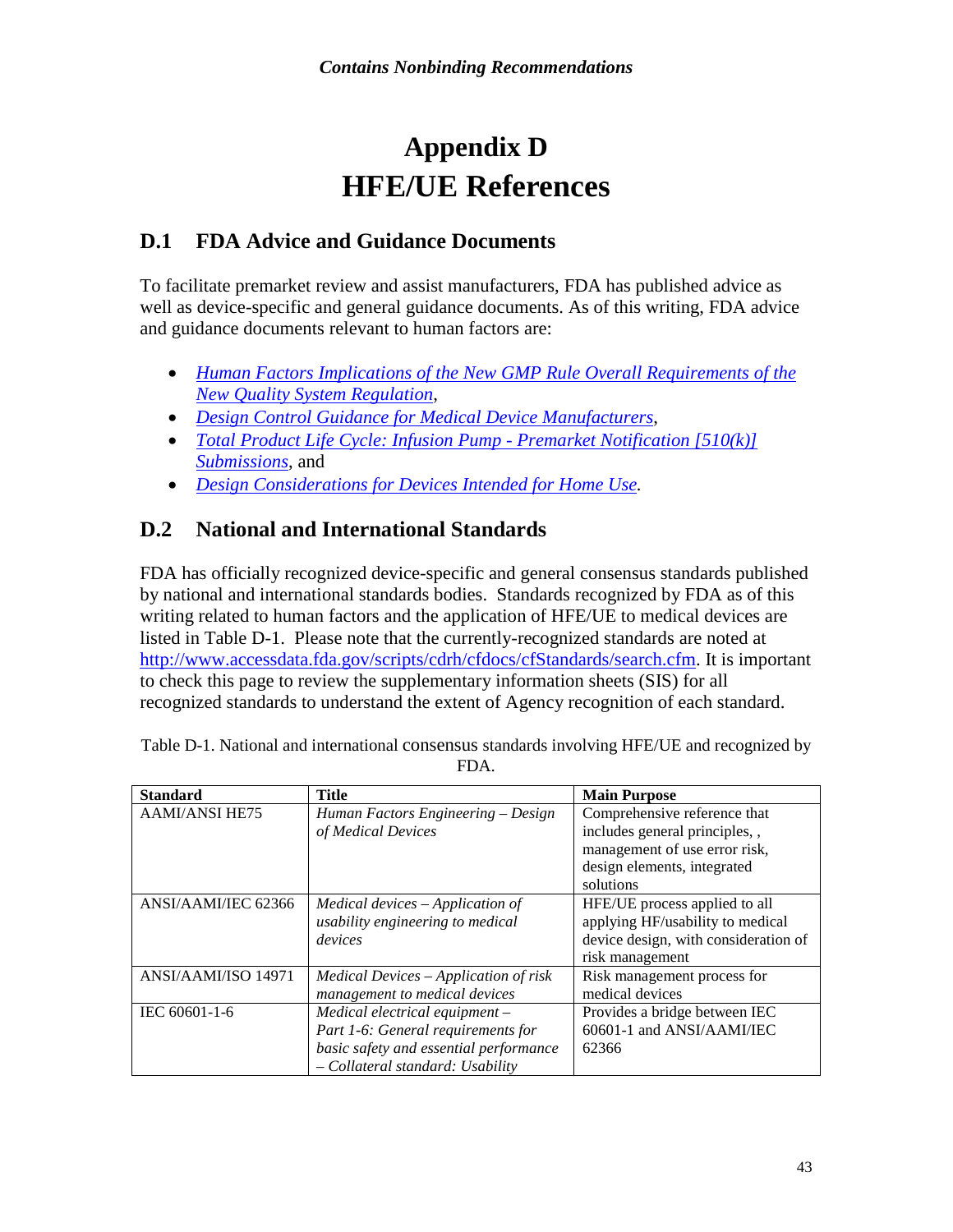# Appendix D
# HFE/UE References

## D.1 FDA Advice and Guidance Documents

To facilitate premarket review and assist manufacturers, FDA has published advice as well as device-specific and general guidance documents. As of this writing, FDA advice and guidance documents relevant to human factors are:

- *Human Factors Implications of the New GMP Rule Overall Requirements of the New Quality System Regulation*,
- *Design Control Guidance for Medical Device Manufacturers*,
- *Total Product Life Cycle: Infusion Pump - Premarket Notification [510(k)] Submissions*, and
- *Design Considerations for Devices Intended for Home Use.*

## D.2 National and International Standards

FDA has officially recognized device-specific and general consensus standards published by national and international standards bodies. Standards recognized by FDA as of this writing related to human factors and the application of HFE/UE to medical devices are listed in Table D-1. Please note that the currently-recognized standards are noted at http://www.accessdata.fda.gov/scripts/cdrh/cfdocs/cfStandards/search.cfm. It is important to check this page to review the supplementary information sheets (SIS) for all recognized standards to understand the extent of Agency recognition of each standard.

Table D-1. National and international consensus standards involving HFE/UE and recognized by FDA.

| Standard | Title | Main Purpose |
|---|---|---|
| AAMI/ANSI HE75 | *Human Factors Engineering – Design of Medical Devices* | Comprehensive reference that includes general principles, , management of use error risk, design elements, integrated solutions |
| ANSI/AAMI/IEC 62366 | *Medical devices – Application of usability engineering to medical devices* | HFE/UE process applied to all applying HF/usability to medical device design, with consideration of risk management |
| ANSI/AAMI/ISO 14971 | *Medical Devices – Application of risk management to medical devices* | Risk management process for medical devices |
| IEC 60601-1-6 | *Medical electrical equipment – Part 1-6: General requirements for basic safety and essential performance – Collateral standard: Usability* | Provides a bridge between IEC 60601-1 and ANSI/AAMI/IEC 62366 |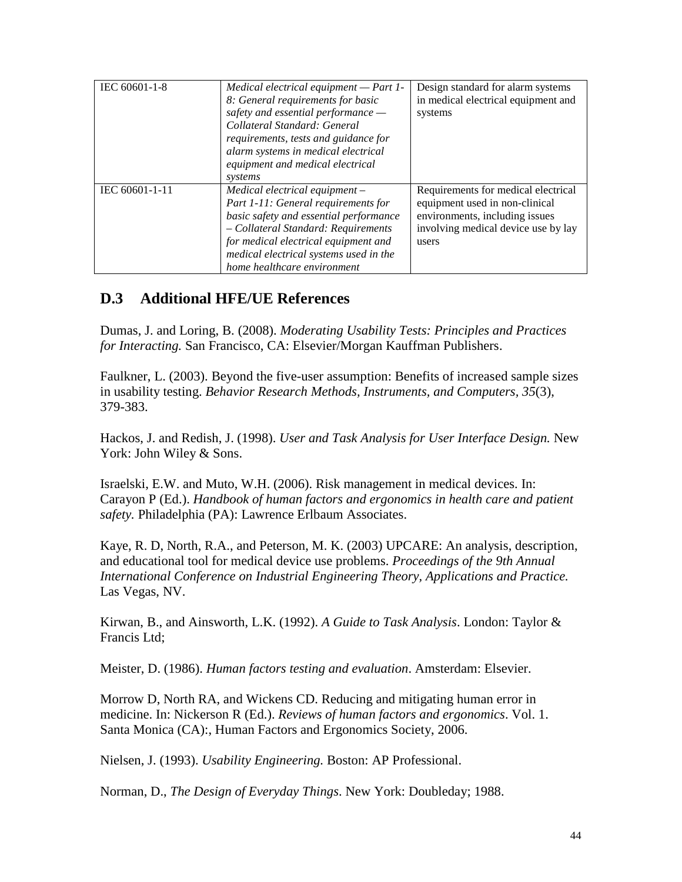| | | |
|---|---|---|
| IEC 60601-1-8 | *Medical electrical equipment — Part 1-8: General requirements for basic safety and essential performance — Collateral Standard: General requirements, tests and guidance for alarm systems in medical electrical equipment and medical electrical systems* | Design standard for alarm systems in medical electrical equipment and systems |
| IEC 60601-1-11 | *Medical electrical equipment – Part 1-11: General requirements for basic safety and essential performance – Collateral Standard: Requirements for medical electrical equipment and medical electrical systems used in the home healthcare environment* | Requirements for medical electrical equipment used in non-clinical environments, including issues involving medical device use by lay users |

## D.3 Additional HFE/UE References

Dumas, J. and Loring, B. (2008). *Moderating Usability Tests: Principles and Practices for Interacting.* San Francisco, CA: Elsevier/Morgan Kauffman Publishers.

Faulkner, L. (2003). Beyond the five-user assumption: Benefits of increased sample sizes in usability testing. *Behavior Research Methods, Instruments, and Computers, 35*(3), 379-383.

Hackos, J. and Redish, J. (1998). *User and Task Analysis for User Interface Design.* New York: John Wiley & Sons.

Israelski, E.W. and Muto, W.H. (2006). Risk management in medical devices. In: Carayon P (Ed.). *Handbook of human factors and ergonomics in health care and patient safety.* Philadelphia (PA): Lawrence Erlbaum Associates.

Kaye, R. D, North, R.A., and Peterson, M. K. (2003) UPCARE: An analysis, description, and educational tool for medical device use problems. *Proceedings of the 9th Annual International Conference on Industrial Engineering Theory, Applications and Practice.* Las Vegas, NV.

Kirwan, B., and Ainsworth, L.K. (1992). *A Guide to Task Analysis*. London: Taylor & Francis Ltd;

Meister, D. (1986). *Human factors testing and evaluation*. Amsterdam: Elsevier.

Morrow D, North RA, and Wickens CD. Reducing and mitigating human error in medicine. In: Nickerson R (Ed.). *Reviews of human factors and ergonomics*. Vol. 1. Santa Monica (CA):, Human Factors and Ergonomics Society, 2006.

Nielsen, J. (1993). *Usability Engineering.* Boston: AP Professional.

Norman, D., *The Design of Everyday Things*. New York: Doubleday; 1988.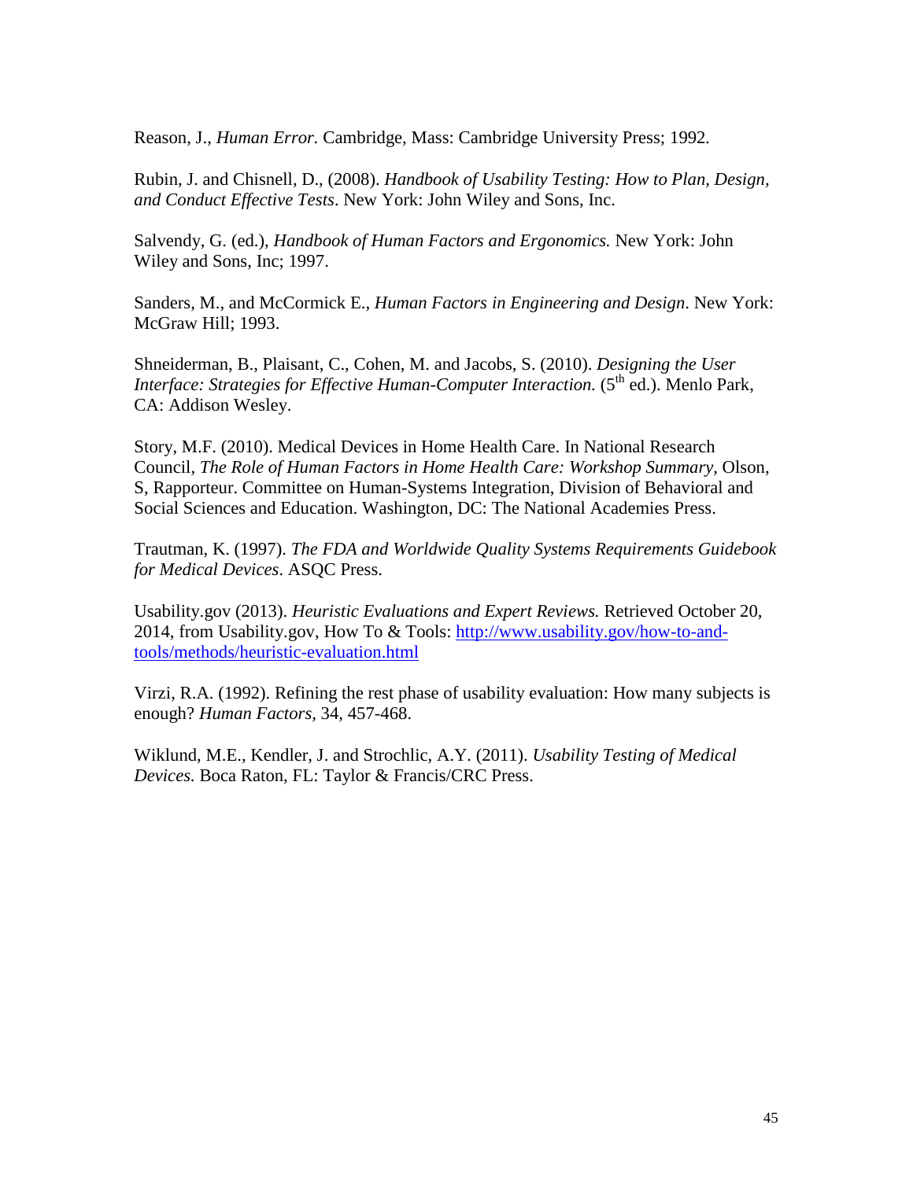Reason, J., *Human Error.* Cambridge, Mass: Cambridge University Press; 1992.

Rubin, J. and Chisnell, D., (2008). *Handbook of Usability Testing: How to Plan, Design, and Conduct Effective Tests*. New York: John Wiley and Sons, Inc.

Salvendy, G. (ed.), *Handbook of Human Factors and Ergonomics.* New York: John Wiley and Sons, Inc; 1997.

Sanders, M., and McCormick E., *Human Factors in Engineering and Design*. New York: McGraw Hill; 1993.

Shneiderman, B., Plaisant, C., Cohen, M. and Jacobs, S. (2010). *Designing the User Interface: Strategies for Effective Human-Computer Interaction.* (5th ed.). Menlo Park, CA: Addison Wesley.

Story, M.F. (2010). Medical Devices in Home Health Care. In National Research Council, *The Role of Human Factors in Home Health Care: Workshop Summary,* Olson, S, Rapporteur. Committee on Human-Systems Integration, Division of Behavioral and Social Sciences and Education. Washington, DC: The National Academies Press.

Trautman, K. (1997). *The FDA and Worldwide Quality Systems Requirements Guidebook for Medical Devices*. ASQC Press.

Usability.gov (2013). *Heuristic Evaluations and Expert Reviews.* Retrieved October 20, 2014, from Usability.gov, How To & Tools: http://www.usability.gov/how-to-and-tools/methods/heuristic-evaluation.html

Virzi, R.A. (1992). Refining the rest phase of usability evaluation: How many subjects is enough? *Human Factors,* 34, 457-468.

Wiklund, M.E., Kendler, J. and Strochlic, A.Y. (2011). *Usability Testing of Medical Devices.* Boca Raton, FL: Taylor & Francis/CRC Press.